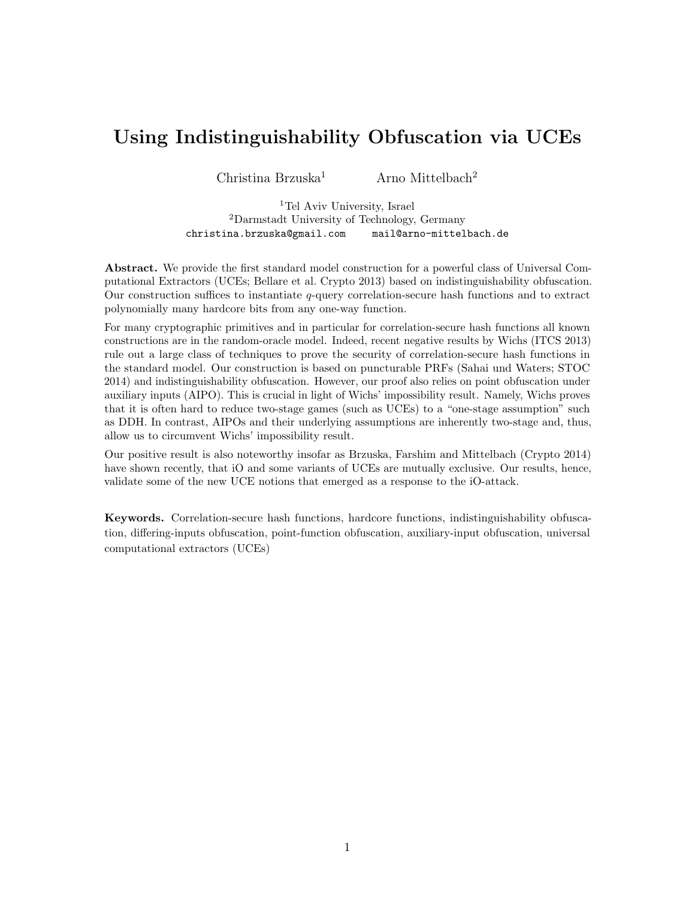# Using Indistinguishability Obfuscation via UCEs

Christina Brzuska[1] Arno Mittelbach[2]

[1]Tel Aviv University, Israel
[2]Darmstadt University of Technology, Germany
christina.brzuska@gmail.com mail@arno-mittelbach.de

**Abstract.** We provide the first standard model construction for a powerful class of Universal Computational Extractors (UCEs; Bellare et al. Crypto 2013) based on indistinguishability obfuscation. Our construction suffices to instantiate $q$-query correlation-secure hash functions and to extract polynomially many hardcore bits from any one-way function.

For many cryptographic primitives and in particular for correlation-secure hash functions all known constructions are in the random-oracle model. Indeed, recent negative results by Wichs (ITCS 2013) rule out a large class of techniques to prove the security of correlation-secure hash functions in the standard model. Our construction is based on puncturable PRFs (Sahai und Waters; STOC 2014) and indistinguishability obfuscation. However, our proof also relies on point obfuscation under auxiliary inputs (AIPO). This is crucial in light of Wichs' impossibility result. Namely, Wichs proves that it is often hard to reduce two-stage games (such as UCEs) to a "one-stage assumption" such as DDH. In contrast, AIPOs and their underlying assumptions are inherently two-stage and, thus, allow us to circumvent Wichs' impossibility result.

Our positive result is also noteworthy insofar as Brzuska, Farshim and Mittelbach (Crypto 2014) have shown recently, that iO and some variants of UCEs are mutually exclusive. Our results, hence, validate some of the new UCE notions that emerged as a response to the iO-attack.

**Keywords.** Correlation-secure hash functions, hardcore functions, indistinguishability obfuscation, differing-inputs obfuscation, point-function obfuscation, auxiliary-input obfuscation, universal computational extractors (UCEs)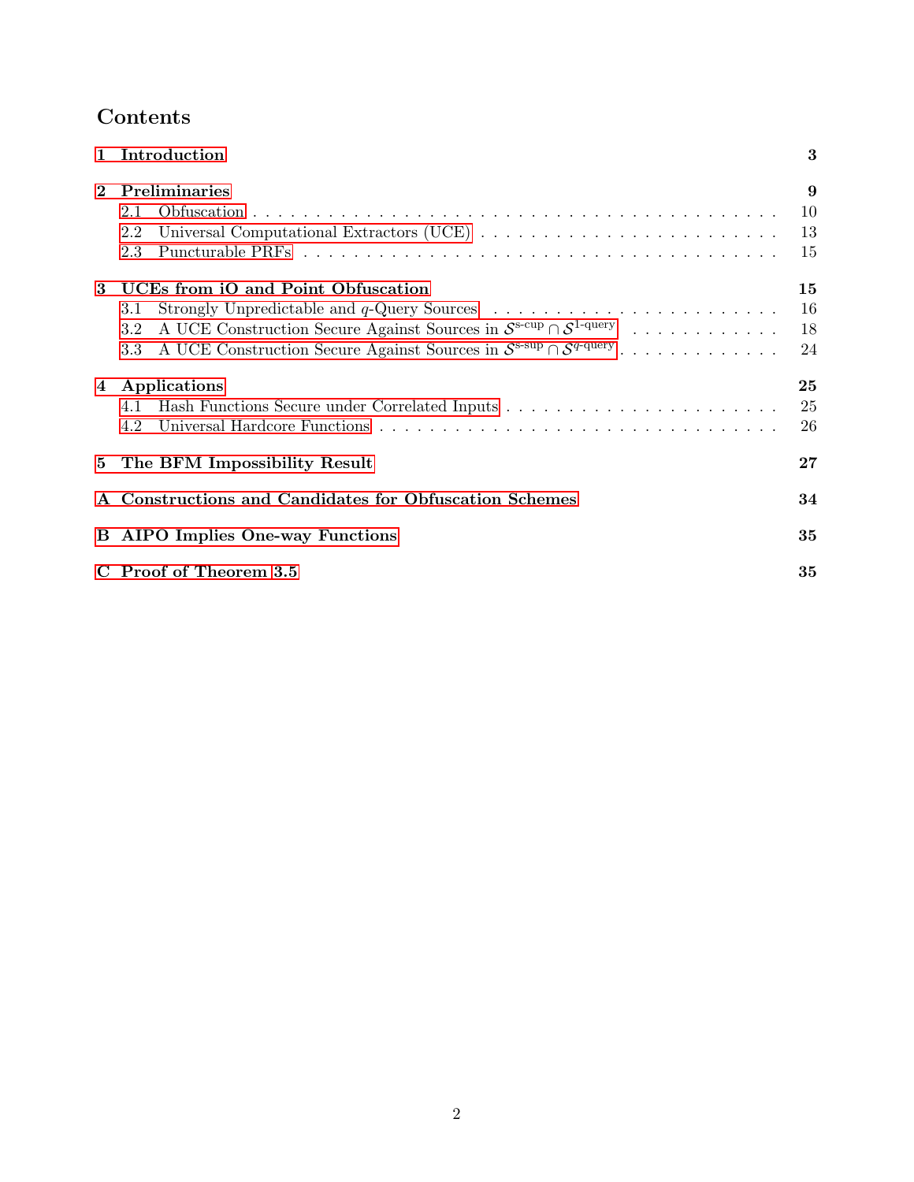# Contents

**1 Introduction** — 3

**2 Preliminaries** — 9

- 2.1 Obfuscation — 10
- 2.2 Universal Computational Extractors (UCE) — 13
- 2.3 Puncturable PRFs — 15

**3 UCEs from iO and Point Obfuscation** — 15

- 3.1 Strongly Unpredictable and $q$-Query Sources — 16
- 3.2 A UCE Construction Secure Against Sources in $\mathcal{S}^{\text{s-cup}} \cap \mathcal{S}^{\text{1-query}}$ — 18
- 3.3 A UCE Construction Secure Against Sources in $\mathcal{S}^{\text{s-sup}} \cap \mathcal{S}^{q\text{-query}}$ — 24

**4 Applications** — 25

- 4.1 Hash Functions Secure under Correlated Inputs — 25
- 4.2 Universal Hardcore Functions — 26

**5 The BFM Impossibility Result** — 27

**A Constructions and Candidates for Obfuscation Schemes** — 34

**B AIPO Implies One-way Functions** — 35

**C Proof of Theorem 3.5** — 35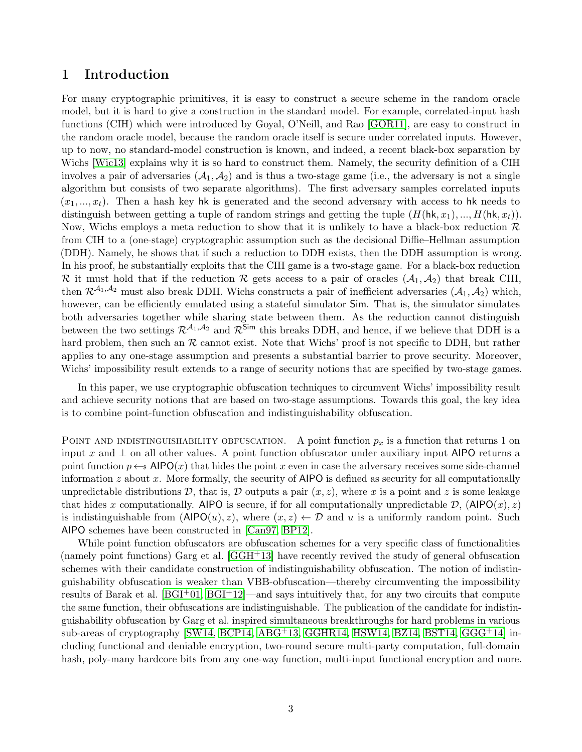# 1 Introduction

For many cryptographic primitives, it is easy to construct a secure scheme in the random oracle model, but it is hard to give a construction in the standard model. For example, correlated-input hash functions (CIH) which were introduced by Goyal, O'Neill, and Rao [GOR11], are easy to construct in the random oracle model, because the random oracle itself is secure under correlated inputs. However, up to now, no standard-model construction is known, and indeed, a recent black-box separation by Wichs [Wic13] explains why it is so hard to construct them. Namely, the security definition of a CIH involves a pair of adversaries $(\mathcal{A}_1, \mathcal{A}_2)$ and is thus a two-stage game (i.e., the adversary is not a single algorithm but consists of two separate algorithms). The first adversary samples correlated inputs $(x_1, ..., x_t)$. Then a hash key $\mathsf{hk}$ is generated and the second adversary with access to $\mathsf{hk}$ needs to distinguish between getting a tuple of random strings and getting the tuple $(H(\mathsf{hk}, x_1), ..., H(\mathsf{hk}, x_t))$. Now, Wichs employs a meta reduction to show that it is unlikely to have a black-box reduction $\mathcal{R}$ from CIH to a (one-stage) cryptographic assumption such as the decisional Diffie–Hellman assumption (DDH). Namely, he shows that if such a reduction to DDH exists, then the DDH assumption is wrong. In his proof, he substantially exploits that the CIH game is a two-stage game. For a black-box reduction $\mathcal{R}$ it must hold that if the reduction $\mathcal{R}$ gets access to a pair of oracles $(\mathcal{A}_1, \mathcal{A}_2)$ that break CIH, then $\mathcal{R}^{\mathcal{A}_1, \mathcal{A}_2}$ must also break DDH. Wichs constructs a pair of inefficient adversaries $(\mathcal{A}_1, \mathcal{A}_2)$ which, however, can be efficiently emulated using a stateful simulator $\mathsf{Sim}$. That is, the simulator simulates both adversaries together while sharing state between them. As the reduction cannot distinguish between the two settings $\mathcal{R}^{\mathcal{A}_1, \mathcal{A}_2}$ and $\mathcal{R}^{\mathsf{Sim}}$ this breaks DDH, and hence, if we believe that DDH is a hard problem, then such an $\mathcal{R}$ cannot exist. Note that Wichs' proof is not specific to DDH, but rather applies to any one-stage assumption and presents a substantial barrier to prove security. Moreover, Wichs' impossibility result extends to a range of security notions that are specified by two-stage games.

In this paper, we use cryptographic obfuscation techniques to circumvent Wichs' impossibility result and achieve security notions that are based on two-stage assumptions. Towards this goal, the key idea is to combine point-function obfuscation and indistinguishability obfuscation.

Point and indistinguishability obfuscation. A point function $p_x$ is a function that returns 1 on input $x$ and $\perp$ on all other values. A point function obfuscator under auxiliary input $\mathsf{AIPO}$ returns a point function $p \leftarrow\!\!\$\ \mathsf{AIPO}(x)$ that hides the point $x$ even in case the adversary receives some side-channel information $z$ about $x$. More formally, the security of $\mathsf{AIPO}$ is defined as security for all computationally unpredictable distributions $\mathcal{D}$, that is, $\mathcal{D}$ outputs a pair $(x, z)$, where $x$ is a point and $z$ is some leakage that hides $x$ computationally. $\mathsf{AIPO}$ is secure, if for all computationally unpredictable $\mathcal{D}$, $(\mathsf{AIPO}(x), z)$ is indistinguishable from $(\mathsf{AIPO}(u), z)$, where $(x, z) \leftarrow \mathcal{D}$ and $u$ is a uniformly random point. Such $\mathsf{AIPO}$ schemes have been constructed in [Can97, BP12].

While point function obfuscators are obfuscation schemes for a very specific class of functionalities (namely point functions) Garg et al. [GGH+13] have recently revived the study of general obfuscation schemes with their candidate construction of indistinguishability obfuscation. The notion of indistinguishability obfuscation is weaker than VBB-obfuscation—thereby circumventing the impossibility results of Barak et al. [BGI+01, BGI+12]—and says intuitively that, for any two circuits that compute the same function, their obfuscations are indistinguishable. The publication of the candidate for indistinguishability obfuscation by Garg et al. inspired simultaneous breakthroughs for hard problems in various sub-areas of cryptography [SW14, BCP14, ABG+13, GGHR14, HSW14, BZ14, BST14, GGG+14] including functional and deniable encryption, two-round secure multi-party computation, full-domain hash, poly-many hardcore bits from any one-way function, multi-input functional encryption and more.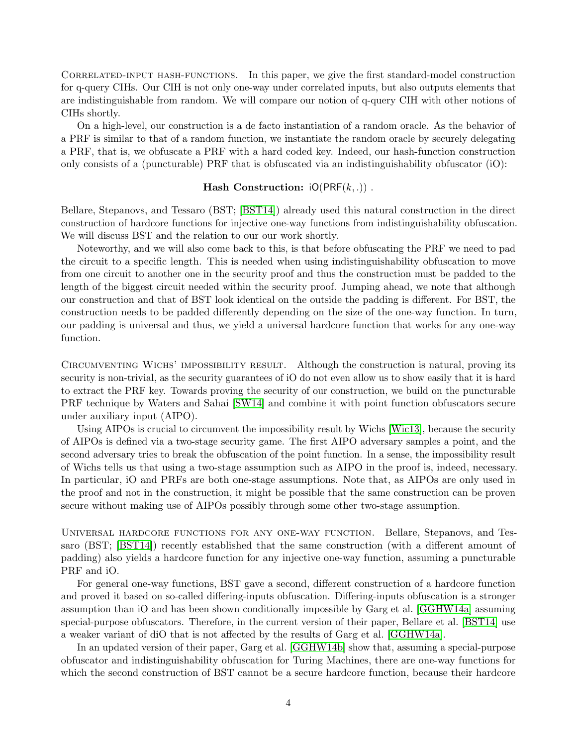Correlated-input hash-functions. In this paper, we give the first standard-model construction for q-query CIHs. Our CIH is not only one-way under correlated inputs, but also outputs elements that are indistinguishable from random. We will compare our notion of q-query CIH with other notions of CIHs shortly.

On a high-level, our construction is a de facto instantiation of a random oracle. As the behavior of a PRF is similar to that of a random function, we instantiate the random oracle by securely delegating a PRF, that is, we obfuscate a PRF with a hard coded key. Indeed, our hash-function construction only consists of a (puncturable) PRF that is obfuscated via an indistinguishability obfuscator (iO):

$$\textbf{Hash Construction: } \mathsf{iO}(\mathsf{PRF}(k,.)) \ .$$

Bellare, Stepanovs, and Tessaro (BST; [BST14]) already used this natural construction in the direct construction of hardcore functions for injective one-way functions from indistinguishability obfuscation. We will discuss BST and the relation to our our work shortly.

Noteworthy, and we will also come back to this, is that before obfuscating the PRF we need to pad the circuit to a specific length. This is needed when using indistinguishability obfuscation to move from one circuit to another one in the security proof and thus the construction must be padded to the length of the biggest circuit needed within the security proof. Jumping ahead, we note that although our construction and that of BST look identical on the outside the padding is different. For BST, the construction needs to be padded differently depending on the size of the one-way function. In turn, our padding is universal and thus, we yield a universal hardcore function that works for any one-way function.

Circumventing Wichs' impossibility result. Although the construction is natural, proving its security is non-trivial, as the security guarantees of iO do not even allow us to show easily that it is hard to extract the PRF key. Towards proving the security of our construction, we build on the puncturable PRF technique by Waters and Sahai [SW14] and combine it with point function obfuscators secure under auxiliary input (AIPO).

Using AIPOs is crucial to circumvent the impossibility result by Wichs [Wic13], because the security of AIPOs is defined via a two-stage security game. The first AIPO adversary samples a point, and the second adversary tries to break the obfuscation of the point function. In a sense, the impossibility result of Wichs tells us that using a two-stage assumption such as AIPO in the proof is, indeed, necessary. In particular, iO and PRFs are both one-stage assumptions. Note that, as AIPOs are only used in the proof and not in the construction, it might be possible that the same construction can be proven secure without making use of AIPOs possibly through some other two-stage assumption.

Universal hardcore functions for any one-way function. Bellare, Stepanovs, and Tessaro (BST; [BST14]) recently established that the same construction (with a different amount of padding) also yields a hardcore function for any injective one-way function, assuming a puncturable PRF and iO.

For general one-way functions, BST gave a second, different construction of a hardcore function and proved it based on so-called differing-inputs obfuscation. Differing-inputs obfuscation is a stronger assumption than iO and has been shown conditionally impossible by Garg et al. [GGHW14a] assuming special-purpose obfuscators. Therefore, in the current version of their paper, Bellare et al. [BST14] use a weaker variant of diO that is not affected by the results of Garg et al. [GGHW14a].

In an updated version of their paper, Garg et al. [GGHW14b] show that, assuming a special-purpose obfuscator and indistinguishability obfuscation for Turing Machines, there are one-way functions for which the second construction of BST cannot be a secure hardcore function, because their hardcore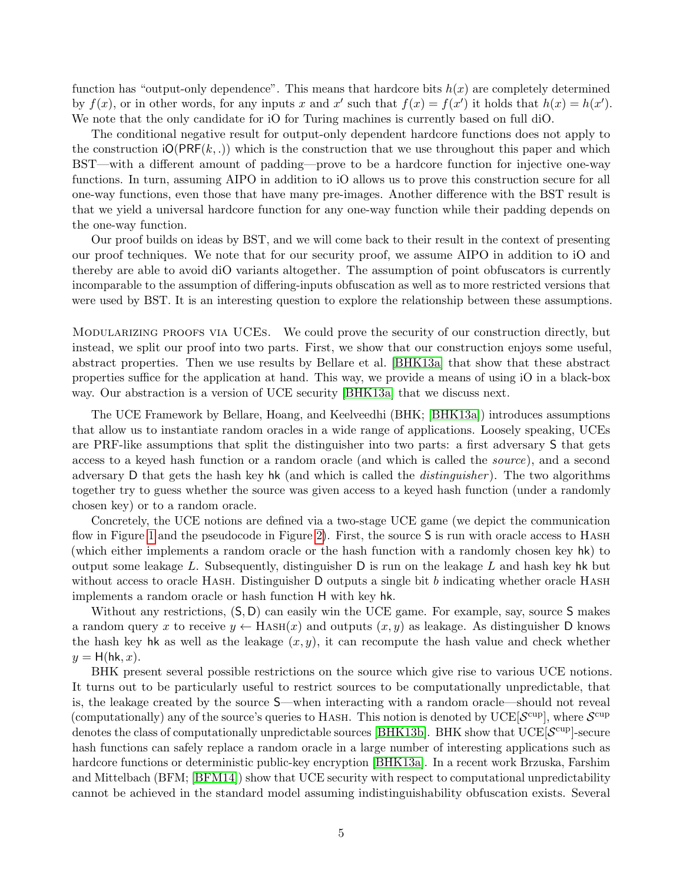function has "output-only dependence". This means that hardcore bits $h(x)$ are completely determined by $f(x)$, or in other words, for any inputs $x$ and $x'$ such that $f(x) = f(x')$ it holds that $h(x) = h(x')$. We note that the only candidate for iO for Turing machines is currently based on full diO.

The conditional negative result for output-only dependent hardcore functions does not apply to the construction $\mathsf{iO}(\mathsf{PRF}(k, .))$ which is the construction that we use throughout this paper and which BST—with a different amount of padding—prove to be a hardcore function for injective one-way functions. In turn, assuming AIPO in addition to iO allows us to prove this construction secure for all one-way functions, even those that have many pre-images. Another difference with the BST result is that we yield a universal hardcore function for any one-way function while their padding depends on the one-way function.

Our proof builds on ideas by BST, and we will come back to their result in the context of presenting our proof techniques. We note that for our security proof, we assume AIPO in addition to iO and thereby are able to avoid diO variants altogether. The assumption of point obfuscators is currently incomparable to the assumption of differing-inputs obfuscation as well as to more restricted versions that were used by BST. It is an interesting question to explore the relationship between these assumptions.

Modularizing proofs via UCEs. We could prove the security of our construction directly, but instead, we split our proof into two parts. First, we show that our construction enjoys some useful, abstract properties. Then we use results by Bellare et al. [BHK13a] that show that these abstract properties suffice for the application at hand. This way, we provide a means of using iO in a black-box way. Our abstraction is a version of UCE security [BHK13a] that we discuss next.

The UCE Framework by Bellare, Hoang, and Keelveedhi (BHK; [BHK13a]) introduces assumptions that allow us to instantiate random oracles in a wide range of applications. Loosely speaking, UCEs are PRF-like assumptions that split the distinguisher into two parts: a first adversary $\mathsf{S}$ that gets access to a keyed hash function or a random oracle (and which is called the *source*), and a second adversary $\mathsf{D}$ that gets the hash key $\mathsf{hk}$ (and which is called the *distinguisher*). The two algorithms together try to guess whether the source was given access to a keyed hash function (under a randomly chosen key) or to a random oracle.

Concretely, the UCE notions are defined via a two-stage UCE game (we depict the communication flow in Figure 1 and the pseudocode in Figure 2). First, the source $\mathsf{S}$ is run with oracle access to Hash (which either implements a random oracle or the hash function with a randomly chosen key $\mathsf{hk}$) to output some leakage $L$. Subsequently, distinguisher $\mathsf{D}$ is run on the leakage $L$ and hash key $\mathsf{hk}$ but without access to oracle Hash. Distinguisher $\mathsf{D}$ outputs a single bit $b$ indicating whether oracle Hash implements a random oracle or hash function $\mathsf{H}$ with key $\mathsf{hk}$.

Without any restrictions, $(\mathsf{S}, \mathsf{D})$ can easily win the UCE game. For example, say, source $\mathsf{S}$ makes a random query $x$ to receive $y \leftarrow \textsc{Hash}(x)$ and outputs $(x, y)$ as leakage. As distinguisher $\mathsf{D}$ knows the hash key $\mathsf{hk}$ as well as the leakage $(x, y)$, it can recompute the hash value and check whether $y = \mathsf{H}(\mathsf{hk}, x)$.

BHK present several possible restrictions on the source which give rise to various UCE notions. It turns out to be particularly useful to restrict sources to be computationally unpredictable, that is, the leakage created by the source $\mathsf{S}$—when interacting with a random oracle—should not reveal (computationally) any of the source's queries to Hash. This notion is denoted by $\mathrm{UCE}[\mathcal{S}^{\mathrm{cup}}]$, where $\mathcal{S}^{\mathrm{cup}}$ denotes the class of computationally unpredictable sources [BHK13b]. BHK show that $\mathrm{UCE}[\mathcal{S}^{\mathrm{cup}}]$-secure hash functions can safely replace a random oracle in a large number of interesting applications such as hardcore functions or deterministic public-key encryption [BHK13a]. In a recent work Brzuska, Farshim and Mittelbach (BFM; [BFM14]) show that UCE security with respect to computational unpredictability cannot be achieved in the standard model assuming indistinguishability obfuscation exists. Several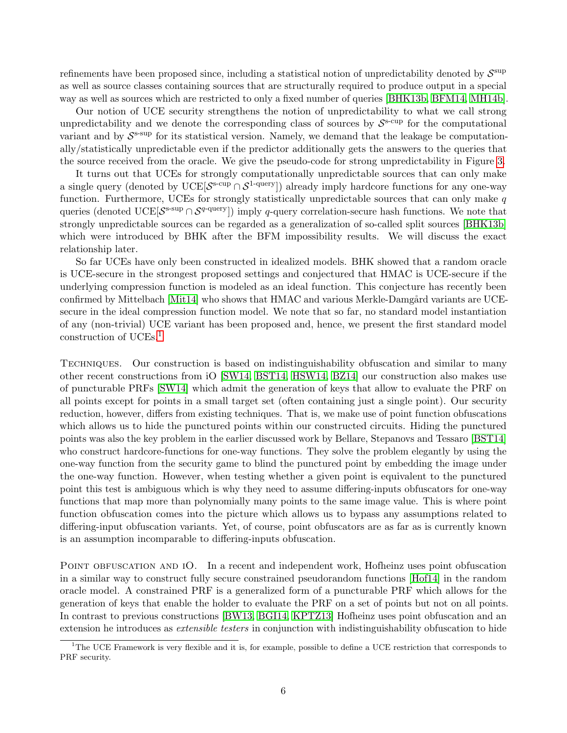refinements have been proposed since, including a statistical notion of unpredictability denoted by $\mathcal{S}^{\text{sup}}$ as well as source classes containing sources that are structurally required to produce output in a special way as well as sources which are restricted to only a fixed number of queries [BHK13b, BFM14, MH14b].

Our notion of UCE security strengthens the notion of unpredictability to what we call strong unpredictability and we denote the corresponding class of sources by $\mathcal{S}^{\text{s-cup}}$ for the computational variant and by $\mathcal{S}^{\text{s-sup}}$ for its statistical version. Namely, we demand that the leakage be computationally/statistically unpredictable even if the predictor additionally gets the answers to the queries that the source received from the oracle. We give the pseudo-code for strong unpredictability in Figure 3.

It turns out that UCEs for strongly computationally unpredictable sources that can only make a single query (denoted by $\text{UCE}[\mathcal{S}^{\text{s-cup}} \cap \mathcal{S}^{\text{1-query}}]$) already imply hardcore functions for any one-way function. Furthermore, UCEs for strongly statistically unpredictable sources that can only make $q$ queries (denoted $\text{UCE}[\mathcal{S}^{\text{s-sup}} \cap \mathcal{S}^{q\text{-query}}]$) imply $q$-query correlation-secure hash functions. We note that strongly unpredictable sources can be regarded as a generalization of so-called split sources [BHK13b] which were introduced by BHK after the BFM impossibility results. We will discuss the exact relationship later.

So far UCEs have only been constructed in idealized models. BHK showed that a random oracle is UCE-secure in the strongest proposed settings and conjectured that HMAC is UCE-secure if the underlying compression function is modeled as an ideal function. This conjecture has recently been confirmed by Mittelbach [Mit14] who shows that HMAC and various Merkle-Damgård variants are UCE-secure in the ideal compression function model. We note that so far, no standard model instantiation of any (non-trivial) UCE variant has been proposed and, hence, we present the first standard model construction of UCEs.[1]

Techniques. Our construction is based on indistinguishability obfuscation and similar to many other recent constructions from iO [SW14, BST14, HSW14, BZ14] our construction also makes use of puncturable PRFs [SW14] which admit the generation of keys that allow to evaluate the PRF on all points except for points in a small target set (often containing just a single point). Our security reduction, however, differs from existing techniques. That is, we make use of point function obfuscations which allows us to hide the punctured points within our constructed circuits. Hiding the punctured points was also the key problem in the earlier discussed work by Bellare, Stepanovs and Tessaro [BST14] who construct hardcore-functions for one-way functions. They solve the problem elegantly by using the one-way function from the security game to blind the punctured point by embedding the image under the one-way function. However, when testing whether a given point is equivalent to the punctured point this test is ambiguous which is why they need to assume differing-inputs obfuscators for one-way functions that map more than polynomially many points to the same image value. This is where point function obfuscation comes into the picture which allows us to bypass any assumptions related to differing-input obfuscation variants. Yet, of course, point obfuscators are as far as is currently known is an assumption incomparable to differing-inputs obfuscation.

Point obfuscation and iO. In a recent and independent work, Hofheinz uses point obfuscation in a similar way to construct fully secure constrained pseudorandom functions [Hof14] in the random oracle model. A constrained PRF is a generalized form of a puncturable PRF which allows for the generation of keys that enable the holder to evaluate the PRF on a set of points but not on all points. In contrast to previous constructions [BW13, BGI14, KPTZ13] Hofheinz uses point obfuscation and an extension he introduces as *extensible testers* in conjunction with indistinguishability obfuscation to hide

[1] The UCE Framework is very flexible and it is, for example, possible to define a UCE restriction that corresponds to PRF security.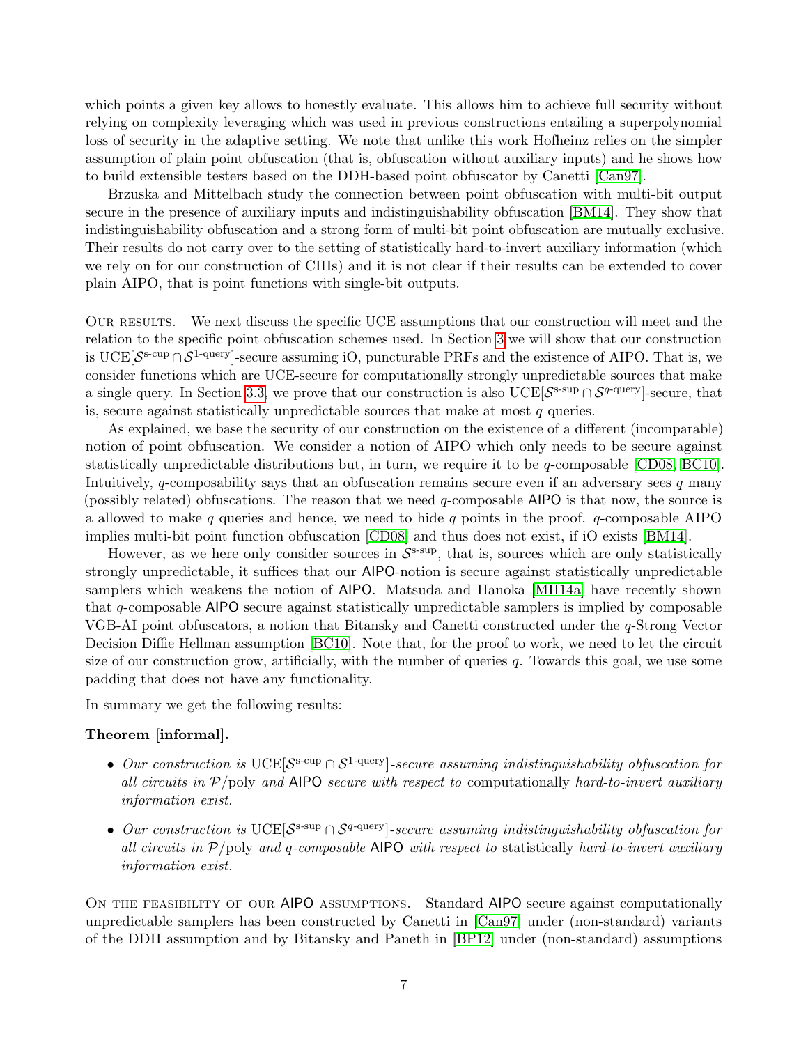which points a given key allows to honestly evaluate. This allows him to achieve full security without relying on complexity leveraging which was used in previous constructions entailing a superpolynomial loss of security in the adaptive setting. We note that unlike this work Hofheinz relies on the simpler assumption of plain point obfuscation (that is, obfuscation without auxiliary inputs) and he shows how to build extensible testers based on the DDH-based point obfuscator by Canetti [Can97].

Brzuska and Mittelbach study the connection between point obfuscation with multi-bit output secure in the presence of auxiliary inputs and indistinguishability obfuscation [BM14]. They show that indistinguishability obfuscation and a strong form of multi-bit point obfuscation are mutually exclusive. Their results do not carry over to the setting of statistically hard-to-invert auxiliary information (which we rely on for our construction of CIHs) and it is not clear if their results can be extended to cover plain AIPO, that is point functions with single-bit outputs.

Our results. We next discuss the specific UCE assumptions that our construction will meet and the relation to the specific point obfuscation schemes used. In Section 3 we will show that our construction is $\mathrm{UCE}[\mathcal{S}^{\text{s-cup}} \cap \mathcal{S}^{\text{1-query}}]$-secure assuming iO, puncturable PRFs and the existence of AIPO. That is, we consider functions which are UCE-secure for computationally strongly unpredictable sources that make a single query. In Section 3.3, we prove that our construction is also $\mathrm{UCE}[\mathcal{S}^{\text{s-sup}} \cap \mathcal{S}^{q\text{-query}}]$-secure, that is, secure against statistically unpredictable sources that make at most $q$ queries.

As explained, we base the security of our construction on the existence of a different (incomparable) notion of point obfuscation. We consider a notion of AIPO which only needs to be secure against statistically unpredictable distributions but, in turn, we require it to be $q$-composable [CD08, BC10]. Intuitively, $q$-composability says that an obfuscation remains secure even if an adversary sees $q$ many (possibly related) obfuscations. The reason that we need $q$-composable AIPO is that now, the source is a allowed to make $q$ queries and hence, we need to hide $q$ points in the proof. $q$-composable AIPO implies multi-bit point function obfuscation [CD08] and thus does not exist, if iO exists [BM14].

However, as we here only consider sources in $\mathcal{S}^{\text{s-sup}}$, that is, sources which are only statistically strongly unpredictable, it suffices that our AIPO-notion is secure against statistically unpredictable samplers which weakens the notion of AIPO. Matsuda and Hanoka [MH14a] have recently shown that $q$-composable AIPO secure against statistically unpredictable samplers is implied by composable VGB-AI point obfuscators, a notion that Bitansky and Canetti constructed under the $q$-Strong Vector Decision Diffie Hellman assumption [BC10]. Note that, for the proof to work, we need to let the circuit size of our construction grow, artificially, with the number of queries $q$. Towards this goal, we use some padding that does not have any functionality.

In summary we get the following results:

**Theorem [informal].**

- *Our construction is* $\mathrm{UCE}[\mathcal{S}^{\text{s-cup}} \cap \mathcal{S}^{\text{1-query}}]$*-secure assuming indistinguishability obfuscation for all circuits in* $\mathcal{P}/\mathrm{poly}$ *and* AIPO *secure with respect to* computationally *hard-to-invert auxiliary information exist.*
- *Our construction is* $\mathrm{UCE}[\mathcal{S}^{\text{s-sup}} \cap \mathcal{S}^{q\text{-query}}]$*-secure assuming indistinguishability obfuscation for all circuits in* $\mathcal{P}/\mathrm{poly}$ *and $q$-composable* AIPO *with respect to* statistically *hard-to-invert auxiliary information exist.*

On the feasibility of our AIPO assumptions. Standard AIPO secure against computationally unpredictable samplers has been constructed by Canetti in [Can97] under (non-standard) variants of the DDH assumption and by Bitansky and Paneth in [BP12] under (non-standard) assumptions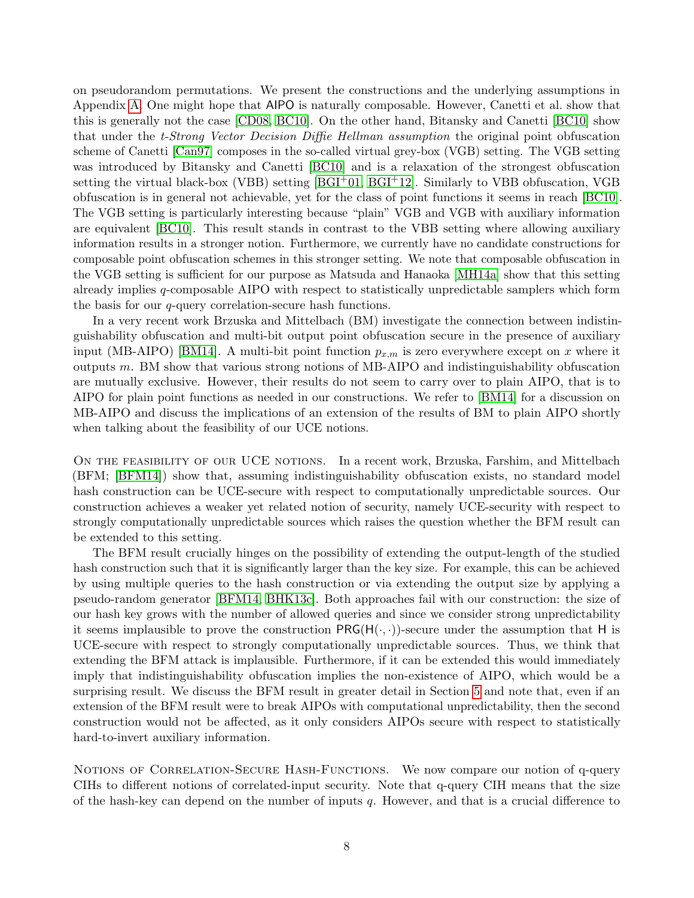on pseudorandom permutations. We present the constructions and the underlying assumptions in Appendix A. One might hope that AIPO is naturally composable. However, Canetti et al. show that this is generally not the case [CD08, BC10]. On the other hand, Bitansky and Canetti [BC10] show that under the *t-Strong Vector Decision Diffie Hellman assumption* the original point obfuscation scheme of Canetti [Can97] composes in the so-called virtual grey-box (VGB) setting. The VGB setting was introduced by Bitansky and Canetti [BC10] and is a relaxation of the strongest obfuscation setting the virtual black-box (VBB) setting [BGI+01, BGI+12]. Similarly to VBB obfuscation, VGB obfuscation is in general not achievable, yet for the class of point functions it seems in reach [BC10]. The VGB setting is particularly interesting because "plain" VGB and VGB with auxiliary information are equivalent [BC10]. This result stands in contrast to the VBB setting where allowing auxiliary information results in a stronger notion. Furthermore, we currently have no candidate constructions for composable point obfuscation schemes in this stronger setting. We note that composable obfuscation in the VGB setting is sufficient for our purpose as Matsuda and Hanaoka [MH14a] show that this setting already implies $q$-composable AIPO with respect to statistically unpredictable samplers which form the basis for our $q$-query correlation-secure hash functions.

In a very recent work Brzuska and Mittelbach (BM) investigate the connection between indistinguishability obfuscation and multi-bit output point obfuscation secure in the presence of auxiliary input (MB-AIPO) [BM14]. A multi-bit point function $p_{x,m}$ is zero everywhere except on $x$ where it outputs $m$. BM show that various strong notions of MB-AIPO and indistinguishability obfuscation are mutually exclusive. However, their results do not seem to carry over to plain AIPO, that is to AIPO for plain point functions as needed in our constructions. We refer to [BM14] for a discussion on MB-AIPO and discuss the implications of an extension of the results of BM to plain AIPO shortly when talking about the feasibility of our UCE notions.

On the feasibility of our UCE notions. In a recent work, Brzuska, Farshim, and Mittelbach (BFM; [BFM14]) show that, assuming indistinguishability obfuscation exists, no standard model hash construction can be UCE-secure with respect to computationally unpredictable sources. Our construction achieves a weaker yet related notion of security, namely UCE-security with respect to strongly computationally unpredictable sources which raises the question whether the BFM result can be extended to this setting.

The BFM result crucially hinges on the possibility of extending the output-length of the studied hash construction such that it is significantly larger than the key size. For example, this can be achieved by using multiple queries to the hash construction or via extending the output size by applying a pseudo-random generator [BFM14, BHK13c]. Both approaches fail with our construction: the size of our hash key grows with the number of allowed queries and since we consider strong unpredictability it seems implausible to prove the construction $\mathsf{PRG}(\mathsf{H}(\cdot,\cdot))$-secure under the assumption that $\mathsf{H}$ is UCE-secure with respect to strongly computationally unpredictable sources. Thus, we think that extending the BFM attack is implausible. Furthermore, if it can be extended this would immediately imply that indistinguishability obfuscation implies the non-existence of AIPO, which would be a surprising result. We discuss the BFM result in greater detail in Section 5 and note that, even if an extension of the BFM result were to break AIPOs with computational unpredictability, then the second construction would not be affected, as it only considers AIPOs secure with respect to statistically hard-to-invert auxiliary information.

Notions of Correlation-Secure Hash-Functions. We now compare our notion of q-query CIHs to different notions of correlated-input security. Note that q-query CIH means that the size of the hash-key can depend on the number of inputs $q$. However, and that is a crucial difference to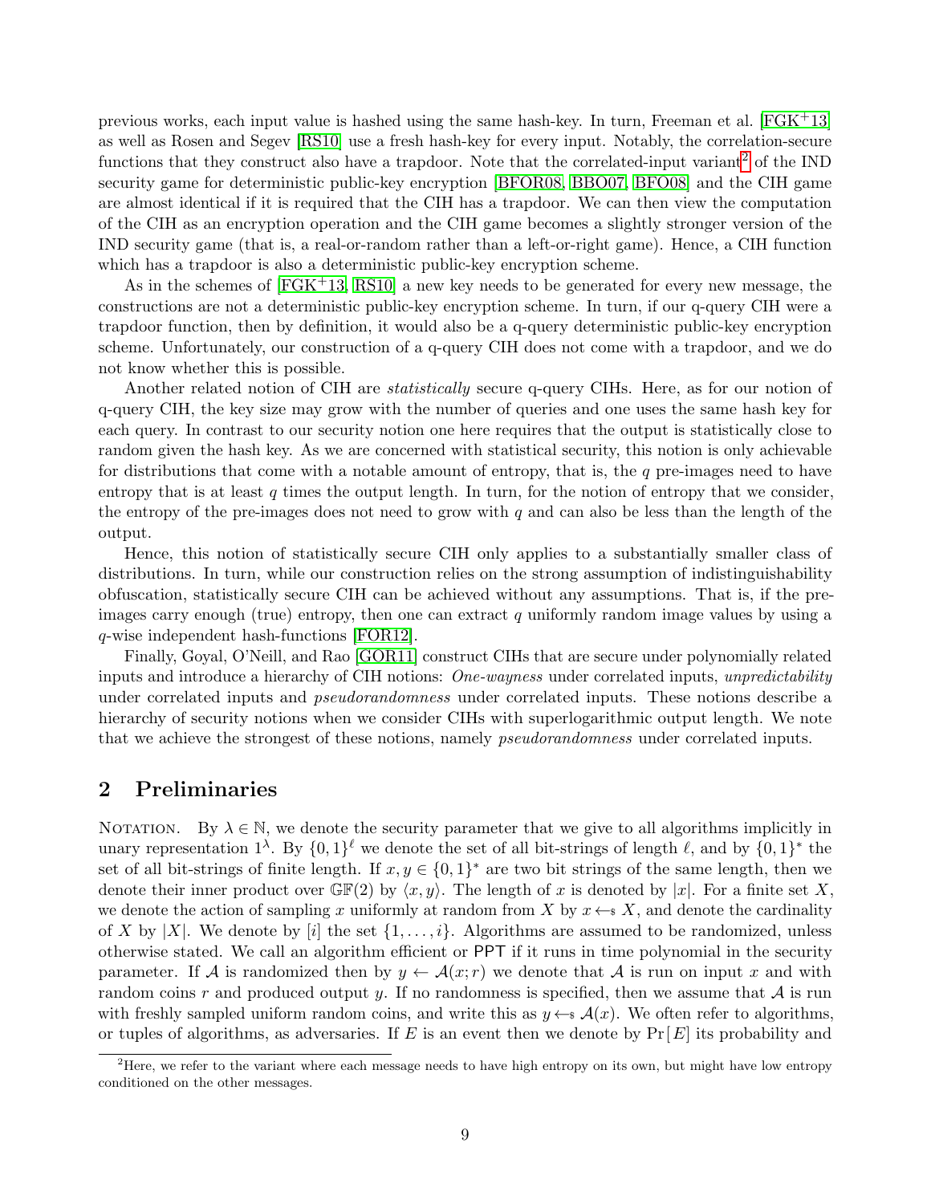previous works, each input value is hashed using the same hash-key. In turn, Freeman et al. [FGK+13] as well as Rosen and Segev [RS10] use a fresh hash-key for every input. Notably, the correlation-secure functions that they construct also have a trapdoor. Note that the correlated-input variant[2] of the IND security game for deterministic public-key encryption [BFOR08, BBO07, BFO08] and the CIH game are almost identical if it is required that the CIH has a trapdoor. We can then view the computation of the CIH as an encryption operation and the CIH game becomes a slightly stronger version of the IND security game (that is, a real-or-random rather than a left-or-right game). Hence, a CIH function which has a trapdoor is also a deterministic public-key encryption scheme.

As in the schemes of [FGK+13, RS10] a new key needs to be generated for every new message, the constructions are not a deterministic public-key encryption scheme. In turn, if our q-query CIH were a trapdoor function, then by definition, it would also be a q-query deterministic public-key encryption scheme. Unfortunately, our construction of a q-query CIH does not come with a trapdoor, and we do not know whether this is possible.

Another related notion of CIH are *statistically* secure q-query CIHs. Here, as for our notion of q-query CIH, the key size may grow with the number of queries and one uses the same hash key for each query. In contrast to our security notion one here requires that the output is statistically close to random given the hash key. As we are concerned with statistical security, this notion is only achievable for distributions that come with a notable amount of entropy, that is, the $q$ pre-images need to have entropy that is at least $q$ times the output length. In turn, for the notion of entropy that we consider, the entropy of the pre-images does not need to grow with $q$ and can also be less than the length of the output.

Hence, this notion of statistically secure CIH only applies to a substantially smaller class of distributions. In turn, while our construction relies on the strong assumption of indistinguishability obfuscation, statistically secure CIH can be achieved without any assumptions. That is, if the pre-images carry enough (true) entropy, then one can extract $q$ uniformly random image values by using a $q$-wise independent hash-functions [FOR12].

Finally, Goyal, O'Neill, and Rao [GOR11] construct CIHs that are secure under polynomially related inputs and introduce a hierarchy of CIH notions: *One-wayness* under correlated inputs, *unpredictability* under correlated inputs and *pseudorandomness* under correlated inputs. These notions describe a hierarchy of security notions when we consider CIHs with superlogarithmic output length. We note that we achieve the strongest of these notions, namely *pseudorandomness* under correlated inputs.

## 2 Preliminaries

Notation. By $\lambda \in \mathbb{N}$, we denote the security parameter that we give to all algorithms implicitly in unary representation $1^\lambda$. By $\{0,1\}^\ell$ we denote the set of all bit-strings of length $\ell$, and by $\{0,1\}^*$ the set of all bit-strings of finite length. If $x, y \in \{0,1\}^*$ are two bit strings of the same length, then we denote their inner product over $\mathbb{GF}(2)$ by $\langle x, y\rangle$. The length of $x$ is denoted by $|x|$. For a finite set $X$, we denote the action of sampling $x$ uniformly at random from $X$ by $x \leftarrow_{\$} X$, and denote the cardinality of $X$ by $|X|$. We denote by $[i]$ the set $\{1, \ldots, i\}$. Algorithms are assumed to be randomized, unless otherwise stated. We call an algorithm efficient or PPT if it runs in time polynomial in the security parameter. If $\mathcal{A}$ is randomized then by $y \leftarrow \mathcal{A}(x; r)$ we denote that $\mathcal{A}$ is run on input $x$ and with random coins $r$ and produced output $y$. If no randomness is specified, then we assume that $\mathcal{A}$ is run with freshly sampled uniform random coins, and write this as $y \leftarrow_{\$} \mathcal{A}(x)$. We often refer to algorithms, or tuples of algorithms, as adversaries. If $E$ is an event then we denote by $\Pr[E]$ its probability and

[2] Here, we refer to the variant where each message needs to have high entropy on its own, but might have low entropy conditioned on the other messages.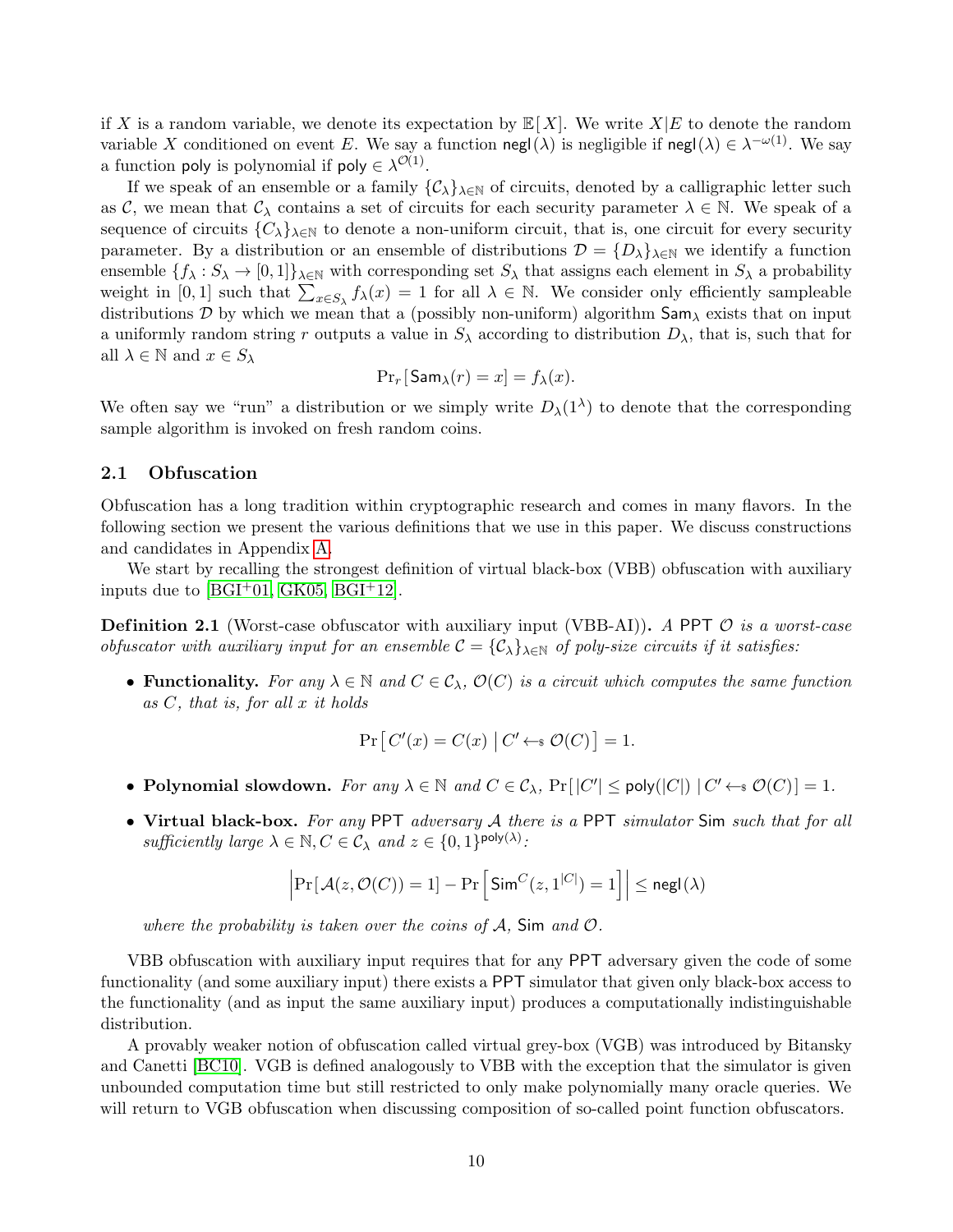if $X$ is a random variable, we denote its expectation by $\mathbb{E}[X]$. We write $X|E$ to denote the random variable $X$ conditioned on event $E$. We say a function $\mathsf{negl}(\lambda)$ is negligible if $\mathsf{negl}(\lambda) \in \lambda^{-\omega(1)}$. We say a function $\mathsf{poly}$ is polynomial if $\mathsf{poly} \in \lambda^{\mathcal{O}(1)}$.

If we speak of an ensemble or a family $\{\mathcal{C}_\lambda\}_{\lambda\in\mathbb{N}}$ of circuits, denoted by a calligraphic letter such as $\mathcal{C}$, we mean that $\mathcal{C}_\lambda$ contains a set of circuits for each security parameter $\lambda \in \mathbb{N}$. We speak of a sequence of circuits $\{C_\lambda\}_{\lambda\in\mathbb{N}}$ to denote a non-uniform circuit, that is, one circuit for every security parameter. By a distribution or an ensemble of distributions $\mathcal{D} = \{D_\lambda\}_{\lambda\in\mathbb{N}}$ we identify a function ensemble $\{f_\lambda : S_\lambda \to [0,1]\}_{\lambda\in\mathbb{N}}$ with corresponding set $S_\lambda$ that assigns each element in $S_\lambda$ a probability weight in $[0,1]$ such that $\sum_{x\in S_\lambda} f_\lambda(x) = 1$ for all $\lambda \in \mathbb{N}$. We consider only efficiently sampleable distributions $\mathcal{D}$ by which we mean that a (possibly non-uniform) algorithm $\mathsf{Sam}_\lambda$ exists that on input a uniformly random string $r$ outputs a value in $S_\lambda$ according to distribution $D_\lambda$, that is, such that for all $\lambda \in \mathbb{N}$ and $x \in S_\lambda$

$$\Pr_r[\mathsf{Sam}_\lambda(r) = x] = f_\lambda(x).$$

We often say we "run" a distribution or we simply write $D_\lambda(1^\lambda)$ to denote that the corresponding sample algorithm is invoked on fresh random coins.

## 2.1 Obfuscation

Obfuscation has a long tradition within cryptographic research and comes in many flavors. In the following section we present the various definitions that we use in this paper. We discuss constructions and candidates in Appendix A.

We start by recalling the strongest definition of virtual black-box (VBB) obfuscation with auxiliary inputs due to [BGI+01, GK05, BGI+12].

**Definition 2.1** (Worst-case obfuscator with auxiliary input (VBB-AI))**.** *A* PPT $\mathcal{O}$ *is a worst-case obfuscator with auxiliary input for an ensemble* $\mathcal{C} = \{\mathcal{C}_\lambda\}_{\lambda\in\mathbb{N}}$ *of poly-size circuits if it satisfies:*

- **Functionality.** *For any* $\lambda \in \mathbb{N}$ *and* $C \in \mathcal{C}_\lambda$, $\mathcal{O}(C)$ *is a circuit which computes the same function as* $C$*, that is, for all* $x$ *it holds*

$$\Pr\left[\, C'(x) = C(x) \;\middle|\; C' \leftarrow\!\!\$\; \mathcal{O}(C)\,\right] = 1.$$

- **Polynomial slowdown.** *For any* $\lambda \in \mathbb{N}$ *and* $C \in \mathcal{C}_\lambda$, $\Pr[\,|C'| \le \mathsf{poly}(|C|) \mid C' \leftarrow\!\!\$\; \mathcal{O}(C)\,] = 1$.

- **Virtual black-box.** *For any* PPT *adversary* $\mathcal{A}$ *there is a* PPT *simulator* $\mathsf{Sim}$ *such that for all sufficiently large* $\lambda \in \mathbb{N}, C \in \mathcal{C}_\lambda$ *and* $z \in \{0,1\}^{\mathsf{poly}(\lambda)}$*:*

$$\left|\Pr[\,\mathcal{A}(z, \mathcal{O}(C)) = 1] - \Pr\left[\mathsf{Sim}^{C}(z, 1^{|C|}) = 1\right]\right| \le \mathsf{negl}(\lambda)$$

*where the probability is taken over the coins of* $\mathcal{A}$, $\mathsf{Sim}$ *and* $\mathcal{O}$.

VBB obfuscation with auxiliary input requires that for any PPT adversary given the code of some functionality (and some auxiliary input) there exists a PPT simulator that given only black-box access to the functionality (and as input the same auxiliary input) produces a computationally indistinguishable distribution.

A provably weaker notion of obfuscation called virtual grey-box (VGB) was introduced by Bitansky and Canetti [BC10]. VGB is defined analogously to VBB with the exception that the simulator is given unbounded computation time but still restricted to only make polynomially many oracle queries. We will return to VGB obfuscation when discussing composition of so-called point function obfuscators.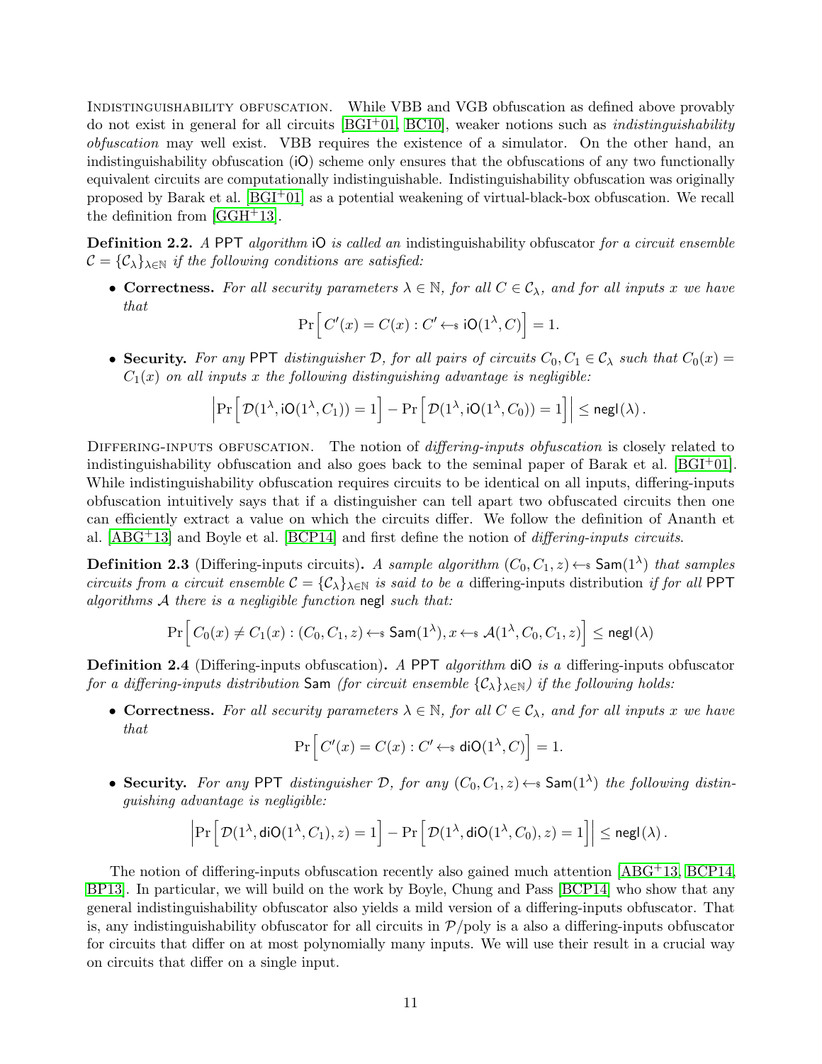Indistinguishability obfuscation. While VBB and VGB obfuscation as defined above provably do not exist in general for all circuits [BGI+01, BC10], weaker notions such as *indistinguishability obfuscation* may well exist. VBB requires the existence of a simulator. On the other hand, an indistinguishability obfuscation (iO) scheme only ensures that the obfuscations of any two functionally equivalent circuits are computationally indistinguishable. Indistinguishability obfuscation was originally proposed by Barak et al. [BGI+01] as a potential weakening of virtual-black-box obfuscation. We recall the definition from [GGH+13].

**Definition 2.2.** *A* PPT *algorithm* iO *is called an* indistinguishability obfuscator *for a circuit ensemble* $\mathcal{C} = \{\mathcal{C}_\lambda\}_{\lambda \in \mathbb{N}}$ *if the following conditions are satisfied:*

- **Correctness.** *For all security parameters $\lambda \in \mathbb{N}$, for all $C \in \mathcal{C}_\lambda$, and for all inputs $x$ we have that*
$$\Pr\Big[\, C'(x) = C(x) : C' \leftarrow\!\!\$\; \mathsf{iO}(1^\lambda, C) \Big] = 1.$$

- **Security.** *For any* PPT *distinguisher $\mathcal{D}$, for all pairs of circuits $C_0, C_1 \in \mathcal{C}_\lambda$ such that $C_0(x) = C_1(x)$ on all inputs $x$ the following distinguishing advantage is negligible:*
$$\left| \Pr\Big[\, \mathcal{D}(1^\lambda, \mathsf{iO}(1^\lambda, C_1)) = 1 \Big] - \Pr\Big[\, \mathcal{D}(1^\lambda, \mathsf{iO}(1^\lambda, C_0)) = 1 \Big] \right| \leq \mathsf{negl}(\lambda)\,.$$

Differing-inputs obfuscation. The notion of *differing-inputs obfuscation* is closely related to indistinguishability obfuscation and also goes back to the seminal paper of Barak et al. [BGI+01]. While indistinguishability obfuscation requires circuits to be identical on all inputs, differing-inputs obfuscation intuitively says that if a distinguisher can tell apart two obfuscated circuits then one can efficiently extract a value on which the circuits differ. We follow the definition of Ananth et al. [ABG+13] and Boyle et al. [BCP14] and first define the notion of *differing-inputs circuits*.

**Definition 2.3** (Differing-inputs circuits)**.** *A sample algorithm $(C_0, C_1, z) \leftarrow\!\!\$\; \mathsf{Sam}(1^\lambda)$ that samples circuits from a circuit ensemble $\mathcal{C} = \{\mathcal{C}_\lambda\}_{\lambda \in \mathbb{N}}$ is said to be a* differing-inputs distribution *if for all* PPT *algorithms $\mathcal{A}$ there is a negligible function* negl *such that:*
$$\Pr\Big[\, C_0(x) \neq C_1(x) : (C_0, C_1, z) \leftarrow\!\!\$\; \mathsf{Sam}(1^\lambda), x \leftarrow\!\!\$\; \mathcal{A}(1^\lambda, C_0, C_1, z) \Big] \leq \mathsf{negl}(\lambda)$$

**Definition 2.4** (Differing-inputs obfuscation)**.** *A* PPT *algorithm* diO *is a* differing-inputs obfuscator *for a differing-inputs distribution* Sam *(for circuit ensemble $\{\mathcal{C}_\lambda\}_{\lambda \in \mathbb{N}}$) if the following holds:*

- **Correctness.** *For all security parameters $\lambda \in \mathbb{N}$, for all $C \in \mathcal{C}_\lambda$, and for all inputs $x$ we have that*
$$\Pr\Big[\, C'(x) = C(x) : C' \leftarrow\!\!\$\; \mathsf{diO}(1^\lambda, C) \Big] = 1.$$

- **Security.** *For any* PPT *distinguisher $\mathcal{D}$, for any $(C_0, C_1, z) \leftarrow\!\!\$\; \mathsf{Sam}(1^\lambda)$ the following distinguishing advantage is negligible:*
$$\left| \Pr\Big[\, \mathcal{D}(1^\lambda, \mathsf{diO}(1^\lambda, C_1), z) = 1 \Big] - \Pr\Big[\, \mathcal{D}(1^\lambda, \mathsf{diO}(1^\lambda, C_0), z) = 1 \Big] \right| \leq \mathsf{negl}(\lambda)\,.$$

The notion of differing-inputs obfuscation recently also gained much attention [ABG+13, BCP14, BP13]. In particular, we will build on the work by Boyle, Chung and Pass [BCP14] who show that any general indistinguishability obfuscator also yields a mild version of a differing-inputs obfuscator. That is, any indistinguishability obfuscator for all circuits in $\mathcal{P}/\text{poly}$ is a also a differing-inputs obfuscator for circuits that differ on at most polynomially many inputs. We will use their result in a crucial way on circuits that differ on a single input.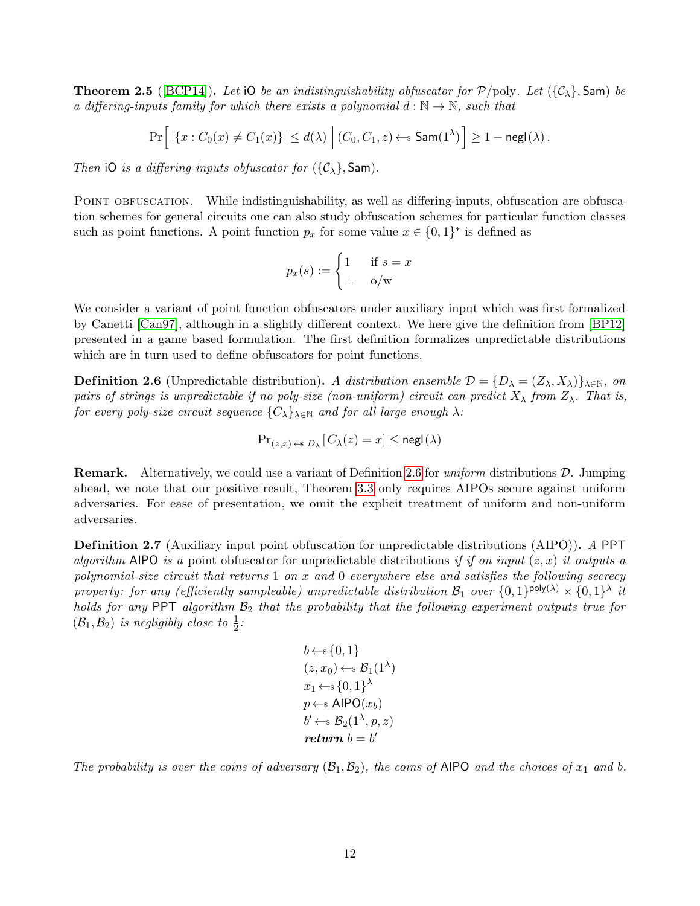**Theorem 2.5** ([BCP14]). *Let* iO *be an indistinguishability obfuscator for* $\mathcal{P}/\text{poly}$*. Let* $(\{\mathcal{C}_\lambda\}, \mathsf{Sam})$ *be a differing-inputs family for which there exists a polynomial* $d : \mathbb{N} \to \mathbb{N}$*, such that*

$$\Pr\Big[\, |\{x : C_0(x) \neq C_1(x)\}| \leq d(\lambda) \,\Big|\, (C_0, C_1, z) \leftarrow\!\!\$\, \mathsf{Sam}(1^\lambda) \Big] \geq 1 - \mathsf{negl}(\lambda)\,.$$

*Then* iO *is a differing-inputs obfuscator for* $(\{\mathcal{C}_\lambda\}, \mathsf{Sam})$*.*

Point obfuscation. While indistinguishability, as well as differing-inputs, obfuscation are obfuscation schemes for general circuits one can also study obfuscation schemes for particular function classes such as point functions. A point function $p_x$ for some value $x \in \{0,1\}^*$ is defined as

$$p_x(s) := \begin{cases} 1 & \text{if } s = x \\ \bot & \text{o/w} \end{cases}$$

We consider a variant of point function obfuscators under auxiliary input which was first formalized by Canetti [Can97], although in a slightly different context. We here give the definition from [BP12] presented in a game based formulation. The first definition formalizes unpredictable distributions which are in turn used to define obfuscators for point functions.

**Definition 2.6** (Unpredictable distribution)**.** *A distribution ensemble* $\mathcal{D} = \{D_\lambda = (Z_\lambda, X_\lambda)\}_{\lambda \in \mathbb{N}}$*, on pairs of strings is unpredictable if no poly-size (non-uniform) circuit can predict* $X_\lambda$ *from* $Z_\lambda$*. That is, for every poly-size circuit sequence* $\{C_\lambda\}_{\lambda \in \mathbb{N}}$ *and for all large enough* $\lambda$*:*

$$\Pr_{(z,x) \leftarrow\$\, D_\lambda}[C_\lambda(z) = x] \leq \mathsf{negl}(\lambda)$$

**Remark.** Alternatively, we could use a variant of Definition 2.6 for *uniform* distributions $\mathcal{D}$. Jumping ahead, we note that our positive result, Theorem 3.3 only requires AIPOs secure against uniform adversaries. For ease of presentation, we omit the explicit treatment of uniform and non-uniform adversaries.

**Definition 2.7** (Auxiliary input point obfuscation for unpredictable distributions (AIPO))**.** *A* PPT *algorithm* AIPO *is a* point obfuscator for unpredictable distributions *if if on input* $(z, x)$ *it outputs a polynomial-size circuit that returns* 1 *on* $x$ *and* 0 *everywhere else and satisfies the following secrecy property: for any (efficiently sampleable) unpredictable distribution* $\mathcal{B}_1$ *over* $\{0,1\}^{\mathsf{poly}(\lambda)} \times \{0,1\}^\lambda$ *it holds for any* PPT *algorithm* $\mathcal{B}_2$ *that the probability that the following experiment outputs true for* $(\mathcal{B}_1, \mathcal{B}_2)$ *is negligibly close to* $\frac{1}{2}$*:*

$$\begin{aligned}
&b \leftarrow\!\!\$\, \{0,1\} \\
&(z, x_0) \leftarrow\!\!\$\, \mathcal{B}_1(1^\lambda) \\
&x_1 \leftarrow\!\!\$\, \{0,1\}^\lambda \\
&p \leftarrow\!\!\$\, \mathsf{AIPO}(x_b) \\
&b' \leftarrow\!\!\$\, \mathcal{B}_2(1^\lambda, p, z) \\
&\textbf{\textit{return}}\ b = b'
\end{aligned}$$

*The probability is over the coins of adversary* $(\mathcal{B}_1, \mathcal{B}_2)$*, the coins of* AIPO *and the choices of* $x_1$ *and* $b$*.*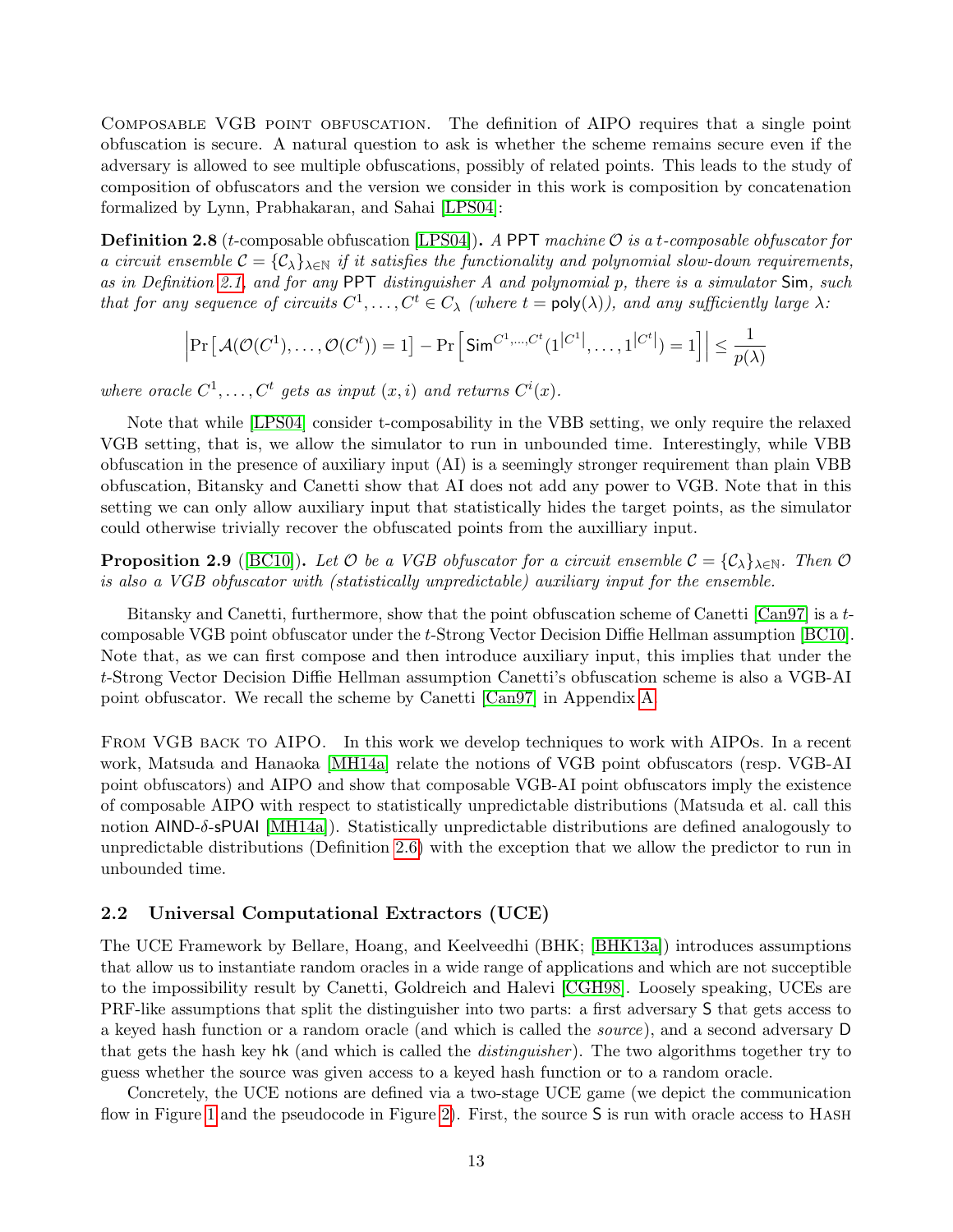Composable VGB point obfuscation. The definition of AIPO requires that a single point obfuscation is secure. A natural question to ask is whether the scheme remains secure even if the adversary is allowed to see multiple obfuscations, possibly of related points. This leads to the study of composition of obfuscators and the version we consider in this work is composition by concatenation formalized by Lynn, Prabhakaran, and Sahai [LPS04]:

**Definition 2.8** ($t$-composable obfuscation [LPS04]). *A* PPT *machine* $\mathcal{O}$ *is a* $t$*-composable obfuscator for a circuit ensemble* $\mathcal{C} = \{\mathcal{C}_\lambda\}_{\lambda\in\mathbb{N}}$ *if it satisfies the functionality and polynomial slow-down requirements, as in Definition 2.1, and for any* PPT *distinguisher* $A$ *and polynomial* $p$*, there is a simulator* $\mathsf{Sim}$*, such that for any sequence of circuits* $C^1, \ldots, C^t \in C_\lambda$ *(where* $t = \mathsf{poly}(\lambda)$*), and any sufficiently large* $\lambda$*:*

$$\left|\Pr\left[\mathcal{A}(\mathcal{O}(C^1), \ldots, \mathcal{O}(C^t)) = 1\right] - \Pr\left[\mathsf{Sim}^{C^1,\ldots,C^t}(1^{|C^1|}, \ldots, 1^{|C^t|}) = 1\right]\right| \leq \frac{1}{p(\lambda)}$$

*where oracle* $C^1, \ldots, C^t$ *gets as input* $(x, i)$ *and returns* $C^i(x)$*.*

Note that while [LPS04] consider t-composability in the VBB setting, we only require the relaxed VGB setting, that is, we allow the simulator to run in unbounded time. Interestingly, while VBB obfuscation in the presence of auxiliary input (AI) is a seemingly stronger requirement than plain VBB obfuscation, Bitansky and Canetti show that AI does not add any power to VGB. Note that in this setting we can only allow auxiliary input that statistically hides the target points, as the simulator could otherwise trivially recover the obfuscated points from the auxilliary input.

**Proposition 2.9** ([BC10]). *Let* $\mathcal{O}$ *be a VGB obfuscator for a circuit ensemble* $\mathcal{C} = \{\mathcal{C}_\lambda\}_{\lambda\in\mathbb{N}}$*. Then* $\mathcal{O}$ *is also a VGB obfuscator with (statistically unpredictable) auxiliary input for the ensemble.*

Bitansky and Canetti, furthermore, show that the point obfuscation scheme of Canetti [Can97] is a $t$-composable VGB point obfuscator under the $t$-Strong Vector Decision Diffie Hellman assumption [BC10]. Note that, as we can first compose and then introduce auxiliary input, this implies that under the $t$-Strong Vector Decision Diffie Hellman assumption Canetti's obfuscation scheme is also a VGB-AI point obfuscator. We recall the scheme by Canetti [Can97] in Appendix A.

From VGB back to AIPO. In this work we develop techniques to work with AIPOs. In a recent work, Matsuda and Hanaoka [MH14a] relate the notions of VGB point obfuscators (resp. VGB-AI point obfuscators) and AIPO and show that composable VGB-AI point obfuscators imply the existence of composable AIPO with respect to statistically unpredictable distributions (Matsuda et al. call this notion AIND-$\delta$-sPUAI [MH14a]). Statistically unpredictable distributions are defined analogously to unpredictable distributions (Definition 2.6) with the exception that we allow the predictor to run in unbounded time.

### 2.2 Universal Computational Extractors (UCE)

The UCE Framework by Bellare, Hoang, and Keelveedhi (BHK; [BHK13a]) introduces assumptions that allow us to instantiate random oracles in a wide range of applications and which are not succeptible to the impossibility result by Canetti, Goldreich and Halevi [CGH98]. Loosely speaking, UCEs are PRF-like assumptions that split the distinguisher into two parts: a first adversary $\mathsf{S}$ that gets access to a keyed hash function or a random oracle (and which is called the *source*), and a second adversary $\mathsf{D}$ that gets the hash key $\mathsf{hk}$ (and which is called the *distinguisher*). The two algorithms together try to guess whether the source was given access to a keyed hash function or to a random oracle.

Concretely, the UCE notions are defined via a two-stage UCE game (we depict the communication flow in Figure 1 and the pseudocode in Figure 2). First, the source $\mathsf{S}$ is run with oracle access to Hash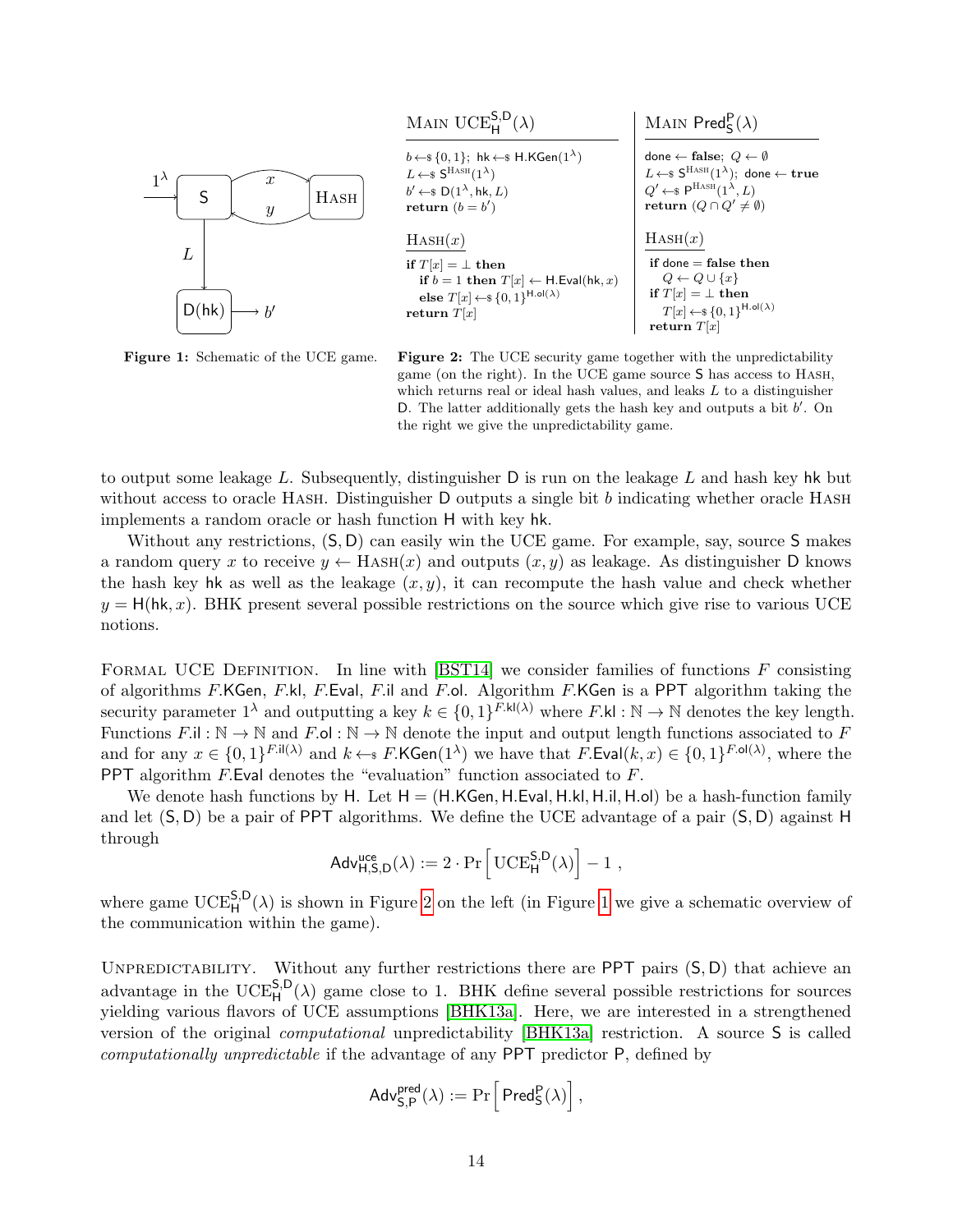Figure 1: Schematic of the UCE game.

```
Main UCE_H^{S,D}(λ)
b ←$ {0,1}; hk ←$ H.KGen(1^λ)
L ←$ S^Hash(1^λ)
b' ←$ D(1^λ, hk, L)
return (b = b')

Hash(x)
if T[x] = ⊥ then
   if b = 1 then T[x] ← H.Eval(hk, x)
   else T[x] ←$ {0,1}^{H.ol(λ)}
return T[x]
```

```
Main Pred_S^P(λ)
done ← false; Q ← ∅
L ←$ S^Hash(1^λ); done ← true
Q' ←$ P^Hash(1^λ, L)
return (Q ∩ Q' ≠ ∅)

Hash(x)
if done = false then
   Q ← Q ∪ {x}
if T[x] = ⊥ then
   T[x] ←$ {0,1}^{H.ol(λ)}
return T[x]
```

**Figure 2:** The UCE security game together with the unpredictability game (on the right). In the UCE game source S has access to Hash, which returns real or ideal hash values, and leaks $L$ to a distinguisher D. The latter additionally gets the hash key and outputs a bit $b'$. On the right we give the unpredictability game.

to output some leakage $L$. Subsequently, distinguisher D is run on the leakage $L$ and hash key hk but without access to oracle Hash. Distinguisher D outputs a single bit $b$ indicating whether oracle Hash implements a random oracle or hash function H with key hk.

Without any restrictions, (S, D) can easily win the UCE game. For example, say, source S makes a random query $x$ to receive $y \leftarrow \text{Hash}(x)$ and outputs $(x, y)$ as leakage. As distinguisher D knows the hash key hk as well as the leakage $(x, y)$, it can recompute the hash value and check whether $y = \mathsf{H}(\mathsf{hk}, x)$. BHK present several possible restrictions on the source which give rise to various UCE notions.

Formal UCE Definition. In line with [BST14] we consider families of functions $F$ consisting of algorithms $F$.KGen, $F$.kl, $F$.Eval, $F$.il and $F$.ol. Algorithm $F$.KGen is a PPT algorithm taking the security parameter $1^\lambda$ and outputting a key $k \in \{0,1\}^{F.\mathsf{kl}(\lambda)}$ where $F.\mathsf{kl} : \mathbb{N} \to \mathbb{N}$ denotes the key length. Functions $F.\mathsf{il} : \mathbb{N} \to \mathbb{N}$ and $F.\mathsf{ol} : \mathbb{N} \to \mathbb{N}$ denote the input and output length functions associated to $F$ and for any $x \in \{0,1\}^{F.\mathsf{il}(\lambda)}$ and $k \leftarrow_\$ F.\mathsf{KGen}(1^\lambda)$ we have that $F.\mathsf{Eval}(k, x) \in \{0,1\}^{F.\mathsf{ol}(\lambda)}$, where the PPT algorithm $F$.Eval denotes the "evaluation" function associated to $F$.

We denote hash functions by H. Let H = (H.KGen, H.Eval, H.kl, H.il, H.ol) be a hash-function family and let (S, D) be a pair of PPT algorithms. We define the UCE advantage of a pair (S, D) against H through

$$\mathsf{Adv}^{\mathsf{uce}}_{\mathsf{H},\mathsf{S},\mathsf{D}}(\lambda) := 2 \cdot \Pr\left[\,\mathrm{UCE}^{\mathsf{S},\mathsf{D}}_{\mathsf{H}}(\lambda)\right] - 1 \ ,$$

where game $\mathrm{UCE}^{\mathsf{S},\mathsf{D}}_{\mathsf{H}}(\lambda)$ is shown in Figure 2 on the left (in Figure 1 we give a schematic overview of the communication within the game).

Unpredictability. Without any further restrictions there are PPT pairs (S, D) that achieve an advantage in the $\mathrm{UCE}^{\mathsf{S},\mathsf{D}}_{\mathsf{H}}(\lambda)$ game close to 1. BHK define several possible restrictions for sources yielding various flavors of UCE assumptions [BHK13a]. Here, we are interested in a strengthened version of the original *computational* unpredictability [BHK13a] restriction. A source S is called *computationally unpredictable* if the advantage of any PPT predictor P, defined by

$$\mathsf{Adv}^{\mathsf{pred}}_{\mathsf{S},\mathsf{P}}(\lambda) := \Pr\left[\,\mathsf{Pred}^{\mathsf{P}}_{\mathsf{S}}(\lambda)\right],$$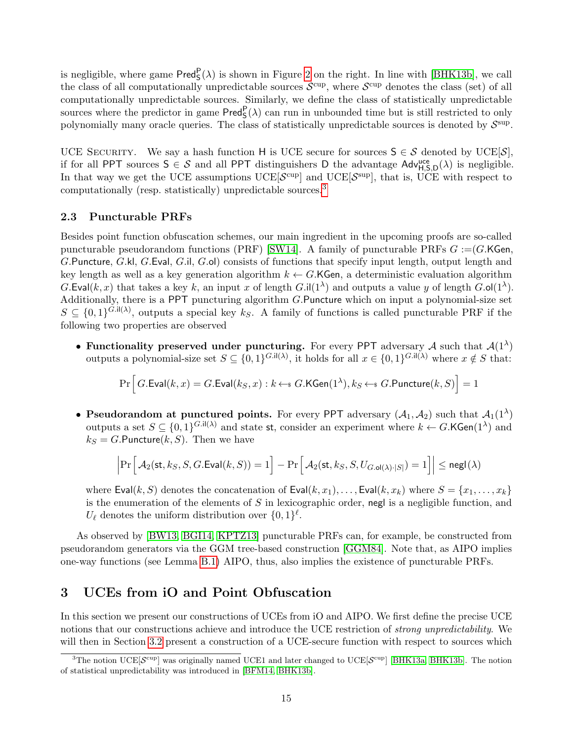is negligible, where game $\mathsf{Pred}^{\mathsf{P}}_{\mathsf{S}}(\lambda)$ is shown in Figure 2 on the right. In line with [BHK13b], we call the class of all computationally unpredictable sources $\mathcal{S}^{\mathrm{cup}}$, where $\mathcal{S}^{\mathrm{cup}}$ denotes the class (set) of all computationally unpredictable sources. Similarly, we define the class of statistically unpredictable sources where the predictor in game $\mathsf{Pred}^{\mathsf{P}}_{\mathsf{S}}(\lambda)$ can run in unbounded time but is still restricted to only polynomially many oracle queries. The class of statistically unpredictable sources is denoted by $\mathcal{S}^{\mathrm{sup}}$.

UCE Security. We say a hash function $\mathsf{H}$ is UCE secure for sources $\mathsf{S} \in \mathcal{S}$ denoted by UCE$[\mathcal{S}]$, if for all PPT sources $\mathsf{S} \in \mathcal{S}$ and all PPT distinguishers $\mathsf{D}$ the advantage $\mathsf{Adv}^{\mathsf{uce}}_{\mathsf{H},\mathsf{S},\mathsf{D}}(\lambda)$ is negligible. In that way we get the UCE assumptions UCE$[\mathcal{S}^{\mathrm{cup}}]$ and UCE$[\mathcal{S}^{\mathrm{sup}}]$, that is, UCE with respect to computationally (resp. statistically) unpredictable sources.[3]

### 2.3 Puncturable PRFs

Besides point function obfuscation schemes, our main ingredient in the upcoming proofs are so-called puncturable pseudorandom functions (PRF) [SW14]. A family of puncturable PRFs $G := (G.\mathsf{KGen}, G.\mathsf{Puncture}, G.\mathsf{kl}, G.\mathsf{Eval}, G.\mathsf{il}, G.\mathsf{ol})$ consists of functions that specify input length, output length and key length as well as a key generation algorithm $k \leftarrow G.\mathsf{KGen}$, a deterministic evaluation algorithm $G.\mathsf{Eval}(k, x)$ that takes a key $k$, an input $x$ of length $G.\mathsf{il}(1^\lambda)$ and outputs a value $y$ of length $G.\mathsf{ol}(1^\lambda)$. Additionally, there is a PPT puncturing algorithm $G.\mathsf{Puncture}$ which on input a polynomial-size set $S \subseteq \{0,1\}^{G.\mathsf{il}(\lambda)}$, outputs a special key $k_S$. A family of functions is called puncturable PRF if the following two properties are observed

- **Functionality preserved under puncturing.** For every PPT adversary $\mathcal{A}$ such that $\mathcal{A}(1^\lambda)$ outputs a polynomial-size set $S \subseteq \{0,1\}^{G.\mathsf{il}(\lambda)}$, it holds for all $x \in \{0,1\}^{G.\mathsf{il}(\lambda)}$ where $x \notin S$ that:

$$\Pr\Big[\, G.\mathsf{Eval}(k, x) = G.\mathsf{Eval}(k_S, x) : k \leftarrow_{\$} G.\mathsf{KGen}(1^\lambda), k_S \leftarrow_{\$} G.\mathsf{Puncture}(k, S)\Big] = 1$$

- **Pseudorandom at punctured points.** For every PPT adversary $(\mathcal{A}_1, \mathcal{A}_2)$ such that $\mathcal{A}_1(1^\lambda)$ outputs a set $S \subseteq \{0,1\}^{G.\mathsf{il}(\lambda)}$ and state $\mathsf{st}$, consider an experiment where $k \leftarrow G.\mathsf{KGen}(1^\lambda)$ and $k_S = G.\mathsf{Puncture}(k, S)$. Then we have

$$\Big|\Pr\Big[\, \mathcal{A}_2(\mathsf{st}, k_S, S, G.\mathsf{Eval}(k, S)) = 1\Big] - \Pr\Big[\, \mathcal{A}_2(\mathsf{st}, k_S, S, U_{G.\mathsf{ol}(\lambda)\cdot|S|}) = 1\Big]\Big| \leq \mathsf{negl}(\lambda)$$

  where $\mathsf{Eval}(k, S)$ denotes the concatenation of $\mathsf{Eval}(k, x_1), \ldots, \mathsf{Eval}(k, x_k)$ where $S = \{x_1, \ldots, x_k\}$ is the enumeration of the elements of $S$ in lexicographic order, $\mathsf{negl}$ is a negligible function, and $U_\ell$ denotes the uniform distribution over $\{0,1\}^\ell$.

As observed by [BW13, BGI14, KPTZ13] puncturable PRFs can, for example, be constructed from pseudorandom generators via the GGM tree-based construction [GGM84]. Note that, as AIPO implies one-way functions (see Lemma B.1) AIPO, thus, also implies the existence of puncturable PRFs.

## 3 UCEs from iO and Point Obfuscation

In this section we present our constructions of UCEs from iO and AIPO. We first define the precise UCE notions that our constructions achieve and introduce the UCE restriction of *strong unpredictability*. We will then in Section 3.2 present a construction of a UCE-secure function with respect to sources which

[3] The notion UCE$[\mathcal{S}^{\mathrm{cup}}]$ was originally named UCE1 and later changed to UCE$[\mathcal{S}^{\mathrm{cup}}]$ [BHK13a, BHK13b]. The notion of statistical unpredictability was introduced in [BFM14, BHK13b].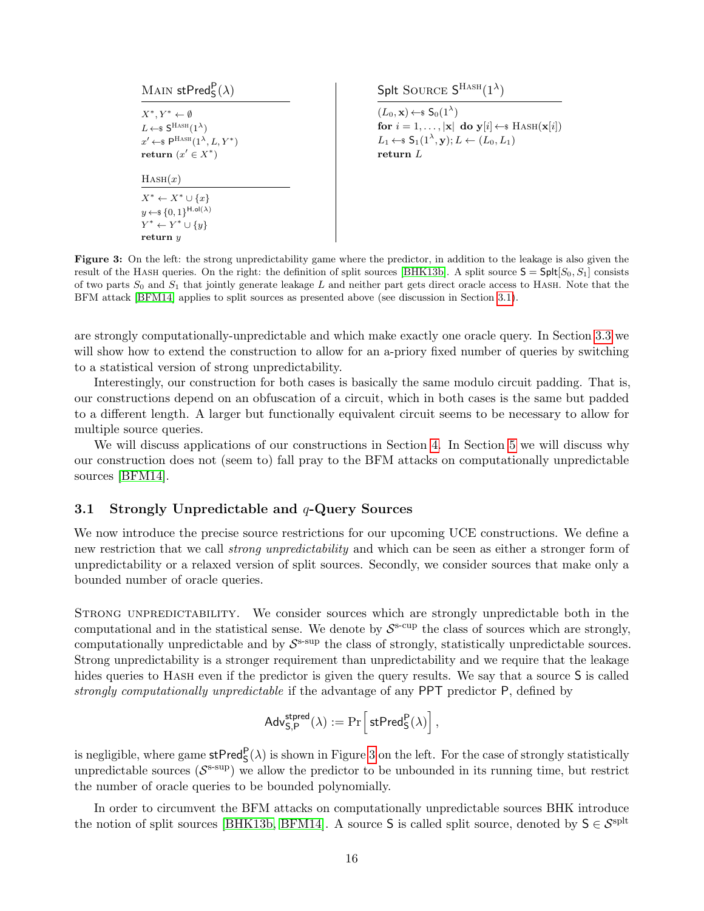**MAIN $\mathsf{stPred}^{\mathsf{P}}_{\mathsf{S}}(\lambda)$**

```
X*, Y* ← ∅
L ←$ S^HASH(1^λ)
x' ←$ P^HASH(1^λ, L, Y*)
return (x' ∈ X*)
```

**HASH$(x)$**

```
X* ← X* ∪ {x}
y ←$ {0,1}^{H.ol(λ)}
Y* ← Y* ∪ {y}
return y
```

**Splt SOURCE $\mathsf{S}^{\text{HASH}}(1^\lambda)$**

```
(L_0, x) ←$ S_0(1^λ)
for i = 1, ..., |x| do y[i] ←$ HASH(x[i])
L_1 ←$ S_1(1^λ, y); L ← (L_0, L_1)
return L
```

**Figure 3:** On the left: the strong unpredictability game where the predictor, in addition to the leakage is also given the result of the HASH queries. On the right: the definition of split sources [BHK13b]. A split source $\mathsf{S} = \mathsf{Splt}[S_0, S_1]$ consists of two parts $S_0$ and $S_1$ that jointly generate leakage $L$ and neither part gets direct oracle access to HASH. Note that the BFM attack [BFM14] applies to split sources as presented above (see discussion in Section 3.1).

are strongly computationally-unpredictable and which make exactly one oracle query. In Section 3.3 we will show how to extend the construction to allow for an a-priory fixed number of queries by switching to a statistical version of strong unpredictability.

Interestingly, our construction for both cases is basically the same modulo circuit padding. That is, our constructions depend on an obfuscation of a circuit, which in both cases is the same but padded to a different length. A larger but functionally equivalent circuit seems to be necessary to allow for multiple source queries.

We will discuss applications of our constructions in Section 4. In Section 5 we will discuss why our construction does not (seem to) fall pray to the BFM attacks on computationally unpredictable sources [BFM14].

### 3.1 Strongly Unpredictable and $q$-Query Sources

We now introduce the precise source restrictions for our upcoming UCE constructions. We define a new restriction that we call *strong unpredictability* and which can be seen as either a stronger form of unpredictability or a relaxed version of split sources. Secondly, we consider sources that make only a bounded number of oracle queries.

STRONG UNPREDICTABILITY. We consider sources which are strongly unpredictable both in the computational and in the statistical sense. We denote by $\mathcal{S}^{\text{s-cup}}$ the class of sources which are strongly, computationally unpredictable and by $\mathcal{S}^{\text{s-sup}}$ the class of strongly, statistically unpredictable sources. Strong unpredictability is a stronger requirement than unpredictability and we require that the leakage hides queries to HASH even if the predictor is given the query results. We say that a source $\mathsf{S}$ is called *strongly computationally unpredictable* if the advantage of any PPT predictor $\mathsf{P}$, defined by

$$\mathsf{Adv}^{\mathsf{stpred}}_{\mathsf{S},\mathsf{P}}(\lambda) := \Pr\left[\mathsf{stPred}^{\mathsf{P}}_{\mathsf{S}}(\lambda)\right],$$

is negligible, where game $\mathsf{stPred}^{\mathsf{P}}_{\mathsf{S}}(\lambda)$ is shown in Figure 3 on the left. For the case of strongly statistically unpredictable sources ($\mathcal{S}^{\text{s-sup}}$) we allow the predictor to be unbounded in its running time, but restrict the number of oracle queries to be bounded polynomially.

In order to circumvent the BFM attacks on computationally unpredictable sources BHK introduce the notion of split sources [BHK13b, BFM14]. A source $\mathsf{S}$ is called split source, denoted by $\mathsf{S} \in \mathcal{S}^{\text{splt}}$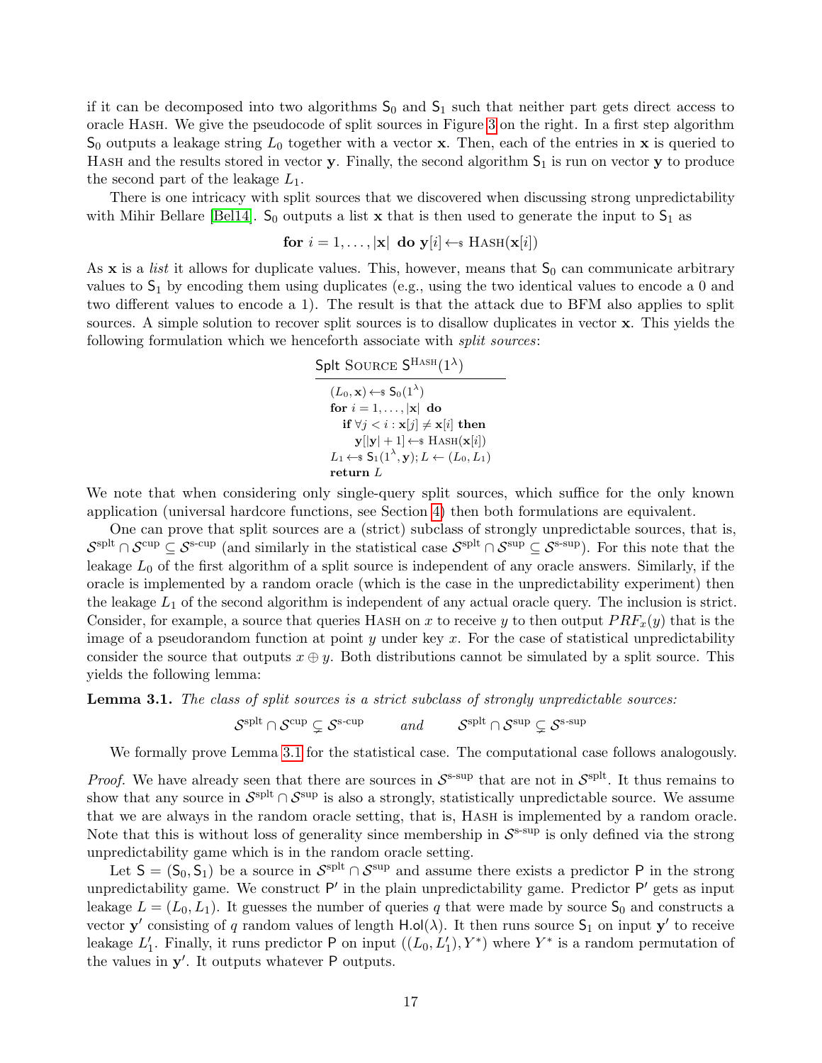if it can be decomposed into two algorithms $\mathsf{S}_0$ and $\mathsf{S}_1$ such that neither part gets direct access to oracle HASH. We give the pseudocode of split sources in Figure 3 on the right. In a first step algorithm $\mathsf{S}_0$ outputs a leakage string $L_0$ together with a vector $\mathbf{x}$. Then, each of the entries in $\mathbf{x}$ is queried to HASH and the results stored in vector $\mathbf{y}$. Finally, the second algorithm $\mathsf{S}_1$ is run on vector $\mathbf{y}$ to produce the second part of the leakage $L_1$.

There is one intricacy with split sources that we discovered when discussing strong unpredictability with Mihir Bellare [Bel14]. $\mathsf{S}_0$ outputs a list $\mathbf{x}$ that is then used to generate the input to $\mathsf{S}_1$ as

$$\textbf{for } i = 1, \ldots, |\mathbf{x}| \textbf{ do } \mathbf{y}[i] \leftarrow\!\!\$\ \textsc{Hash}(\mathbf{x}[i])$$

As $\mathbf{x}$ is a *list* it allows for duplicate values. This, however, means that $\mathsf{S}_0$ can communicate arbitrary values to $\mathsf{S}_1$ by encoding them using duplicates (e.g., using the two identical values to encode a 0 and two different values to encode a 1). The result is that the attack due to BFM also applies to split sources. A simple solution to recover split sources is to disallow duplicates in vector $\mathbf{x}$. This yields the following formulation which we henceforth associate with *split sources*:

```
Splt SOURCE S^HASH(1^λ)
-----------------------------
(L_0, x) <-$ S_0(1^λ)
for i = 1, ..., |x| do
   if ∀ j < i : x[j] ≠ x[i] then
      y[|y| + 1] <-$ HASH(x[i])
L_1 <-$ S_1(1^λ, y); L <- (L_0, L_1)
return L
```

We note that when considering only single-query split sources, which suffice for the only known application (universal hardcore functions, see Section 4) then both formulations are equivalent.

One can prove that split sources are a (strict) subclass of strongly unpredictable sources, that is, $\mathcal{S}^{\text{splt}} \cap \mathcal{S}^{\text{cup}} \subseteq \mathcal{S}^{\text{s-cup}}$ (and similarly in the statistical case $\mathcal{S}^{\text{splt}} \cap \mathcal{S}^{\text{sup}} \subseteq \mathcal{S}^{\text{s-sup}}$). For this note that the leakage $L_0$ of the first algorithm of a split source is independent of any oracle answers. Similarly, if the oracle is implemented by a random oracle (which is the case in the unpredictability experiment) then the leakage $L_1$ of the second algorithm is independent of any actual oracle query. The inclusion is strict. Consider, for example, a source that queries HASH on $x$ to receive $y$ to then output $PRF_x(y)$ that is the image of a pseudorandom function at point $y$ under key $x$. For the case of statistical unpredictability consider the source that outputs $x \oplus y$. Both distributions cannot be simulated by a split source. This yields the following lemma:

**Lemma 3.1.** *The class of split sources is a strict subclass of strongly unpredictable sources:*

$$\mathcal{S}^{\text{splt}} \cap \mathcal{S}^{\text{cup}} \subsetneq \mathcal{S}^{\text{s-cup}} \qquad \textit{and} \qquad \mathcal{S}^{\text{splt}} \cap \mathcal{S}^{\text{sup}} \subsetneq \mathcal{S}^{\text{s-sup}}$$

We formally prove Lemma 3.1 for the statistical case. The computational case follows analogously.

*Proof.* We have already seen that there are sources in $\mathcal{S}^{\text{s-sup}}$ that are not in $\mathcal{S}^{\text{splt}}$. It thus remains to show that any source in $\mathcal{S}^{\text{splt}} \cap \mathcal{S}^{\text{sup}}$ is also a strongly, statistically unpredictable source. We assume that we are always in the random oracle setting, that is, HASH is implemented by a random oracle. Note that this is without loss of generality since membership in $\mathcal{S}^{\text{s-sup}}$ is only defined via the strong unpredictability game which is in the random oracle setting.

Let $\mathsf{S} = (\mathsf{S}_0, \mathsf{S}_1)$ be a source in $\mathcal{S}^{\text{splt}} \cap \mathcal{S}^{\text{sup}}$ and assume there exists a predictor $\mathsf{P}$ in the strong unpredictability game. We construct $\mathsf{P}'$ in the plain unpredictability game. Predictor $\mathsf{P}'$ gets as input leakage $L = (L_0, L_1)$. It guesses the number of queries $q$ that were made by source $\mathsf{S}_0$ and constructs a vector $\mathbf{y}'$ consisting of $q$ random values of length $\mathsf{H.ol}(\lambda)$. It then runs source $\mathsf{S}_1$ on input $\mathbf{y}'$ to receive leakage $L_1'$. Finally, it runs predictor $\mathsf{P}$ on input $((L_0, L_1'), Y^*)$ where $Y^*$ is a random permutation of the values in $\mathbf{y}'$. It outputs whatever $\mathsf{P}$ outputs.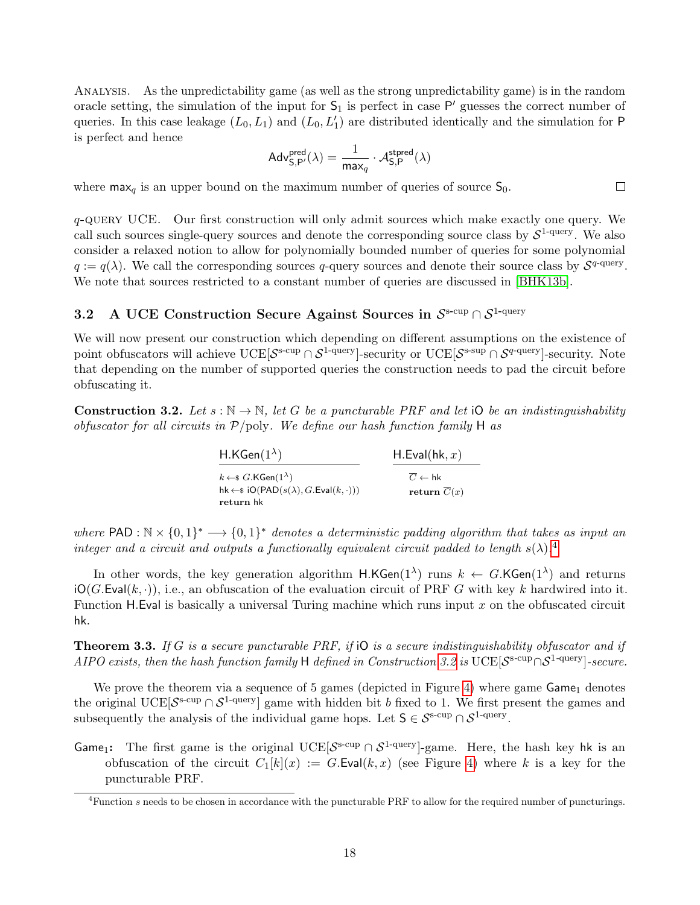Analysis. As the unpredictability game (as well as the strong unpredictability game) is in the random oracle setting, the simulation of the input for $\mathsf{S}_1$ is perfect in case $\mathsf{P}'$ guesses the correct number of queries. In this case leakage $(L_0, L_1)$ and $(L_0, L_1')$ are distributed identically and the simulation for $\mathsf{P}$ is perfect and hence

$$\mathsf{Adv}^{\mathsf{pred}}_{\mathsf{S},\mathsf{P}'}(\lambda) = \frac{1}{\mathsf{max}_q} \cdot \mathcal{A}^{\mathsf{stpred}}_{\mathsf{S},\mathsf{P}}(\lambda)$$

where $\mathsf{max}_q$ is an upper bound on the maximum number of queries of source $\mathsf{S}_0$. □

$q$-query UCE. Our first construction will only admit sources which make exactly one query. We call such sources single-query sources and denote the corresponding source class by $\mathcal{S}^{\text{1-query}}$. We also consider a relaxed notion to allow for polynomially bounded number of queries for some polynomial $q := q(\lambda)$. We call the corresponding sources $q$-query sources and denote their source class by $\mathcal{S}^{q\text{-query}}$. We note that sources restricted to a constant number of queries are discussed in [BHK13b].

### 3.2 A UCE Construction Secure Against Sources in $\mathcal{S}^{\text{s-cup}} \cap \mathcal{S}^{\text{1-query}}$

We will now present our construction which depending on different assumptions on the existence of point obfuscators will achieve UCE$[\mathcal{S}^{\text{s-cup}} \cap \mathcal{S}^{\text{1-query}}]$-security or UCE$[\mathcal{S}^{\text{s-sup}} \cap \mathcal{S}^{q\text{-query}}]$-security. Note that depending on the number of supported queries the construction needs to pad the circuit before obfuscating it.

**Construction 3.2.** *Let $s : \mathbb{N} \to \mathbb{N}$, let $G$ be a puncturable PRF and let $\mathsf{iO}$ be an indistinguishability obfuscator for all circuits in $\mathcal{P}/\text{poly}$. We define our hash function family $\mathsf{H}$ as*

```
H.KGen(1^λ)
k ←$ G.KGen(1^λ)
hk ←$ iO(PAD(s(λ), G.Eval(k, ·)))
return hk

H.Eval(hk, x)
C̄ ← hk
return C̄(x)
```

*where $\mathsf{PAD} : \mathbb{N} \times \{0,1\}^* \longrightarrow \{0,1\}^*$ denotes a deterministic padding algorithm that takes as input an integer and a circuit and outputs a functionally equivalent circuit padded to length $s(\lambda)$.*[4]

In other words, the key generation algorithm $\mathsf{H.KGen}(1^\lambda)$ runs $k \leftarrow G.\mathsf{KGen}(1^\lambda)$ and returns $\mathsf{iO}(G.\mathsf{Eval}(k,\cdot))$, i.e., an obfuscation of the evaluation circuit of PRF $G$ with key $k$ hardwired into it. Function $\mathsf{H.Eval}$ is basically a universal Turing machine which runs input $x$ on the obfuscated circuit $\mathsf{hk}$.

**Theorem 3.3.** *If $G$ is a secure puncturable PRF, if $\mathsf{iO}$ is a secure indistinguishability obfuscator and if AIPO exists, then the hash function family $\mathsf{H}$ defined in Construction 3.2 is UCE$[\mathcal{S}^{\text{s-cup}} \cap \mathcal{S}^{\text{1-query}}]$-secure.*

We prove the theorem via a sequence of 5 games (depicted in Figure 4) where game $\mathsf{Game}_1$ denotes the original UCE$[\mathcal{S}^{\text{s-cup}} \cap \mathcal{S}^{\text{1-query}}]$ game with hidden bit $b$ fixed to 1. We first present the games and subsequently the analysis of the individual game hops. Let $\mathsf{S} \in \mathcal{S}^{\text{s-cup}} \cap \mathcal{S}^{\text{1-query}}$.

$\mathsf{Game}_1$**:** The first game is the original UCE$[\mathcal{S}^{\text{s-cup}} \cap \mathcal{S}^{\text{1-query}}]$-game. Here, the hash key $\mathsf{hk}$ is an obfuscation of the circuit $C_1[k](x) := G.\mathsf{Eval}(k, x)$ (see Figure 4) where $k$ is a key for the puncturable PRF.

[4] Function $s$ needs to be chosen in accordance with the puncturable PRF to allow for the required number of puncturings.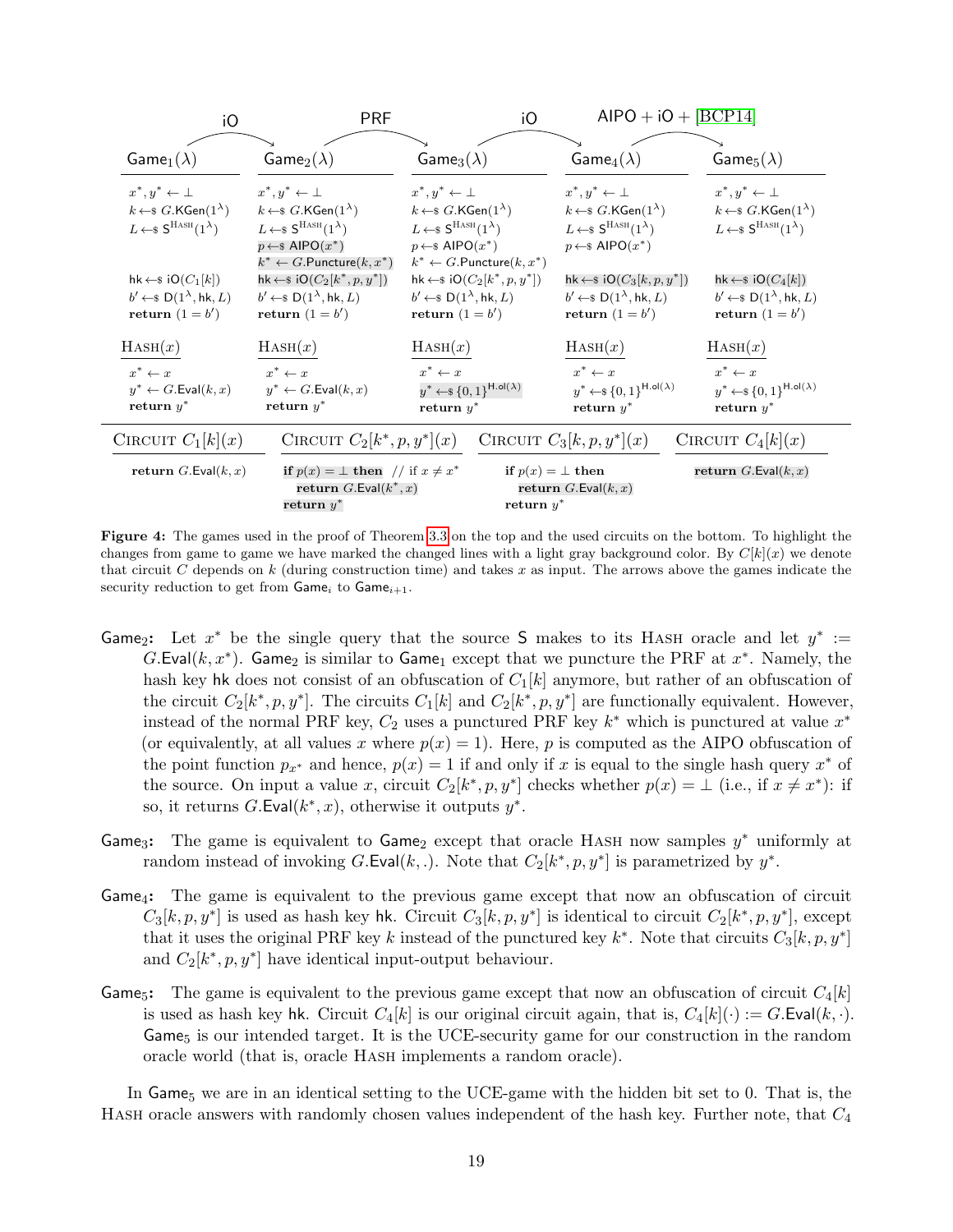| $\xrightarrow{\text{iO}}$ | $\xrightarrow{\text{PRF}}$ | $\xrightarrow{\text{iO}}$ | $\xrightarrow{\text{AIPO + iO + [BCP14]}}$ | |
|---|---|---|---|---|
| $\mathsf{Game}_1(\lambda)$ | $\mathsf{Game}_2(\lambda)$ | $\mathsf{Game}_3(\lambda)$ | $\mathsf{Game}_4(\lambda)$ | $\mathsf{Game}_5(\lambda)$ |
| $x^*, y^* \leftarrow \bot$ | $x^*, y^* \leftarrow \bot$ | $x^*, y^* \leftarrow \bot$ | $x^*, y^* \leftarrow \bot$ | $x^*, y^* \leftarrow \bot$ |
| $k \leftarrow\!\$\; G.\mathsf{KGen}(1^\lambda)$ | $k \leftarrow\!\$\; G.\mathsf{KGen}(1^\lambda)$ | $k \leftarrow\!\$\; G.\mathsf{KGen}(1^\lambda)$ | $k \leftarrow\!\$\; G.\mathsf{KGen}(1^\lambda)$ | $k \leftarrow\!\$\; G.\mathsf{KGen}(1^\lambda)$ |
| $L \leftarrow\!\$\; \mathsf{S}^{\textsc{Hash}}(1^\lambda)$ | $L \leftarrow\!\$\; \mathsf{S}^{\textsc{Hash}}(1^\lambda)$ | $L \leftarrow\!\$\; \mathsf{S}^{\textsc{Hash}}(1^\lambda)$ | $L \leftarrow\!\$\; \mathsf{S}^{\textsc{Hash}}(1^\lambda)$ | $L \leftarrow\!\$\; \mathsf{S}^{\textsc{Hash}}(1^\lambda)$ |
| | $p \leftarrow\!\$\; \mathsf{AIPO}(x^*)$ | $p \leftarrow\!\$\; \mathsf{AIPO}(x^*)$ | $p \leftarrow\!\$\; \mathsf{AIPO}(x^*)$ | |
| | $k^* \leftarrow G.\mathsf{Puncture}(k, x^*)$ | $k^* \leftarrow G.\mathsf{Puncture}(k, x^*)$ | | |
| $\mathsf{hk} \leftarrow\!\$\; \mathsf{iO}(C_1[k])$ | $\mathsf{hk} \leftarrow\!\$\; \mathsf{iO}(C_2[k^*, p, y^*])$ | $\mathsf{hk} \leftarrow\!\$\; \mathsf{iO}(C_2[k^*, p, y^*])$ | $\mathsf{hk} \leftarrow\!\$\; \mathsf{iO}(C_3[k, p, y^*])$ | $\mathsf{hk} \leftarrow\!\$\; \mathsf{iO}(C_4[k])$ |
| $b' \leftarrow\!\$\; \mathsf{D}(1^\lambda, \mathsf{hk}, L)$ | $b' \leftarrow\!\$\; \mathsf{D}(1^\lambda, \mathsf{hk}, L)$ | $b' \leftarrow\!\$\; \mathsf{D}(1^\lambda, \mathsf{hk}, L)$ | $b' \leftarrow\!\$\; \mathsf{D}(1^\lambda, \mathsf{hk}, L)$ | $b' \leftarrow\!\$\; \mathsf{D}(1^\lambda, \mathsf{hk}, L)$ |
| **return** $(1 = b')$ | **return** $(1 = b')$ | **return** $(1 = b')$ | **return** $(1 = b')$ | **return** $(1 = b')$ |
| $\textsc{Hash}(x)$ | $\textsc{Hash}(x)$ | $\textsc{Hash}(x)$ | $\textsc{Hash}(x)$ | $\textsc{Hash}(x)$ |
| $x^* \leftarrow x$ | $x^* \leftarrow x$ | $x^* \leftarrow x$ | $x^* \leftarrow x$ | $x^* \leftarrow x$ |
| $y^* \leftarrow G.\mathsf{Eval}(k, x)$ | $y^* \leftarrow G.\mathsf{Eval}(k, x)$ | $y^* \leftarrow\!\$\; \{0,1\}^{\mathsf{H.ol}(\lambda)}$ | $y^* \leftarrow\!\$\; \{0,1\}^{\mathsf{H.ol}(\lambda)}$ | $y^* \leftarrow\!\$\; \{0,1\}^{\mathsf{H.ol}(\lambda)}$ |
| **return** $y^*$ | **return** $y^*$ | **return** $y^*$ | **return** $y^*$ | **return** $y^*$ |

| $\textsc{Circuit}\ C_1[k](x)$ | $\textsc{Circuit}\ C_2[k^*, p, y^*](x)$ | $\textsc{Circuit}\ C_3[k, p, y^*](x)$ | $\textsc{Circuit}\ C_4[k](x)$ |
|---|---|---|---|
| **return** $G.\mathsf{Eval}(k, x)$ | **if** $p(x) = \bot$ **then** // if $x \neq x^*$ <br> **return** $G.\mathsf{Eval}(k^*, x)$ <br> **return** $y^*$ | **if** $p(x) = \bot$ **then** <br> **return** $G.\mathsf{Eval}(k, x)$ <br> **return** $y^*$ | **return** $G.\mathsf{Eval}(k, x)$ |

**Figure 4:** The games used in the proof of Theorem 3.3 on the top and the used circuits on the bottom. To highlight the changes from game to game we have marked the changed lines with a light gray background color. By $C[k](x)$ we denote that circuit $C$ depends on $k$ (during construction time) and takes $x$ as input. The arrows above the games indicate the security reduction to get from $\mathsf{Game}_i$ to $\mathsf{Game}_{i+1}$.

$\mathsf{Game}_2$**:** Let $x^*$ be the single query that the source $\mathsf{S}$ makes to its $\textsc{Hash}$ oracle and let $y^* := G.\mathsf{Eval}(k, x^*)$. $\mathsf{Game}_2$ is similar to $\mathsf{Game}_1$ except that we puncture the PRF at $x^*$. Namely, the hash key $\mathsf{hk}$ does not consist of an obfuscation of $C_1[k]$ anymore, but rather of an obfuscation of the circuit $C_2[k^*, p, y^*]$. The circuits $C_1[k]$ and $C_2[k^*, p, y^*]$ are functionally equivalent. However, instead of the normal PRF key, $C_2$ uses a punctured PRF key $k^*$ which is punctured at value $x^*$ (or equivalently, at all values $x$ where $p(x) = 1$). Here, $p$ is computed as the AIPO obfuscation of the point function $p_{x^*}$ and hence, $p(x) = 1$ if and only if $x$ is equal to the single hash query $x^*$ of the source. On input a value $x$, circuit $C_2[k^*, p, y^*]$ checks whether $p(x) = \bot$ (i.e., if $x \neq x^*$): if so, it returns $G.\mathsf{Eval}(k^*, x)$, otherwise it outputs $y^*$.

$\mathsf{Game}_3$**:** The game is equivalent to $\mathsf{Game}_2$ except that oracle $\textsc{Hash}$ now samples $y^*$ uniformly at random instead of invoking $G.\mathsf{Eval}(k, .)$. Note that $C_2[k^*, p, y^*]$ is parametrized by $y^*$.

$\mathsf{Game}_4$**:** The game is equivalent to the previous game except that now an obfuscation of circuit $C_3[k, p, y^*]$ is used as hash key $\mathsf{hk}$. Circuit $C_3[k, p, y^*]$ is identical to circuit $C_2[k^*, p, y^*]$, except that it uses the original PRF key $k$ instead of the punctured key $k^*$. Note that circuits $C_3[k, p, y^*]$ and $C_2[k^*, p, y^*]$ have identical input-output behaviour.

$\mathsf{Game}_5$**:** The game is equivalent to the previous game except that now an obfuscation of circuit $C_4[k]$ is used as hash key $\mathsf{hk}$. Circuit $C_4[k]$ is our original circuit again, that is, $C_4[k](\cdot) := G.\mathsf{Eval}(k, \cdot)$. $\mathsf{Game}_5$ is our intended target. It is the UCE-security game for our construction in the random oracle world (that is, oracle $\textsc{Hash}$ implements a random oracle).

In $\mathsf{Game}_5$ we are in an identical setting to the UCE-game with the hidden bit set to 0. That is, the $\textsc{Hash}$ oracle answers with randomly chosen values independent of the hash key. Further note, that $C_4$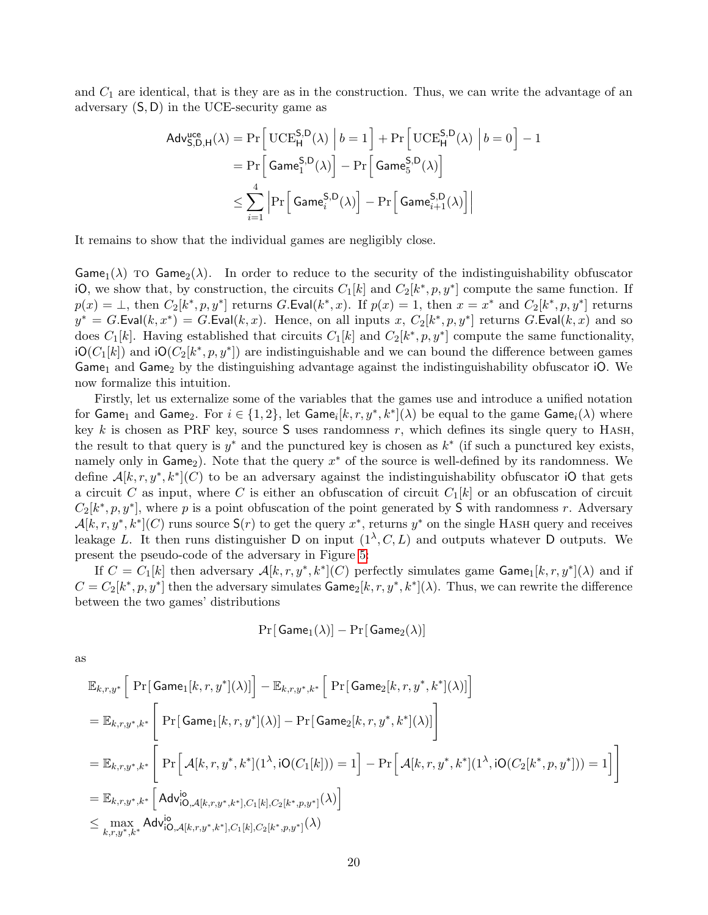and $C_1$ are identical, that is they are as in the construction. Thus, we can write the advantage of an adversary $(\mathsf{S}, \mathsf{D})$ in the UCE-security game as

$$
\begin{aligned}
\mathsf{Adv}^{\mathsf{uce}}_{\mathsf{S},\mathsf{D},\mathsf{H}}(\lambda) &= \Pr\Big[\,\mathrm{UCE}^{\mathsf{S},\mathsf{D}}_{\mathsf{H}}(\lambda)\;\Big|\, b=1\Big] + \Pr\Big[\,\mathrm{UCE}^{\mathsf{S},\mathsf{D}}_{\mathsf{H}}(\lambda)\;\Big|\, b=0\Big] - 1 \\
&= \Pr\Big[\,\mathsf{Game}^{\mathsf{S},\mathsf{D}}_{1}(\lambda)\Big] - \Pr\Big[\,\mathsf{Game}^{\mathsf{S},\mathsf{D}}_{5}(\lambda)\Big] \\
&\leq \sum_{i=1}^{4} \Big|\Pr\Big[\,\mathsf{Game}^{\mathsf{S},\mathsf{D}}_{i}(\lambda)\Big] - \Pr\Big[\,\mathsf{Game}^{\mathsf{S},\mathsf{D}}_{i+1}(\lambda)\Big]\Big|
\end{aligned}
$$

It remains to show that the individual games are negligibly close.

$\mathsf{Game}_1(\lambda)$ TO $\mathsf{Game}_2(\lambda)$. In order to reduce to the security of the indistinguishability obfuscator $\mathsf{iO}$, we show that, by construction, the circuits $C_1[k]$ and $C_2[k^*, p, y^*]$ compute the same function. If $p(x) = \bot$, then $C_2[k^*, p, y^*]$ returns $G.\mathsf{Eval}(k^*, x)$. If $p(x) = 1$, then $x = x^*$ and $C_2[k^*, p, y^*]$ returns $y^* = G.\mathsf{Eval}(k, x^*) = G.\mathsf{Eval}(k, x)$. Hence, on all inputs $x$, $C_2[k^*, p, y^*]$ returns $G.\mathsf{Eval}(k, x)$ and so does $C_1[k]$. Having established that circuits $C_1[k]$ and $C_2[k^*, p, y^*]$ compute the same functionality, $\mathsf{iO}(C_1[k])$ and $\mathsf{iO}(C_2[k^*, p, y^*])$ are indistinguishable and we can bound the difference between games $\mathsf{Game}_1$ and $\mathsf{Game}_2$ by the distinguishing advantage against the indistinguishability obfuscator $\mathsf{iO}$. We now formalize this intuition.

Firstly, let us externalize some of the variables that the games use and introduce a unified notation for $\mathsf{Game}_1$ and $\mathsf{Game}_2$. For $i \in \{1, 2\}$, let $\mathsf{Game}_i[k, r, y^*, k^*](\lambda)$ be equal to the game $\mathsf{Game}_i(\lambda)$ where key $k$ is chosen as PRF key, source $\mathsf{S}$ uses randomness $r$, which defines its single query to HASH, the result to that query is $y^*$ and the punctured key is chosen as $k^*$ (if such a punctured key exists, namely only in $\mathsf{Game}_2$). Note that the query $x^*$ of the source is well-defined by its randomness. We define $\mathcal{A}[k, r, y^*, k^*](C)$ to be an adversary against the indistinguishability obfuscator $\mathsf{iO}$ that gets a circuit $C$ as input, where $C$ is either an obfuscation of circuit $C_1[k]$ or an obfuscation of circuit $C_2[k^*, p, y^*]$, where $p$ is a point obfuscation of the point generated by $\mathsf{S}$ with randomness $r$. Adversary $\mathcal{A}[k, r, y^*, k^*](C)$ runs source $\mathsf{S}(r)$ to get the query $x^*$, returns $y^*$ on the single HASH query and receives leakage $L$. It then runs distinguisher $\mathsf{D}$ on input $(1^\lambda, C, L)$ and outputs whatever $\mathsf{D}$ outputs. We present the pseudo-code of the adversary in Figure 5.

If $C = C_1[k]$ then adversary $\mathcal{A}[k, r, y^*, k^*](C)$ perfectly simulates game $\mathsf{Game}_1[k, r, y^*](\lambda)$ and if $C = C_2[k^*, p, y^*]$ then the adversary simulates $\mathsf{Game}_2[k, r, y^*, k^*](\lambda)$. Thus, we can rewrite the difference between the two games' distributions

$$
\Pr[\,\mathsf{Game}_1(\lambda)] - \Pr[\,\mathsf{Game}_2(\lambda)]
$$

as

$$
\begin{aligned}
&\mathbb{E}_{k,r,y^*}\Big[\,\Pr[\,\mathsf{Game}_1[k, r, y^*](\lambda)]\Big] - \mathbb{E}_{k,r,y^*,k^*}\Big[\,\Pr[\,\mathsf{Game}_2[k, r, y^*, k^*](\lambda)]\Big] \\
&= \mathbb{E}_{k,r,y^*,k^*}\Bigg[\,\Pr[\,\mathsf{Game}_1[k, r, y^*](\lambda)] - \Pr[\,\mathsf{Game}_2[k, r, y^*, k^*](\lambda)]\Bigg] \\
&= \mathbb{E}_{k,r,y^*,k^*}\Bigg[\,\Pr\Big[\mathcal{A}[k, r, y^*, k^*](1^\lambda, \mathsf{iO}(C_1[k])) = 1\Big] - \Pr\Big[\mathcal{A}[k, r, y^*, k^*](1^\lambda, \mathsf{iO}(C_2[k^*, p, y^*])) = 1\Big]\Bigg] \\
&= \mathbb{E}_{k,r,y^*,k^*}\Big[\mathsf{Adv}^{\mathsf{io}}_{\mathsf{iO},\mathcal{A}[k,r,y^*,k^*],C_1[k],C_2[k^*,p,y^*]}(\lambda)\Big] \\
&\leq \max_{k,r,y^*,k^*} \mathsf{Adv}^{\mathsf{io}}_{\mathsf{iO},\mathcal{A}[k,r,y^*,k^*],C_1[k],C_2[k^*,p,y^*]}(\lambda)
\end{aligned}
$$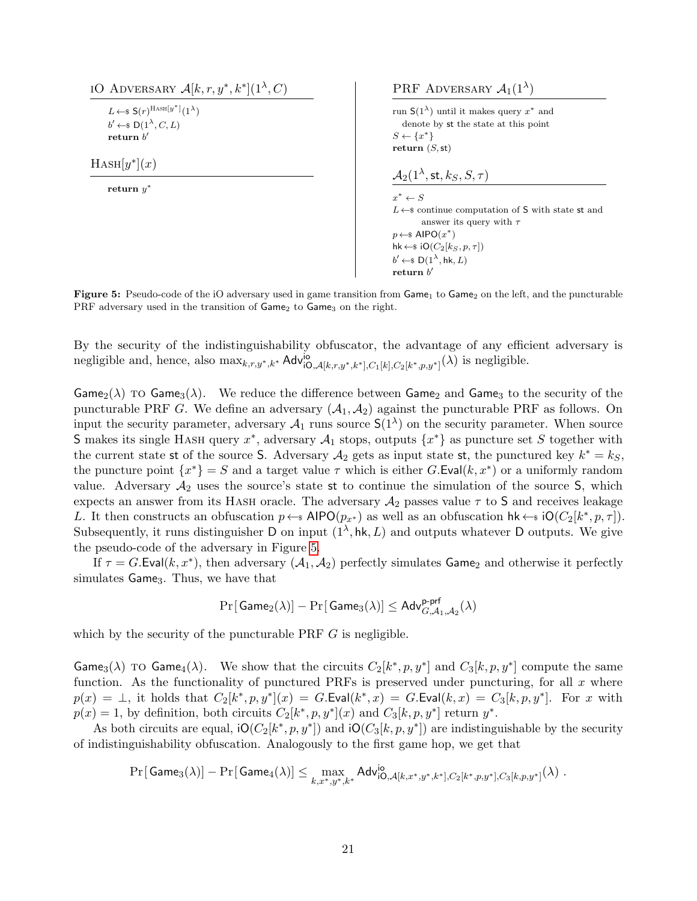**iO Adversary** $\mathcal{A}[k, r, y^*, k^*](1^\lambda, C)$

```
L ←$ S(r)^{Hash[y*]}(1^λ)
b' ←$ D(1^λ, C, L)
return b'
```

**Hash**$[y^*](x)$

```
return y*
```

**PRF Adversary** $\mathcal{A}_1(1^\lambda)$

```
run S(1^λ) until it makes query x* and
  denote by st the state at this point
S ← {x*}
return (S, st)
```

$\mathcal{A}_2(1^\lambda, \mathsf{st}, k_S, S, \tau)$

```
x* ← S
L ←$ continue computation of S with state st and
      answer its query with τ
p ←$ AIPO(x*)
hk ←$ iO(C_2[k_S, p, τ])
b' ←$ D(1^λ, hk, L)
return b'
```

**Figure 5:** Pseudo-code of the iO adversary used in game transition from $\mathsf{Game}_1$ to $\mathsf{Game}_2$ on the left, and the puncturable PRF adversary used in the transition of $\mathsf{Game}_2$ to $\mathsf{Game}_3$ on the right.

By the security of the indistinguishability obfuscator, the advantage of any efficient adversary is negligible and, hence, also $\max_{k,r,y^*,k^*} \mathsf{Adv}^{\mathsf{io}}_{\mathsf{iO},\mathcal{A}[k,r,y^*,k^*],C_1[k],C_2[k^*,p,y^*]}(\lambda)$ is negligible.

$\mathsf{Game}_2(\lambda)$ to $\mathsf{Game}_3(\lambda)$. We reduce the difference between $\mathsf{Game}_2$ and $\mathsf{Game}_3$ to the security of the puncturable PRF $G$. We define an adversary $(\mathcal{A}_1, \mathcal{A}_2)$ against the puncturable PRF as follows. On input the security parameter, adversary $\mathcal{A}_1$ runs source $\mathsf{S}(1^\lambda)$ on the security parameter. When source $\mathsf{S}$ makes its single Hash query $x^*$, adversary $\mathcal{A}_1$ stops, outputs $\{x^*\}$ as puncture set $S$ together with the current state $\mathsf{st}$ of the source $\mathsf{S}$. Adversary $\mathcal{A}_2$ gets as input state $\mathsf{st}$, the punctured key $k^* = k_S$, the puncture point $\{x^*\} = S$ and a target value $\tau$ which is either $G.\mathsf{Eval}(k, x^*)$ or a uniformly random value. Adversary $\mathcal{A}_2$ uses the source's state $\mathsf{st}$ to continue the simulation of the source $\mathsf{S}$, which expects an answer from its Hash oracle. The adversary $\mathcal{A}_2$ passes value $\tau$ to $\mathsf{S}$ and receives leakage $L$. It then constructs an obfuscation $p \leftarrow\$ \mathsf{AIPO}(p_{x^*})$ as well as an obfuscation $\mathsf{hk} \leftarrow\$ \mathsf{iO}(C_2[k^*, p, \tau])$. Subsequently, it runs distinguisher $\mathsf{D}$ on input $(1^\lambda, \mathsf{hk}, L)$ and outputs whatever $\mathsf{D}$ outputs. We give the pseudo-code of the adversary in Figure 5.

If $\tau = G.\mathsf{Eval}(k, x^*)$, then adversary $(\mathcal{A}_1, \mathcal{A}_2)$ perfectly simulates $\mathsf{Game}_2$ and otherwise it perfectly simulates $\mathsf{Game}_3$. Thus, we have that

$$\Pr[\,\mathsf{Game}_2(\lambda)] - \Pr[\,\mathsf{Game}_3(\lambda)] \leq \mathsf{Adv}^{\mathsf{p\text{-}prf}}_{G,\mathcal{A}_1,\mathcal{A}_2}(\lambda)$$

which by the security of the puncturable PRF $G$ is negligible.

$\mathsf{Game}_3(\lambda)$ to $\mathsf{Game}_4(\lambda)$. We show that the circuits $C_2[k^*, p, y^*]$ and $C_3[k, p, y^*]$ compute the same function. As the functionality of punctured PRFs is preserved under puncturing, for all $x$ where $p(x) = \bot$, it holds that $C_2[k^*, p, y^*](x) = G.\mathsf{Eval}(k^*, x) = G.\mathsf{Eval}(k, x) = C_3[k, p, y^*]$. For $x$ with $p(x) = 1$, by definition, both circuits $C_2[k^*, p, y^*](x)$ and $C_3[k, p, y^*]$ return $y^*$.

As both circuits are equal, $\mathsf{iO}(C_2[k^*, p, y^*])$ and $\mathsf{iO}(C_3[k, p, y^*])$ are indistinguishable by the security of indistinguishability obfuscation. Analogously to the first game hop, we get that

$$\Pr[\,\mathsf{Game}_3(\lambda)] - \Pr[\,\mathsf{Game}_4(\lambda)] \leq \max_{k,x^*,y^*,k^*} \mathsf{Adv}^{\mathsf{io}}_{\mathsf{iO},\mathcal{A}[k,x^*,y^*,k^*],C_2[k^*,p,y^*],C_3[k,p,y^*]}(\lambda)\ .$$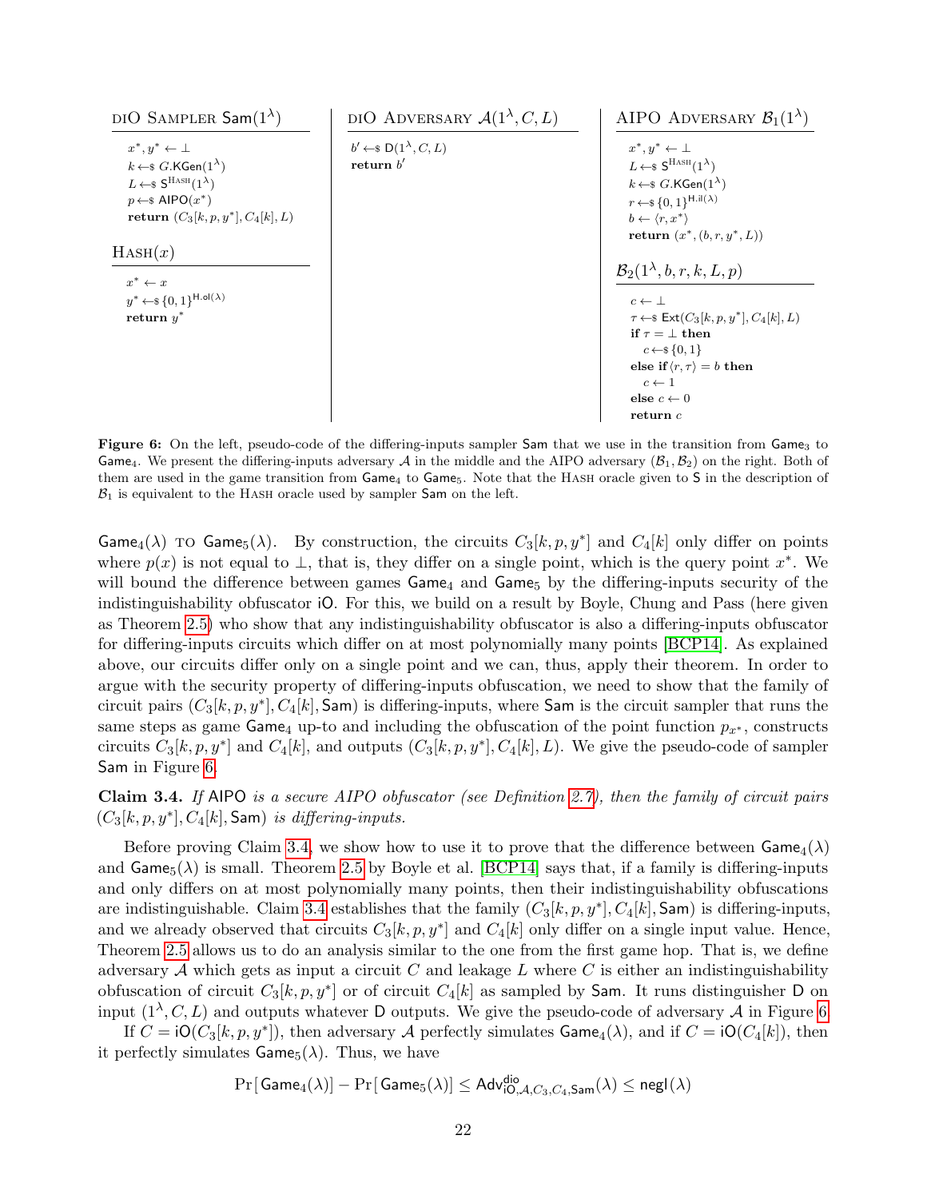**dIO Sampler $\mathsf{Sam}(1^\lambda)$**

```
x*, y* ← ⊥
k ←$ G.KGen(1^λ)
L ←$ S^HASH(1^λ)
p ←$ AIPO(x*)
return (C_3[k, p, y*], C_4[k], L)
```

**Hash$(x)$**

```
x* ← x
y* ←$ {0,1}^H.ol(λ)
return y*
```

**dIO Adversary $\mathcal{A}(1^\lambda, C, L)$**

```
b' ←$ D(1^λ, C, L)
return b'
```

**AIPO Adversary $\mathcal{B}_1(1^\lambda)$**

```
x*, y* ← ⊥
L ←$ S^HASH(1^λ)
k ←$ G.KGen(1^λ)
r ←$ {0,1}^H.il(λ)
b ← ⟨r, x*⟩
return (x*, (b, r, y*, L))
```

**$\mathcal{B}_2(1^\lambda, b, r, k, L, p)$**

```
c ← ⊥
τ ←$ Ext(C_3[k, p, y*], C_4[k], L)
if τ = ⊥ then
  c ←$ {0,1}
else if ⟨r, τ⟩ = b then
  c ← 1
else c ← 0
return c
```

**Figure 6:** On the left, pseudo-code of the differing-inputs sampler $\mathsf{Sam}$ that we use in the transition from $\mathsf{Game}_3$ to $\mathsf{Game}_4$. We present the differing-inputs adversary $\mathcal{A}$ in the middle and the AIPO adversary $(\mathcal{B}_1, \mathcal{B}_2)$ on the right. Both of them are used in the game transition from $\mathsf{Game}_4$ to $\mathsf{Game}_5$. Note that the Hash oracle given to $\mathsf{S}$ in the description of $\mathcal{B}_1$ is equivalent to the Hash oracle used by sampler $\mathsf{Sam}$ on the left.

$\mathsf{Game}_4(\lambda)$ to $\mathsf{Game}_5(\lambda)$. By construction, the circuits $C_3[k, p, y^*]$ and $C_4[k]$ only differ on points where $p(x)$ is not equal to $\perp$, that is, they differ on a single point, which is the query point $x^*$. We will bound the difference between games $\mathsf{Game}_4$ and $\mathsf{Game}_5$ by the differing-inputs security of the indistinguishability obfuscator $\mathsf{iO}$. For this, we build on a result by Boyle, Chung and Pass (here given as Theorem 2.5) who show that any indistinguishability obfuscator is also a differing-inputs obfuscator for differing-inputs circuits which differ on at most polynomially many points [BCP14]. As explained above, our circuits differ only on a single point and we can, thus, apply their theorem. In order to argue with the security property of differing-inputs obfuscation, we need to show that the family of circuit pairs $(C_3[k, p, y^*], C_4[k], \mathsf{Sam})$ is differing-inputs, where $\mathsf{Sam}$ is the circuit sampler that runs the same steps as game $\mathsf{Game}_4$ up-to and including the obfuscation of the point function $p_{x^*}$, constructs circuits $C_3[k, p, y^*]$ and $C_4[k]$, and outputs $(C_3[k, p, y^*], C_4[k], L)$. We give the pseudo-code of sampler $\mathsf{Sam}$ in Figure 6.

**Claim 3.4.** *If* $\mathsf{AIPO}$ *is a secure AIPO obfuscator (see Definition 2.7), then the family of circuit pairs* $(C_3[k, p, y^*], C_4[k], \mathsf{Sam})$ *is differing-inputs.*

Before proving Claim 3.4, we show how to use it to prove that the difference between $\mathsf{Game}_4(\lambda)$ and $\mathsf{Game}_5(\lambda)$ is small. Theorem 2.5 by Boyle et al. [BCP14] says that, if a family is differing-inputs and only differs on at most polynomially many points, then their indistinguishability obfuscations are indistinguishable. Claim 3.4 establishes that the family $(C_3[k, p, y^*], C_4[k], \mathsf{Sam})$ is differing-inputs, and we already observed that circuits $C_3[k, p, y^*]$ and $C_4[k]$ only differ on a single input value. Hence, Theorem 2.5 allows us to do an analysis similar to the one from the first game hop. That is, we define adversary $\mathcal{A}$ which gets as input a circuit $C$ and leakage $L$ where $C$ is either an indistinguishability obfuscation of circuit $C_3[k, p, y^*]$ or of circuit $C_4[k]$ as sampled by $\mathsf{Sam}$. It runs distinguisher $\mathsf{D}$ on input $(1^\lambda, C, L)$ and outputs whatever $\mathsf{D}$ outputs. We give the pseudo-code of adversary $\mathcal{A}$ in Figure 6.

If $C = \mathsf{iO}(C_3[k, p, y^*])$, then adversary $\mathcal{A}$ perfectly simulates $\mathsf{Game}_4(\lambda)$, and if $C = \mathsf{iO}(C_4[k])$, then it perfectly simulates $\mathsf{Game}_5(\lambda)$. Thus, we have

$$\Pr[\mathsf{Game}_4(\lambda)] - \Pr[\mathsf{Game}_5(\lambda)] \leq \mathsf{Adv}^{\mathsf{dio}}_{\mathsf{iO}, \mathcal{A}, C_3, C_4, \mathsf{Sam}}(\lambda) \leq \mathsf{negl}(\lambda)$$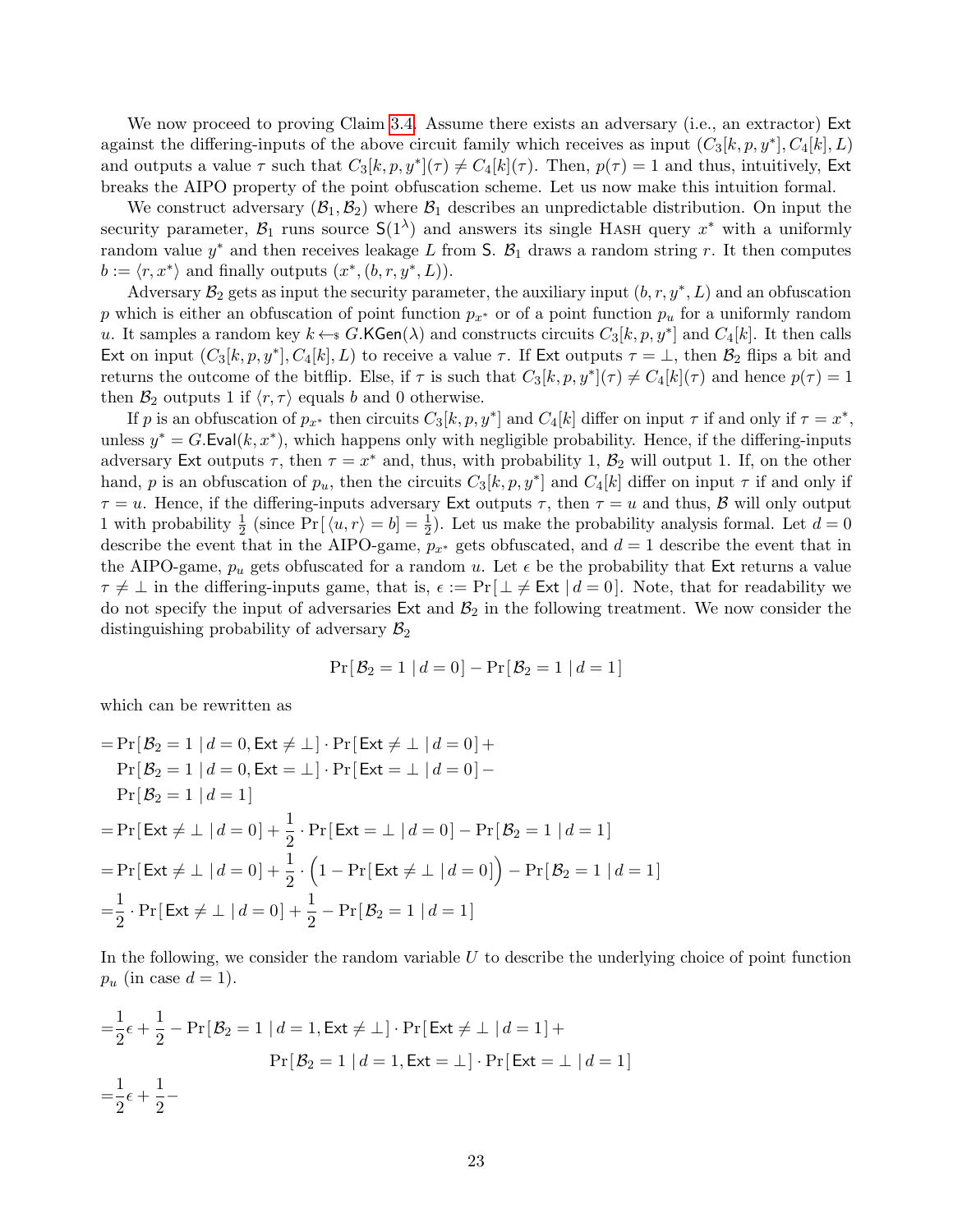We now proceed to proving Claim 3.4. Assume there exists an adversary (i.e., an extractor) $\mathsf{Ext}$ against the differing-inputs of the above circuit family which receives as input $(C_3[k, p, y^*], C_4[k], L)$ and outputs a value $\tau$ such that $C_3[k, p, y^*](\tau) \neq C_4[k](\tau)$. Then, $p(\tau) = 1$ and thus, intuitively, $\mathsf{Ext}$ breaks the AIPO property of the point obfuscation scheme. Let us now make this intuition formal.

We construct adversary $(\mathcal{B}_1, \mathcal{B}_2)$ where $\mathcal{B}_1$ describes an unpredictable distribution. On input the security parameter, $\mathcal{B}_1$ runs source $\mathsf{S}(1^\lambda)$ and answers its single HASH query $x^*$ with a uniformly random value $y^*$ and then receives leakage $L$ from $\mathsf{S}$. $\mathcal{B}_1$ draws a random string $r$. It then computes $b := \langle r, x^* \rangle$ and finally outputs $(x^*, (b, r, y^*, L))$.

Adversary $\mathcal{B}_2$ gets as input the security parameter, the auxiliary input $(b, r, y^*, L)$ and an obfuscation $p$ which is either an obfuscation of point function $p_{x^*}$ or of a point function $p_u$ for a uniformly random $u$. It samples a random key $k \leftarrow_\$ G.\mathsf{KGen}(\lambda)$ and constructs circuits $C_3[k, p, y^*]$ and $C_4[k]$. It then calls $\mathsf{Ext}$ on input $(C_3[k, p, y^*], C_4[k], L)$ to receive a value $\tau$. If $\mathsf{Ext}$ outputs $\tau = \perp$, then $\mathcal{B}_2$ flips a bit and returns the outcome of the bitflip. Else, if $\tau$ is such that $C_3[k, p, y^*](\tau) \neq C_4[k](\tau)$ and hence $p(\tau) = 1$ then $\mathcal{B}_2$ outputs 1 if $\langle r, \tau \rangle$ equals $b$ and 0 otherwise.

If $p$ is an obfuscation of $p_{x^*}$ then circuits $C_3[k, p, y^*]$ and $C_4[k]$ differ on input $\tau$ if and only if $\tau = x^*$, unless $y^* = G.\mathsf{Eval}(k, x^*)$, which happens only with negligible probability. Hence, if the differing-inputs adversary $\mathsf{Ext}$ outputs $\tau$, then $\tau = x^*$ and, thus, with probability 1, $\mathcal{B}_2$ will output 1. If, on the other hand, $p$ is an obfuscation of $p_u$, then the circuits $C_3[k, p, y^*]$ and $C_4[k]$ differ on input $\tau$ if and only if $\tau = u$. Hence, if the differing-inputs adversary $\mathsf{Ext}$ outputs $\tau$, then $\tau = u$ and thus, $\mathcal{B}$ will only output 1 with probability $\frac{1}{2}$ (since $\Pr[\langle u, r \rangle = b] = \frac{1}{2}$). Let us make the probability analysis formal. Let $d = 0$ describe the event that in the AIPO-game, $p_{x^*}$ gets obfuscated, and $d = 1$ describe the event that in the AIPO-game, $p_u$ gets obfuscated for a random $u$. Let $\epsilon$ be the probability that $\mathsf{Ext}$ returns a value $\tau \neq \perp$ in the differing-inputs game, that is, $\epsilon := \Pr[\perp \neq \mathsf{Ext} \mid d = 0]$. Note, that for readability we do not specify the input of adversaries $\mathsf{Ext}$ and $\mathcal{B}_2$ in the following treatment. We now consider the distinguishing probability of adversary $\mathcal{B}_2$

$$\Pr[\mathcal{B}_2 = 1 \mid d = 0] - \Pr[\mathcal{B}_2 = 1 \mid d = 1]$$

which can be rewritten as

$$
\begin{aligned}
=&\Pr[\mathcal{B}_2 = 1 \mid d = 0, \mathsf{Ext} \neq \perp] \cdot \Pr[\mathsf{Ext} \neq \perp \mid d = 0] + \\
&\Pr[\mathcal{B}_2 = 1 \mid d = 0, \mathsf{Ext} = \perp] \cdot \Pr[\mathsf{Ext} = \perp \mid d = 0] - \\
&\Pr[\mathcal{B}_2 = 1 \mid d = 1] \\
=&\Pr[\mathsf{Ext} \neq \perp \mid d = 0] + \frac{1}{2} \cdot \Pr[\mathsf{Ext} = \perp \mid d = 0] - \Pr[\mathcal{B}_2 = 1 \mid d = 1] \\
=&\Pr[\mathsf{Ext} \neq \perp \mid d = 0] + \frac{1}{2} \cdot \Big(1 - \Pr[\mathsf{Ext} \neq \perp \mid d = 0]\Big) - \Pr[\mathcal{B}_2 = 1 \mid d = 1] \\
=&\frac{1}{2} \cdot \Pr[\mathsf{Ext} \neq \perp \mid d = 0] + \frac{1}{2} - \Pr[\mathcal{B}_2 = 1 \mid d = 1]
\end{aligned}
$$

In the following, we consider the random variable $U$ to describe the underlying choice of point function $p_u$ (in case $d = 1$).

$$
\begin{aligned}
=&\frac{1}{2}\epsilon + \frac{1}{2} - \Pr[\mathcal{B}_2 = 1 \mid d = 1, \mathsf{Ext} \neq \perp] \cdot \Pr[\mathsf{Ext} \neq \perp \mid d = 1] + \\
&\qquad\qquad \Pr[\mathcal{B}_2 = 1 \mid d = 1, \mathsf{Ext} = \perp] \cdot \Pr[\mathsf{Ext} = \perp \mid d = 1] \\
=&\frac{1}{2}\epsilon + \frac{1}{2} -
\end{aligned}
$$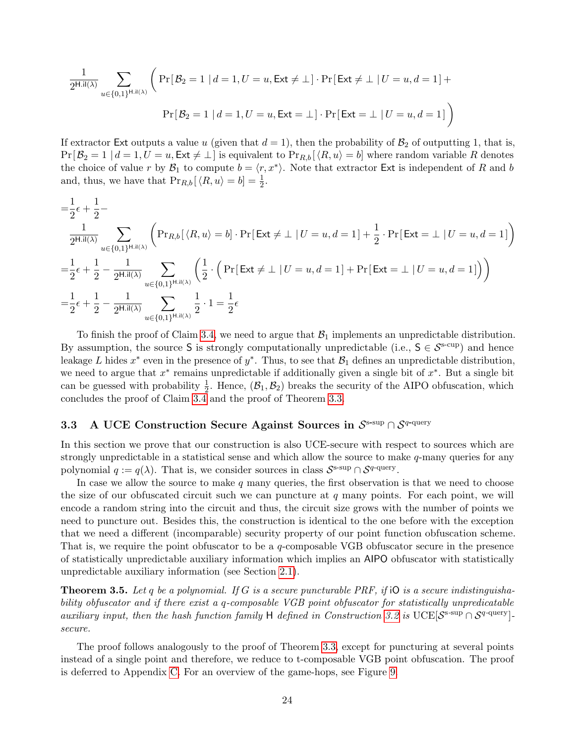$$\frac{1}{2^{\mathsf{H.il}(\lambda)}} \sum_{u \in \{0,1\}^{\mathsf{H.il}(\lambda)}} \Bigg( \Pr[\mathcal{B}_2 = 1 \mid d = 1, U = u, \mathsf{Ext} \neq \bot] \cdot \Pr[\mathsf{Ext} \neq \bot \mid U = u, d = 1] + \Pr[\mathcal{B}_2 = 1 \mid d = 1, U = u, \mathsf{Ext} = \bot] \cdot \Pr[\mathsf{Ext} = \bot \mid U = u, d = 1] \Bigg)$$

If extractor $\mathsf{Ext}$ outputs a value $u$ (given that $d = 1$), then the probability of $\mathcal{B}_2$ of outputting 1, that is, $\Pr[\mathcal{B}_2 = 1 \mid d = 1, U = u, \mathsf{Ext} \neq \bot]$ is equivalent to $\Pr_{R,b}[\langle R, u\rangle = b]$ where random variable $R$ denotes the choice of value $r$ by $\mathcal{B}_1$ to compute $b = \langle r, x^* \rangle$. Note that extractor $\mathsf{Ext}$ is independent of $R$ and $b$ and, thus, we have that $\Pr_{R,b}[\langle R, u\rangle = b] = \frac{1}{2}$.

$$
\begin{aligned}
=&\frac{1}{2}\epsilon + \frac{1}{2} - \\
&\frac{1}{2^{\mathsf{H.il}(\lambda)}} \sum_{u \in \{0,1\}^{\mathsf{H.il}(\lambda)}} \left( \Pr_{R,b}[\langle R, u\rangle = b] \cdot \Pr[\mathsf{Ext} \neq \bot \mid U = u, d = 1] + \frac{1}{2} \cdot \Pr[\mathsf{Ext} = \bot \mid U = u, d = 1] \right) \\
=&\frac{1}{2}\epsilon + \frac{1}{2} - \frac{1}{2^{\mathsf{H.il}(\lambda)}} \sum_{u \in \{0,1\}^{\mathsf{H.il}(\lambda)}} \left( \frac{1}{2} \cdot \Big( \Pr[\mathsf{Ext} \neq \bot \mid U = u, d = 1] + \Pr[\mathsf{Ext} = \bot \mid U = u, d = 1] \Big) \right) \\
=&\frac{1}{2}\epsilon + \frac{1}{2} - \frac{1}{2^{\mathsf{H.il}(\lambda)}} \sum_{u \in \{0,1\}^{\mathsf{H.il}(\lambda)}} \frac{1}{2} \cdot 1 = \frac{1}{2}\epsilon
\end{aligned}
$$

To finish the proof of Claim 3.4, we need to argue that $\mathcal{B}_1$ implements an unpredictable distribution. By assumption, the source $\mathsf{S}$ is strongly computationally unpredictable (i.e., $\mathsf{S} \in \mathcal{S}^{\text{s-cup}}$) and hence leakage $L$ hides $x^*$ even in the presence of $y^*$. Thus, to see that $\mathcal{B}_1$ defines an unpredictable distribution, we need to argue that $x^*$ remains unpredictable if additionally given a single bit of $x^*$. But a single bit can be guessed with probability $\frac{1}{2}$. Hence, $(\mathcal{B}_1, \mathcal{B}_2)$ breaks the security of the AIPO obfuscation, which concludes the proof of Claim 3.4 and the proof of Theorem 3.3.

### 3.3 A UCE Construction Secure Against Sources in $\mathcal{S}^{\text{s-sup}} \cap \mathcal{S}^{q\text{-query}}$

In this section we prove that our construction is also UCE-secure with respect to sources which are strongly unpredictable in a statistical sense and which allow the source to make $q$-many queries for any polynomial $q := q(\lambda)$. That is, we consider sources in class $\mathcal{S}^{\text{s-sup}} \cap \mathcal{S}^{q\text{-query}}$.

In case we allow the source to make $q$ many queries, the first observation is that we need to choose the size of our obfuscated circuit such we can puncture at $q$ many points. For each point, we will encode a random string into the circuit and thus, the circuit size grows with the number of points we need to puncture out. Besides this, the construction is identical to the one before with the exception that we need a different (incomparable) security property of our point function obfuscation scheme. That is, we require the point obfuscator to be a $q$-composable VGB obfuscator secure in the presence of statistically unpredictable auxiliary information which implies an AIPO obfuscator with statistically unpredictable auxiliary information (see Section 2.1).

**Theorem 3.5.** *Let $q$ be a polynomial. If $G$ is a secure puncturable PRF, if* iO *is a secure indistinguishability obfuscator and if there exist a $q$-composable VGB point obfuscator for statistically unpredicatable auxiliary input, then the hash function family* H *defined in Construction 3.2 is* $\mathrm{UCE}[\mathcal{S}^{\text{s-sup}} \cap \mathcal{S}^{q\text{-query}}]$*-secure.*

The proof follows analogously to the proof of Theorem 3.3, except for puncturing at several points instead of a single point and therefore, we reduce to t-composable VGB point obfuscation. The proof is deferred to Appendix C. For an overview of the game-hops, see Figure 9.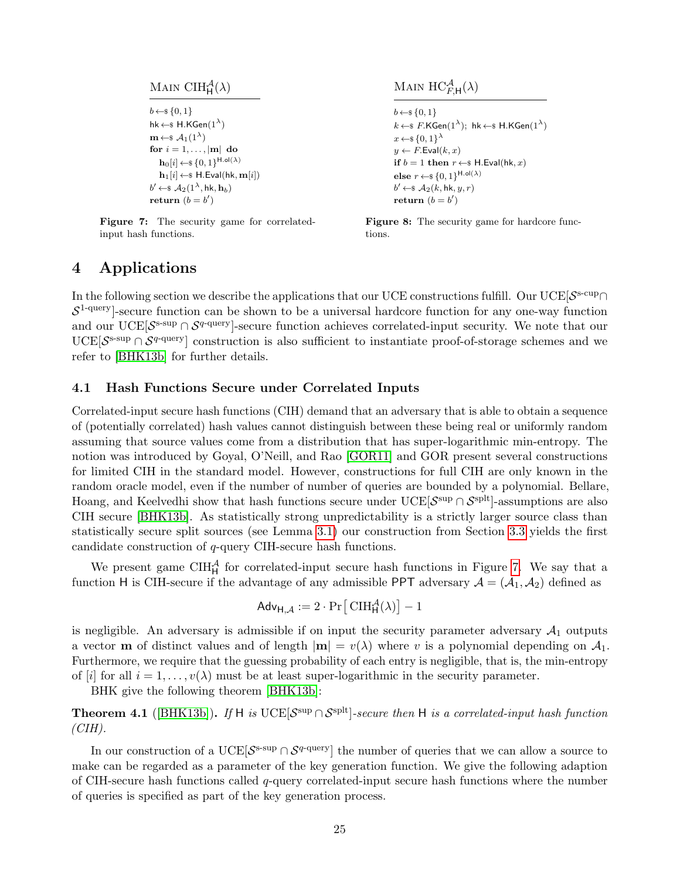```
MAIN CIH_H^A(λ)
─────────────────
b ←$ {0,1}
hk ←$ H.KGen(1^λ)
m ←$ A_1(1^λ)
for i = 1, ..., |m| do
  h_0[i] ←$ {0,1}^{H.ol(λ)}
  h_1[i] ←$ H.Eval(hk, m[i])
b' ←$ A_2(1^λ, hk, h_b)
return (b = b')
```

**Figure 7:** The security game for correlated-input hash functions.

```
MAIN HC_{F,H}^A(λ)
─────────────────
b ←$ {0,1}
k ←$ F.KGen(1^λ);  hk ←$ H.KGen(1^λ)
x ←$ {0,1}^λ
y ← F.Eval(k, x)
if b = 1 then r ←$ H.Eval(hk, x)
else r ←$ {0,1}^{H.ol(λ)}
b' ←$ A_2(k, hk, y, r)
return (b = b')
```

**Figure 8:** The security game for hardcore functions.

# 4 Applications

In the following section we describe the applications that our UCE constructions fulfill. Our UCE[$\mathcal{S}^{\text{s-cup}} \cap \mathcal{S}^{\text{1-query}}$]-secure function can be shown to be a universal hardcore function for any one-way function and our UCE[$\mathcal{S}^{\text{s-sup}} \cap \mathcal{S}^{q\text{-query}}$]-secure function achieves correlated-input security. We note that our UCE[$\mathcal{S}^{\text{s-sup}} \cap \mathcal{S}^{q\text{-query}}$] construction is also sufficient to instantiate proof-of-storage schemes and we refer to [BHK13b] for further details.

## 4.1 Hash Functions Secure under Correlated Inputs

Correlated-input secure hash functions (CIH) demand that an adversary that is able to obtain a sequence of (potentially correlated) hash values cannot distinguish between these being real or uniformly random assuming that source values come from a distribution that has super-logarithmic min-entropy. The notion was introduced by Goyal, O'Neill, and Rao [GOR11] and GOR present several constructions for limited CIH in the standard model. However, constructions for full CIH are only known in the random oracle model, even if the number of number of queries are bounded by a polynomial. Bellare, Hoang, and Keelvedhi show that hash functions secure under UCE[$\mathcal{S}^{\text{sup}} \cap \mathcal{S}^{\text{splt}}$]-assumptions are also CIH secure [BHK13b]. As statistically strong unpredictability is a strictly larger source class than statistically secure split sources (see Lemma 3.1) our construction from Section 3.3 yields the first candidate construction of $q$-query CIH-secure hash functions.

We present game $\text{CIH}_{\mathsf{H}}^{\mathcal{A}}$ for correlated-input secure hash functions in Figure 7. We say that a function $\mathsf{H}$ is CIH-secure if the advantage of any admissible PPT adversary $\mathcal{A} = (\mathcal{A}_1, \mathcal{A}_2)$ defined as

$$\mathsf{Adv}_{\mathsf{H},\mathcal{A}} := 2 \cdot \Pr\left[\,\text{CIH}_{\mathsf{H}}^{\mathcal{A}}(\lambda)\right] - 1$$

is negligible. An adversary is admissible if on input the security parameter adversary $\mathcal{A}_1$ outputs a vector $\mathbf{m}$ of distinct values and of length $|\mathbf{m}| = v(\lambda)$ where $v$ is a polynomial depending on $\mathcal{A}_1$. Furthermore, we require that the guessing probability of each entry is negligible, that is, the min-entropy of $[i]$ for all $i = 1, \ldots, v(\lambda)$ must be at least super-logarithmic in the security parameter.

BHK give the following theorem [BHK13b]:

**Theorem 4.1** ([BHK13b]). *If* $\mathsf{H}$ *is* UCE[$\mathcal{S}^{\text{sup}} \cap \mathcal{S}^{\text{splt}}$]*-secure then* $\mathsf{H}$ *is a correlated-input hash function (CIH).*

In our construction of a UCE[$\mathcal{S}^{\text{s-sup}} \cap \mathcal{S}^{q\text{-query}}$] the number of queries that we can allow a source to make can be regarded as a parameter of the key generation function. We give the following adaption of CIH-secure hash functions called $q$-query correlated-input secure hash functions where the number of queries is specified as part of the key generation process.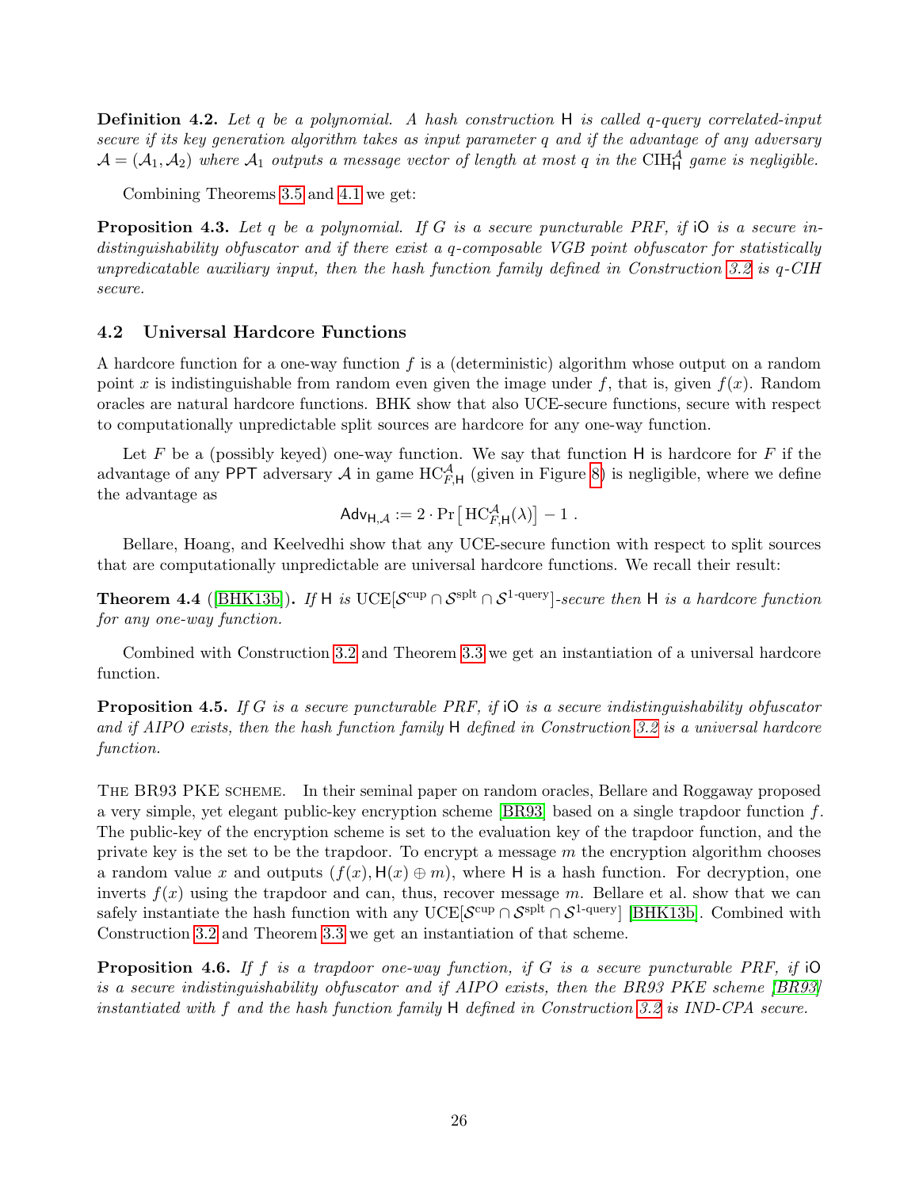**Definition 4.2.** *Let $q$ be a polynomial. A hash construction $\mathsf{H}$ is called q-query correlated-input secure if its key generation algorithm takes as input parameter $q$ and if the advantage of any adversary $\mathcal{A} = (\mathcal{A}_1, \mathcal{A}_2)$ where $\mathcal{A}_1$ outputs a message vector of length at most $q$ in the $\mathrm{CIH}^{\mathcal{A}}_{\mathsf{H}}$ game is negligible.*

Combining Theorems 3.5 and 4.1 we get:

**Proposition 4.3.** *Let $q$ be a polynomial. If $G$ is a secure puncturable PRF, if $\mathsf{iO}$ is a secure indistinguishability obfuscator and if there exist a q-composable VGB point obfuscator for statistically unpredicatable auxiliary input, then the hash function family defined in Construction 3.2 is q-CIH secure.*

### 4.2 Universal Hardcore Functions

A hardcore function for a one-way function $f$ is a (deterministic) algorithm whose output on a random point $x$ is indistinguishable from random even given the image under $f$, that is, given $f(x)$. Random oracles are natural hardcore functions. BHK show that also UCE-secure functions, secure with respect to computationally unpredictable split sources are hardcore for any one-way function.

Let $F$ be a (possibly keyed) one-way function. We say that function $\mathsf{H}$ is hardcore for $F$ if the advantage of any $\mathsf{PPT}$ adversary $\mathcal{A}$ in game $\mathrm{HC}^{\mathcal{A}}_{F,\mathsf{H}}$ (given in Figure 8) is negligible, where we define the advantage as

$$\mathsf{Adv}_{\mathsf{H},\mathcal{A}} := 2 \cdot \Pr\left[\mathrm{HC}^{\mathcal{A}}_{F,\mathsf{H}}(\lambda)\right] - 1 .$$

Bellare, Hoang, and Keelvedhi show that any UCE-secure function with respect to split sources that are computationally unpredictable are universal hardcore functions. We recall their result:

**Theorem 4.4** ([BHK13b])**.** *If $\mathsf{H}$ is $\mathrm{UCE}[\mathcal{S}^{\mathrm{cup}} \cap \mathcal{S}^{\mathrm{splt}} \cap \mathcal{S}^{\text{1-query}}]$-secure then $\mathsf{H}$ is a hardcore function for any one-way function.*

Combined with Construction 3.2 and Theorem 3.3 we get an instantiation of a universal hardcore function.

**Proposition 4.5.** *If $G$ is a secure puncturable PRF, if $\mathsf{iO}$ is a secure indistinguishability obfuscator and if AIPO exists, then the hash function family $\mathsf{H}$ defined in Construction 3.2 is a universal hardcore function.*

THE BR93 PKE SCHEME. In their seminal paper on random oracles, Bellare and Roggaway proposed a very simple, yet elegant public-key encryption scheme [BR93] based on a single trapdoor function $f$. The public-key of the encryption scheme is set to the evaluation key of the trapdoor function, and the private key is the set to be the trapdoor. To encrypt a message $m$ the encryption algorithm chooses a random value $x$ and outputs $(f(x), \mathsf{H}(x) \oplus m)$, where $\mathsf{H}$ is a hash function. For decryption, one inverts $f(x)$ using the trapdoor and can, thus, recover message $m$. Bellare et al. show that we can safely instantiate the hash function with any $\mathrm{UCE}[\mathcal{S}^{\mathrm{cup}} \cap \mathcal{S}^{\mathrm{splt}} \cap \mathcal{S}^{\text{1-query}}]$ [BHK13b]. Combined with Construction 3.2 and Theorem 3.3 we get an instantiation of that scheme.

**Proposition 4.6.** *If $f$ is a trapdoor one-way function, if $G$ is a secure puncturable PRF, if $\mathsf{iO}$ is a secure indistinguishability obfuscator and if AIPO exists, then the BR93 PKE scheme [BR93] instantiated with $f$ and the hash function family $\mathsf{H}$ defined in Construction 3.2 is IND-CPA secure.*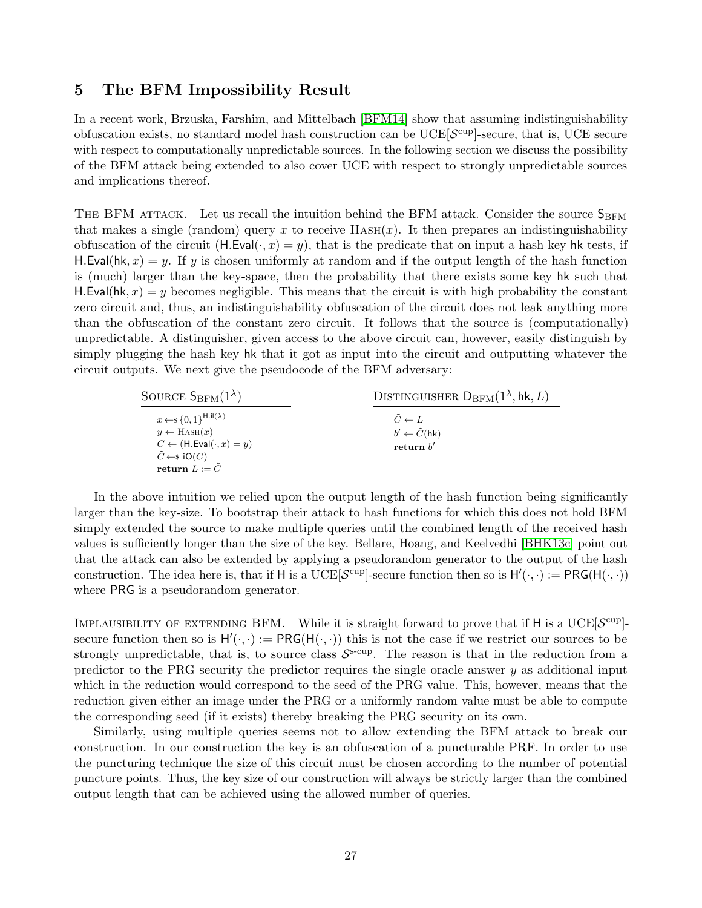## 5 The BFM Impossibility Result

In a recent work, Brzuska, Farshim, and Mittelbach [BFM14] show that assuming indistinguishability obfuscation exists, no standard model hash construction can be UCE[$\mathcal{S}^{\text{cup}}$]-secure, that is, UCE secure with respect to computationally unpredictable sources. In the following section we discuss the possibility of the BFM attack being extended to also cover UCE with respect to strongly unpredictable sources and implications thereof.

The BFM attack. Let us recall the intuition behind the BFM attack. Consider the source $\mathsf{S}_{\text{BFM}}$ that makes a single (random) query $x$ to receive $\text{Hash}(x)$. It then prepares an indistinguishability obfuscation of the circuit $(\mathsf{H.Eval}(\cdot, x) = y)$, that is the predicate that on input a hash key $\mathsf{hk}$ tests, if $\mathsf{H.Eval}(\mathsf{hk}, x) = y$. If $y$ is chosen uniformly at random and if the output length of the hash function is (much) larger than the key-space, then the probability that there exists some key $\mathsf{hk}$ such that $\mathsf{H.Eval}(\mathsf{hk}, x) = y$ becomes negligible. This means that the circuit is with high probability the constant zero circuit and, thus, an indistinguishability obfuscation of the circuit does not leak anything more than the obfuscation of the constant zero circuit. It follows that the source is (computationally) unpredictable. A distinguisher, given access to the above circuit can, however, easily distinguish by simply plugging the hash key $\mathsf{hk}$ that it got as input into the circuit and outputting whatever the circuit outputs. We next give the pseudocode of the BFM adversary:

| Source $\mathsf{S}_{\text{BFM}}(1^\lambda)$ | Distinguisher $\mathsf{D}_{\text{BFM}}(1^\lambda, \mathsf{hk}, L)$ |
|---|---|
| $x \leftarrow\$ \{0,1\}^{\mathsf{H.il}(\lambda)}$ | $\tilde{C} \leftarrow L$ |
| $y \leftarrow \text{Hash}(x)$ | $b' \leftarrow \tilde{C}(\mathsf{hk})$ |
| $C \leftarrow (\mathsf{H.Eval}(\cdot, x) = y)$ | **return** $b'$ |
| $\tilde{C} \leftarrow\$ \mathsf{iO}(C)$ | |
| **return** $L := \tilde{C}$ | |

In the above intuition we relied upon the output length of the hash function being significantly larger than the key-size. To bootstrap their attack to hash functions for which this does not hold BFM simply extended the source to make multiple queries until the combined length of the received hash values is sufficiently longer than the size of the key. Bellare, Hoang, and Keelvedhi [BHK13c] point out that the attack can also be extended by applying a pseudorandom generator to the output of the hash construction. The idea here is, that if $\mathsf{H}$ is a UCE[$\mathcal{S}^{\text{cup}}$]-secure function then so is $\mathsf{H}'(\cdot, \cdot) := \mathsf{PRG}(\mathsf{H}(\cdot, \cdot))$ where $\mathsf{PRG}$ is a pseudorandom generator.

Implausibility of extending BFM. While it is straight forward to prove that if $\mathsf{H}$ is a UCE[$\mathcal{S}^{\text{cup}}$]-secure function then so is $\mathsf{H}'(\cdot, \cdot) := \mathsf{PRG}(\mathsf{H}(\cdot, \cdot))$ this is not the case if we restrict our sources to be strongly unpredictable, that is, to source class $\mathcal{S}^{\text{s-cup}}$. The reason is that in the reduction from a predictor to the PRG security the predictor requires the single oracle answer $y$ as additional input which in the reduction would correspond to the seed of the PRG value. This, however, means that the reduction given either an image under the PRG or a uniformly random value must be able to compute the corresponding seed (if it exists) thereby breaking the PRG security on its own.

Similarly, using multiple queries seems not to allow extending the BFM attack to break our construction. In our construction the key is an obfuscation of a puncturable PRF. In order to use the puncturing technique the size of this circuit must be chosen according to the number of potential puncture points. Thus, the key size of our construction will always be strictly larger than the combined output length that can be achieved using the allowed number of queries.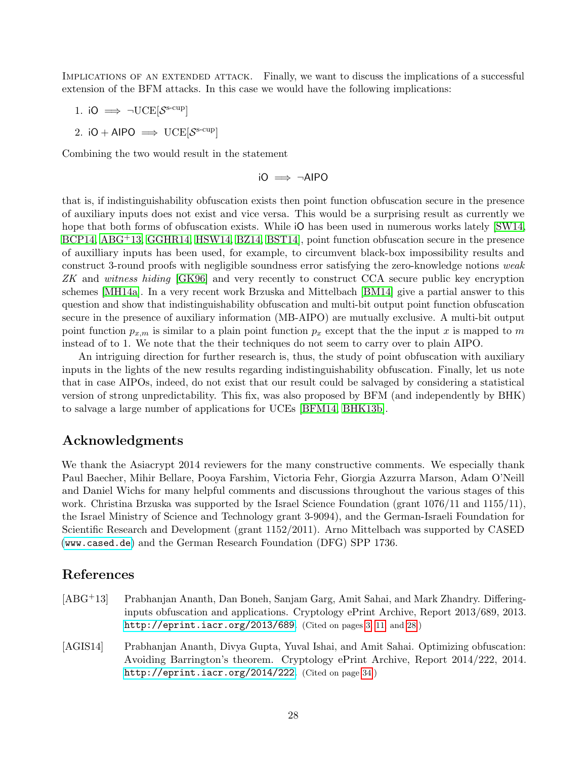Implications of an extended attack. Finally, we want to discuss the implications of a successful extension of the BFM attacks. In this case we would have the following implications:

1. $\mathsf{iO} \implies \neg\mathrm{UCE}[\mathcal{S}^{\text{s-cup}}]$
2. $\mathsf{iO} + \mathsf{AIPO} \implies \mathrm{UCE}[\mathcal{S}^{\text{s-cup}}]$

Combining the two would result in the statement

$$\mathsf{iO} \implies \neg\mathsf{AIPO}$$

that is, if indistinguishability obfuscation exists then point function obfuscation secure in the presence of auxiliary inputs does not exist and vice versa. This would be a surprising result as currently we hope that both forms of obfuscation exists. While $\mathsf{iO}$ has been used in numerous works lately [SW14, BCP14, ABG+13, GGHR14, HSW14, BZ14, BST14], point function obfuscation secure in the presence of auxilliary inputs has been used, for example, to circumvent black-box impossibility results and construct 3-round proofs with negligible soundness error satisfying the zero-knowledge notions *weak ZK* and *witness hiding* [GK96] and very recently to construct CCA secure public key encryption schemes [MH14a]. In a very recent work Brzuska and Mittelbach [BM14] give a partial answer to this question and show that indistinguishability obfuscation and multi-bit output point function obfuscation secure in the presence of auxiliary information (MB-AIPO) are mutually exclusive. A multi-bit output point function $p_{x,m}$ is similar to a plain point function $p_x$ except that the the input $x$ is mapped to $m$ instead of to 1. We note that the their techniques do not seem to carry over to plain AIPO.

An intriguing direction for further research is, thus, the study of point obfuscation with auxiliary inputs in the lights of the new results regarding indistinguishability obfuscation. Finally, let us note that in case AIPOs, indeed, do not exist that our result could be salvaged by considering a statistical version of strong unpredictability. This fix, was also proposed by BFM (and independently by BHK) to salvage a large number of applications for UCEs [BFM14, BHK13b].

## Acknowledgments

We thank the Asiacrypt 2014 reviewers for the many constructive comments. We especially thank Paul Baecher, Mihir Bellare, Pooya Farshim, Victoria Fehr, Giorgia Azzurra Marson, Adam O'Neill and Daniel Wichs for many helpful comments and discussions throughout the various stages of this work. Christina Brzuska was supported by the Israel Science Foundation (grant 1076/11 and 1155/11), the Israel Ministry of Science and Technology grant 3-9094), and the German-Israeli Foundation for Scientific Research and Development (grant 1152/2011). Arno Mittelbach was supported by CASED (`www.cased.de`) and the German Research Foundation (DFG) SPP 1736.

## References

[ABG+13] Prabhanjan Ananth, Dan Boneh, Sanjam Garg, Amit Sahai, and Mark Zhandry. Differing-inputs obfuscation and applications. Cryptology ePrint Archive, Report 2013/689, 2013. `http://eprint.iacr.org/2013/689`. (Cited on pages 3, 11, and 28.)

[AGIS14] Prabhanjan Ananth, Divya Gupta, Yuval Ishai, and Amit Sahai. Optimizing obfuscation: Avoiding Barrington's theorem. Cryptology ePrint Archive, Report 2014/222, 2014. `http://eprint.iacr.org/2014/222`. (Cited on page 34.)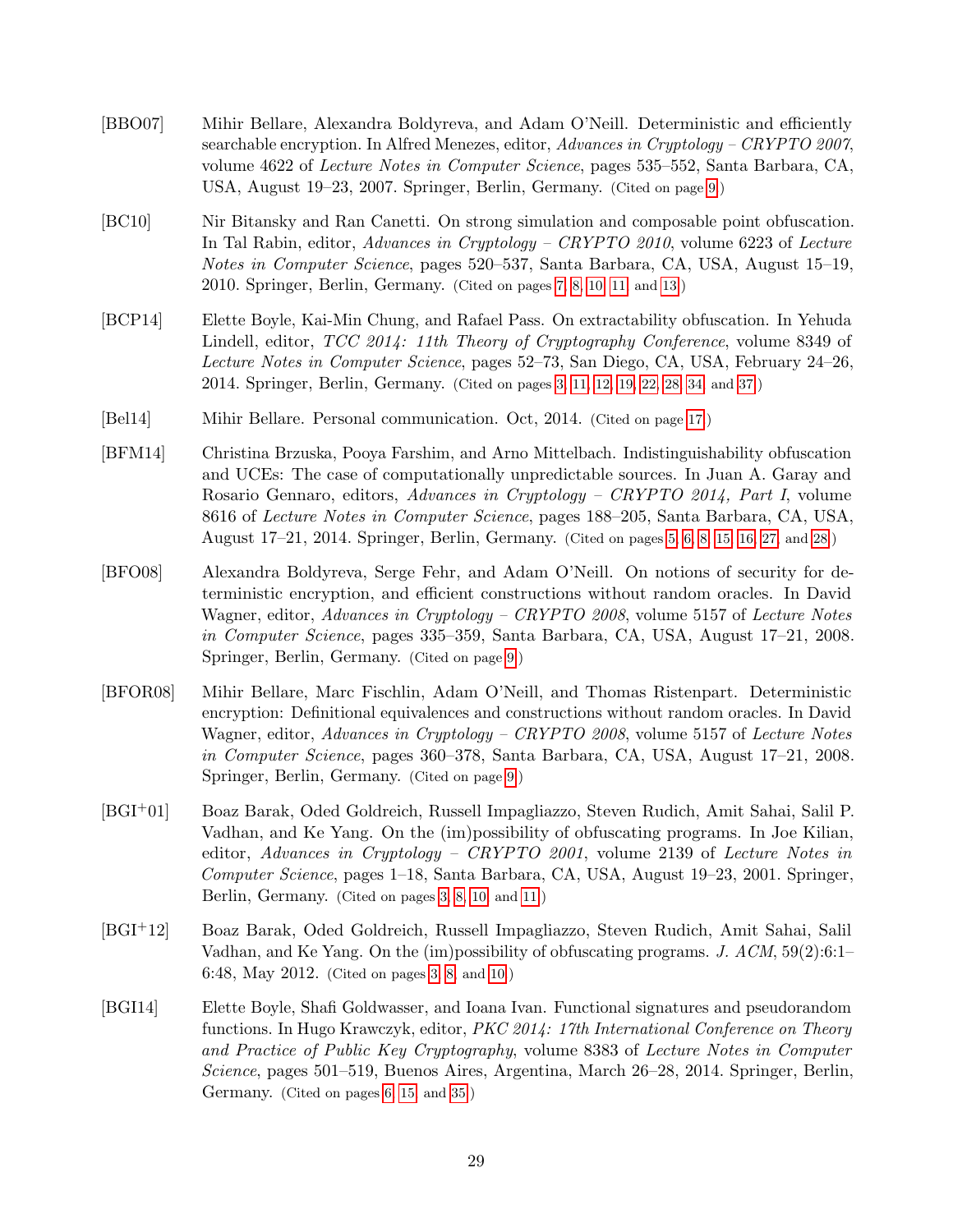[BBO07] Mihir Bellare, Alexandra Boldyreva, and Adam O'Neill. Deterministic and efficiently searchable encryption. In Alfred Menezes, editor, *Advances in Cryptology – CRYPTO 2007*, volume 4622 of *Lecture Notes in Computer Science*, pages 535–552, Santa Barbara, CA, USA, August 19–23, 2007. Springer, Berlin, Germany. (Cited on page 9.)

[BC10] Nir Bitansky and Ran Canetti. On strong simulation and composable point obfuscation. In Tal Rabin, editor, *Advances in Cryptology – CRYPTO 2010*, volume 6223 of *Lecture Notes in Computer Science*, pages 520–537, Santa Barbara, CA, USA, August 15–19, 2010. Springer, Berlin, Germany. (Cited on pages 7, 8, 10, 11, and 13.)

[BCP14] Elette Boyle, Kai-Min Chung, and Rafael Pass. On extractability obfuscation. In Yehuda Lindell, editor, *TCC 2014: 11th Theory of Cryptography Conference*, volume 8349 of *Lecture Notes in Computer Science*, pages 52–73, San Diego, CA, USA, February 24–26, 2014. Springer, Berlin, Germany. (Cited on pages 3, 11, 12, 19, 22, 28, 34, and 37.)

[Bel14] Mihir Bellare. Personal communication. Oct, 2014. (Cited on page 17.)

[BFM14] Christina Brzuska, Pooya Farshim, and Arno Mittelbach. Indistinguishability obfuscation and UCEs: The case of computationally unpredictable sources. In Juan A. Garay and Rosario Gennaro, editors, *Advances in Cryptology – CRYPTO 2014, Part I*, volume 8616 of *Lecture Notes in Computer Science*, pages 188–205, Santa Barbara, CA, USA, August 17–21, 2014. Springer, Berlin, Germany. (Cited on pages 5, 6, 8, 15, 16, 27, and 28.)

[BFO08] Alexandra Boldyreva, Serge Fehr, and Adam O'Neill. On notions of security for deterministic encryption, and efficient constructions without random oracles. In David Wagner, editor, *Advances in Cryptology – CRYPTO 2008*, volume 5157 of *Lecture Notes in Computer Science*, pages 335–359, Santa Barbara, CA, USA, August 17–21, 2008. Springer, Berlin, Germany. (Cited on page 9.)

[BFOR08] Mihir Bellare, Marc Fischlin, Adam O'Neill, and Thomas Ristenpart. Deterministic encryption: Definitional equivalences and constructions without random oracles. In David Wagner, editor, *Advances in Cryptology – CRYPTO 2008*, volume 5157 of *Lecture Notes in Computer Science*, pages 360–378, Santa Barbara, CA, USA, August 17–21, 2008. Springer, Berlin, Germany. (Cited on page 9.)

[BGI+01] Boaz Barak, Oded Goldreich, Russell Impagliazzo, Steven Rudich, Amit Sahai, Salil P. Vadhan, and Ke Yang. On the (im)possibility of obfuscating programs. In Joe Kilian, editor, *Advances in Cryptology – CRYPTO 2001*, volume 2139 of *Lecture Notes in Computer Science*, pages 1–18, Santa Barbara, CA, USA, August 19–23, 2001. Springer, Berlin, Germany. (Cited on pages 3, 8, 10, and 11.)

[BGI+12] Boaz Barak, Oded Goldreich, Russell Impagliazzo, Steven Rudich, Amit Sahai, Salil Vadhan, and Ke Yang. On the (im)possibility of obfuscating programs. *J. ACM*, 59(2):6:1–6:48, May 2012. (Cited on pages 3, 8, and 10.)

[BGI14] Elette Boyle, Shafi Goldwasser, and Ioana Ivan. Functional signatures and pseudorandom functions. In Hugo Krawczyk, editor, *PKC 2014: 17th International Conference on Theory and Practice of Public Key Cryptography*, volume 8383 of *Lecture Notes in Computer Science*, pages 501–519, Buenos Aires, Argentina, March 26–28, 2014. Springer, Berlin, Germany. (Cited on pages 6, 15, and 35.)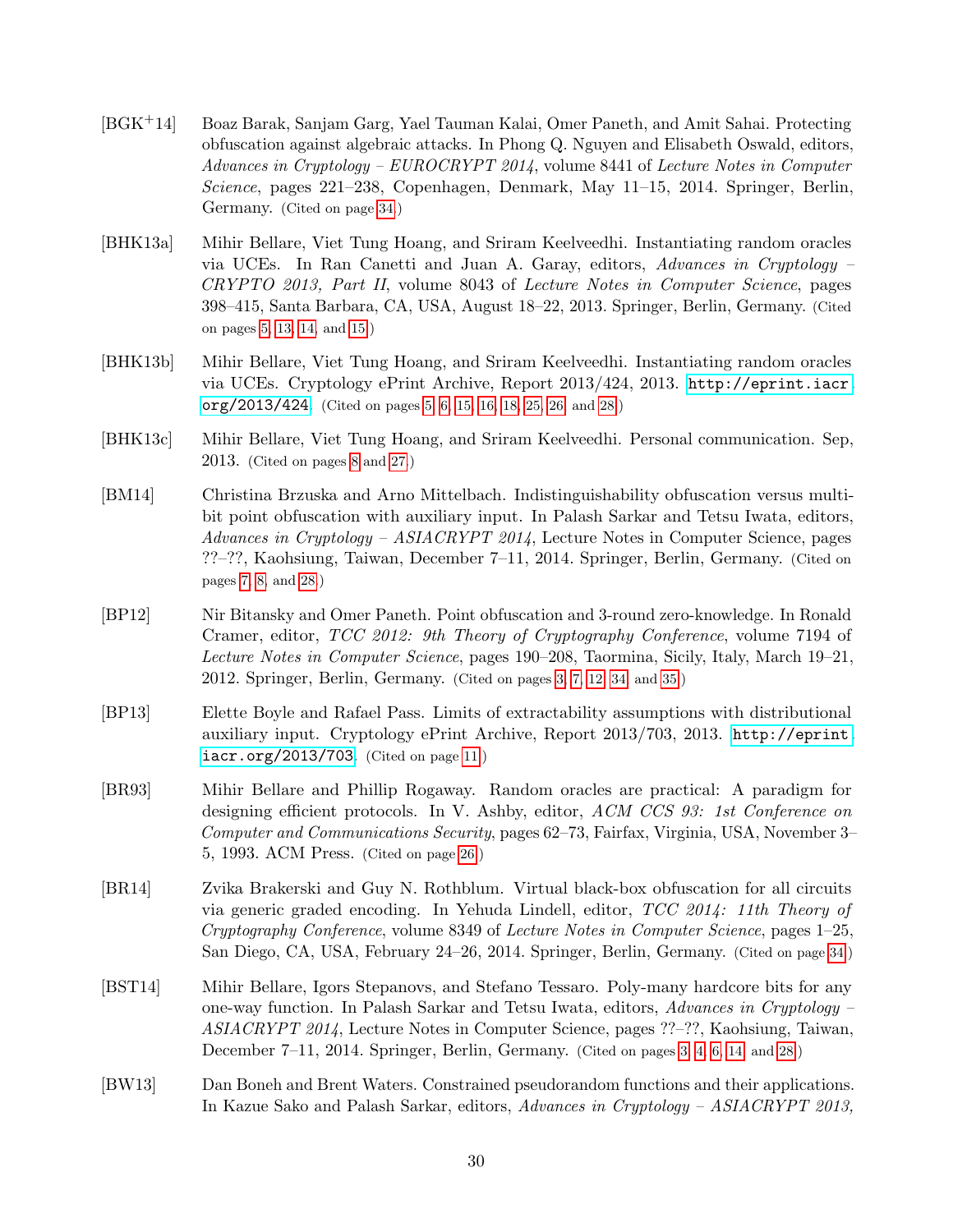[BGK+14] Boaz Barak, Sanjam Garg, Yael Tauman Kalai, Omer Paneth, and Amit Sahai. Protecting obfuscation against algebraic attacks. In Phong Q. Nguyen and Elisabeth Oswald, editors, *Advances in Cryptology – EUROCRYPT 2014*, volume 8441 of *Lecture Notes in Computer Science*, pages 221–238, Copenhagen, Denmark, May 11–15, 2014. Springer, Berlin, Germany. (Cited on page 34.)

[BHK13a] Mihir Bellare, Viet Tung Hoang, and Sriram Keelveedhi. Instantiating random oracles via UCEs. In Ran Canetti and Juan A. Garay, editors, *Advances in Cryptology – CRYPTO 2013, Part II*, volume 8043 of *Lecture Notes in Computer Science*, pages 398–415, Santa Barbara, CA, USA, August 18–22, 2013. Springer, Berlin, Germany. (Cited on pages 5, 13, 14, and 15.)

[BHK13b] Mihir Bellare, Viet Tung Hoang, and Sriram Keelveedhi. Instantiating random oracles via UCEs. Cryptology ePrint Archive, Report 2013/424, 2013. `http://eprint.iacr.org/2013/424`. (Cited on pages 5, 6, 15, 16, 18, 25, 26, and 28.)

[BHK13c] Mihir Bellare, Viet Tung Hoang, and Sriram Keelveedhi. Personal communication. Sep, 2013. (Cited on pages 8 and 27.)

[BM14] Christina Brzuska and Arno Mittelbach. Indistinguishability obfuscation versus multi-bit point obfuscation with auxiliary input. In Palash Sarkar and Tetsu Iwata, editors, *Advances in Cryptology – ASIACRYPT 2014*, Lecture Notes in Computer Science, pages ??–??, Kaohsiung, Taiwan, December 7–11, 2014. Springer, Berlin, Germany. (Cited on pages 7, 8, and 28.)

[BP12] Nir Bitansky and Omer Paneth. Point obfuscation and 3-round zero-knowledge. In Ronald Cramer, editor, *TCC 2012: 9th Theory of Cryptography Conference*, volume 7194 of *Lecture Notes in Computer Science*, pages 190–208, Taormina, Sicily, Italy, March 19–21, 2012. Springer, Berlin, Germany. (Cited on pages 3, 7, 12, 34, and 35.)

[BP13] Elette Boyle and Rafael Pass. Limits of extractability assumptions with distributional auxiliary input. Cryptology ePrint Archive, Report 2013/703, 2013. `http://eprint.iacr.org/2013/703`. (Cited on page 11.)

[BR93] Mihir Bellare and Phillip Rogaway. Random oracles are practical: A paradigm for designing efficient protocols. In V. Ashby, editor, *ACM CCS 93: 1st Conference on Computer and Communications Security*, pages 62–73, Fairfax, Virginia, USA, November 3–5, 1993. ACM Press. (Cited on page 26.)

[BR14] Zvika Brakerski and Guy N. Rothblum. Virtual black-box obfuscation for all circuits via generic graded encoding. In Yehuda Lindell, editor, *TCC 2014: 11th Theory of Cryptography Conference*, volume 8349 of *Lecture Notes in Computer Science*, pages 1–25, San Diego, CA, USA, February 24–26, 2014. Springer, Berlin, Germany. (Cited on page 34.)

[BST14] Mihir Bellare, Igors Stepanovs, and Stefano Tessaro. Poly-many hardcore bits for any one-way function. In Palash Sarkar and Tetsu Iwata, editors, *Advances in Cryptology – ASIACRYPT 2014*, Lecture Notes in Computer Science, pages ??–??, Kaohsiung, Taiwan, December 7–11, 2014. Springer, Berlin, Germany. (Cited on pages 3, 4, 6, 14, and 28.)

[BW13] Dan Boneh and Brent Waters. Constrained pseudorandom functions and their applications. In Kazue Sako and Palash Sarkar, editors, *Advances in Cryptology – ASIACRYPT 2013,*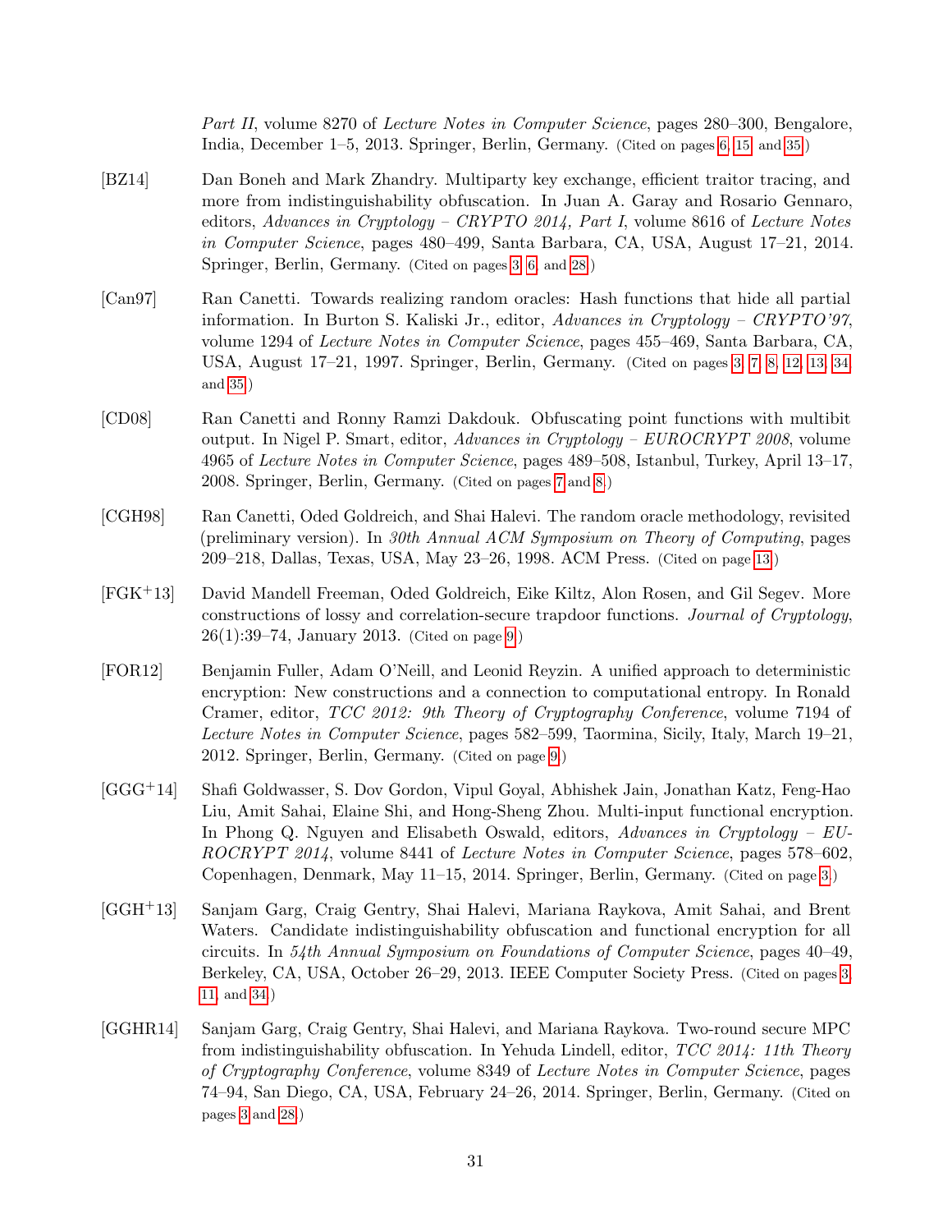*Part II*, volume 8270 of *Lecture Notes in Computer Science*, pages 280–300, Bengalore, India, December 1–5, 2013. Springer, Berlin, Germany. (Cited on pages 6, 15, and 35.)

[BZ14] Dan Boneh and Mark Zhandry. Multiparty key exchange, efficient traitor tracing, and more from indistinguishability obfuscation. In Juan A. Garay and Rosario Gennaro, editors, *Advances in Cryptology – CRYPTO 2014, Part I*, volume 8616 of *Lecture Notes in Computer Science*, pages 480–499, Santa Barbara, CA, USA, August 17–21, 2014. Springer, Berlin, Germany. (Cited on pages 3, 6, and 28.)

[Can97] Ran Canetti. Towards realizing random oracles: Hash functions that hide all partial information. In Burton S. Kaliski Jr., editor, *Advances in Cryptology – CRYPTO'97*, volume 1294 of *Lecture Notes in Computer Science*, pages 455–469, Santa Barbara, CA, USA, August 17–21, 1997. Springer, Berlin, Germany. (Cited on pages 3, 7, 8, 12, 13, 34, and 35.)

[CD08] Ran Canetti and Ronny Ramzi Dakdouk. Obfuscating point functions with multibit output. In Nigel P. Smart, editor, *Advances in Cryptology – EUROCRYPT 2008*, volume 4965 of *Lecture Notes in Computer Science*, pages 489–508, Istanbul, Turkey, April 13–17, 2008. Springer, Berlin, Germany. (Cited on pages 7 and 8.)

[CGH98] Ran Canetti, Oded Goldreich, and Shai Halevi. The random oracle methodology, revisited (preliminary version). In *30th Annual ACM Symposium on Theory of Computing*, pages 209–218, Dallas, Texas, USA, May 23–26, 1998. ACM Press. (Cited on page 13.)

[FGK+13] David Mandell Freeman, Oded Goldreich, Eike Kiltz, Alon Rosen, and Gil Segev. More constructions of lossy and correlation-secure trapdoor functions. *Journal of Cryptology*, 26(1):39–74, January 2013. (Cited on page 9.)

[FOR12] Benjamin Fuller, Adam O'Neill, and Leonid Reyzin. A unified approach to deterministic encryption: New constructions and a connection to computational entropy. In Ronald Cramer, editor, *TCC 2012: 9th Theory of Cryptography Conference*, volume 7194 of *Lecture Notes in Computer Science*, pages 582–599, Taormina, Sicily, Italy, March 19–21, 2012. Springer, Berlin, Germany. (Cited on page 9.)

[GGG+14] Shafi Goldwasser, S. Dov Gordon, Vipul Goyal, Abhishek Jain, Jonathan Katz, Feng-Hao Liu, Amit Sahai, Elaine Shi, and Hong-Sheng Zhou. Multi-input functional encryption. In Phong Q. Nguyen and Elisabeth Oswald, editors, *Advances in Cryptology – EUROCRYPT 2014*, volume 8441 of *Lecture Notes in Computer Science*, pages 578–602, Copenhagen, Denmark, May 11–15, 2014. Springer, Berlin, Germany. (Cited on page 3.)

[GGH+13] Sanjam Garg, Craig Gentry, Shai Halevi, Mariana Raykova, Amit Sahai, and Brent Waters. Candidate indistinguishability obfuscation and functional encryption for all circuits. In *54th Annual Symposium on Foundations of Computer Science*, pages 40–49, Berkeley, CA, USA, October 26–29, 2013. IEEE Computer Society Press. (Cited on pages 3, 11, and 34.)

[GGHR14] Sanjam Garg, Craig Gentry, Shai Halevi, and Mariana Raykova. Two-round secure MPC from indistinguishability obfuscation. In Yehuda Lindell, editor, *TCC 2014: 11th Theory of Cryptography Conference*, volume 8349 of *Lecture Notes in Computer Science*, pages 74–94, San Diego, CA, USA, February 24–26, 2014. Springer, Berlin, Germany. (Cited on pages 3 and 28.)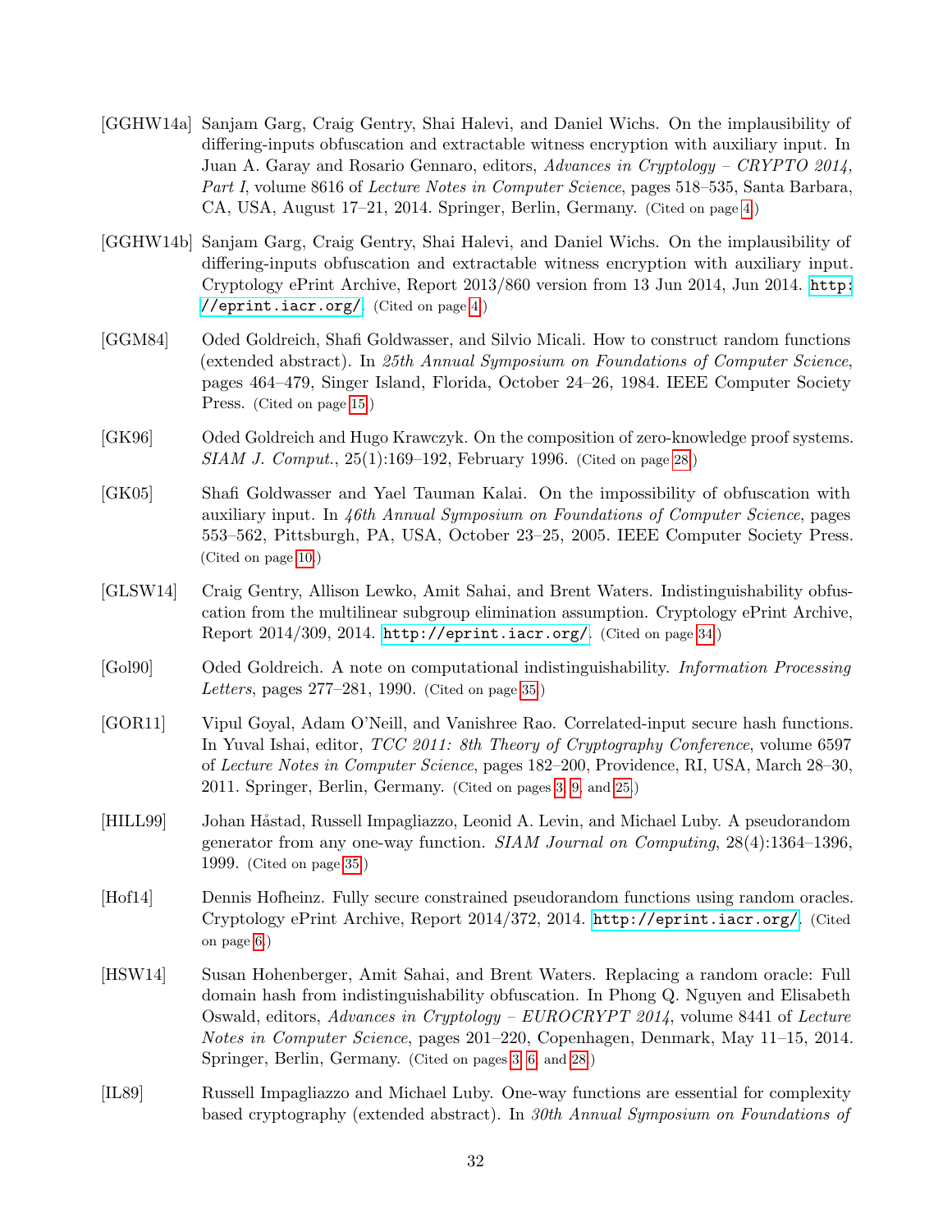[GGHW14a] Sanjam Garg, Craig Gentry, Shai Halevi, and Daniel Wichs. On the implausibility of differing-inputs obfuscation and extractable witness encryption with auxiliary input. In Juan A. Garay and Rosario Gennaro, editors, *Advances in Cryptology – CRYPTO 2014, Part I*, volume 8616 of *Lecture Notes in Computer Science*, pages 518–535, Santa Barbara, CA, USA, August 17–21, 2014. Springer, Berlin, Germany. (Cited on page 4.)

[GGHW14b] Sanjam Garg, Craig Gentry, Shai Halevi, and Daniel Wichs. On the implausibility of differing-inputs obfuscation and extractable witness encryption with auxiliary input. Cryptology ePrint Archive, Report 2013/860 version from 13 Jun 2014, Jun 2014. http://eprint.iacr.org/. (Cited on page 4.)

[GGM84] Oded Goldreich, Shafi Goldwasser, and Silvio Micali. How to construct random functions (extended abstract). In *25th Annual Symposium on Foundations of Computer Science*, pages 464–479, Singer Island, Florida, October 24–26, 1984. IEEE Computer Society Press. (Cited on page 15.)

[GK96] Oded Goldreich and Hugo Krawczyk. On the composition of zero-knowledge proof systems. *SIAM J. Comput.*, 25(1):169–192, February 1996. (Cited on page 28.)

[GK05] Shafi Goldwasser and Yael Tauman Kalai. On the impossibility of obfuscation with auxiliary input. In *46th Annual Symposium on Foundations of Computer Science*, pages 553–562, Pittsburgh, PA, USA, October 23–25, 2005. IEEE Computer Society Press. (Cited on page 10.)

[GLSW14] Craig Gentry, Allison Lewko, Amit Sahai, and Brent Waters. Indistinguishability obfuscation from the multilinear subgroup elimination assumption. Cryptology ePrint Archive, Report 2014/309, 2014. http://eprint.iacr.org/. (Cited on page 34.)

[Gol90] Oded Goldreich. A note on computational indistinguishability. *Information Processing Letters*, pages 277–281, 1990. (Cited on page 35.)

[GOR11] Vipul Goyal, Adam O'Neill, and Vanishree Rao. Correlated-input secure hash functions. In Yuval Ishai, editor, *TCC 2011: 8th Theory of Cryptography Conference*, volume 6597 of *Lecture Notes in Computer Science*, pages 182–200, Providence, RI, USA, March 28–30, 2011. Springer, Berlin, Germany. (Cited on pages 3, 9, and 25.)

[HILL99] Johan Håstad, Russell Impagliazzo, Leonid A. Levin, and Michael Luby. A pseudorandom generator from any one-way function. *SIAM Journal on Computing*, 28(4):1364–1396, 1999. (Cited on page 35.)

[Hof14] Dennis Hofheinz. Fully secure constrained pseudorandom functions using random oracles. Cryptology ePrint Archive, Report 2014/372, 2014. http://eprint.iacr.org/. (Cited on page 6.)

[HSW14] Susan Hohenberger, Amit Sahai, and Brent Waters. Replacing a random oracle: Full domain hash from indistinguishability obfuscation. In Phong Q. Nguyen and Elisabeth Oswald, editors, *Advances in Cryptology – EUROCRYPT 2014*, volume 8441 of *Lecture Notes in Computer Science*, pages 201–220, Copenhagen, Denmark, May 11–15, 2014. Springer, Berlin, Germany. (Cited on pages 3, 6, and 28.)

[IL89] Russell Impagliazzo and Michael Luby. One-way functions are essential for complexity based cryptography (extended abstract). In *30th Annual Symposium on Foundations of*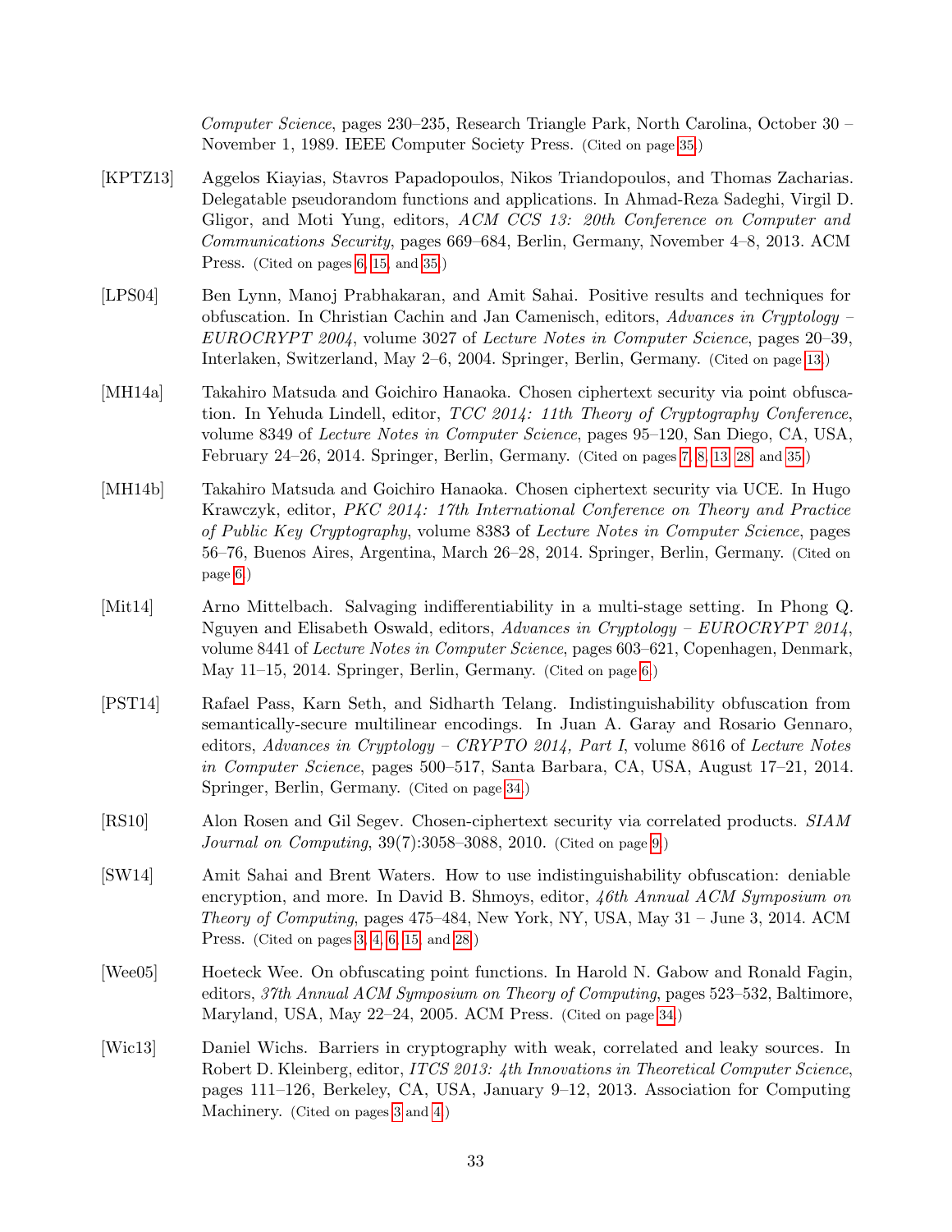*Computer Science*, pages 230–235, Research Triangle Park, North Carolina, October 30 – November 1, 1989. IEEE Computer Society Press. (Cited on page 35.)

[KPTZ13] Aggelos Kiayias, Stavros Papadopoulos, Nikos Triandopoulos, and Thomas Zacharias. Delegatable pseudorandom functions and applications. In Ahmad-Reza Sadeghi, Virgil D. Gligor, and Moti Yung, editors, *ACM CCS 13: 20th Conference on Computer and Communications Security*, pages 669–684, Berlin, Germany, November 4–8, 2013. ACM Press. (Cited on pages 6, 15, and 35.)

[LPS04] Ben Lynn, Manoj Prabhakaran, and Amit Sahai. Positive results and techniques for obfuscation. In Christian Cachin and Jan Camenisch, editors, *Advances in Cryptology – EUROCRYPT 2004*, volume 3027 of *Lecture Notes in Computer Science*, pages 20–39, Interlaken, Switzerland, May 2–6, 2004. Springer, Berlin, Germany. (Cited on page 13.)

[MH14a] Takahiro Matsuda and Goichiro Hanaoka. Chosen ciphertext security via point obfuscation. In Yehuda Lindell, editor, *TCC 2014: 11th Theory of Cryptography Conference*, volume 8349 of *Lecture Notes in Computer Science*, pages 95–120, San Diego, CA, USA, February 24–26, 2014. Springer, Berlin, Germany. (Cited on pages 7, 8, 13, 28, and 35.)

[MH14b] Takahiro Matsuda and Goichiro Hanaoka. Chosen ciphertext security via UCE. In Hugo Krawczyk, editor, *PKC 2014: 17th International Conference on Theory and Practice of Public Key Cryptography*, volume 8383 of *Lecture Notes in Computer Science*, pages 56–76, Buenos Aires, Argentina, March 26–28, 2014. Springer, Berlin, Germany. (Cited on page 6.)

[Mit14] Arno Mittelbach. Salvaging indifferentiability in a multi-stage setting. In Phong Q. Nguyen and Elisabeth Oswald, editors, *Advances in Cryptology – EUROCRYPT 2014*, volume 8441 of *Lecture Notes in Computer Science*, pages 603–621, Copenhagen, Denmark, May 11–15, 2014. Springer, Berlin, Germany. (Cited on page 6.)

[PST14] Rafael Pass, Karn Seth, and Sidharth Telang. Indistinguishability obfuscation from semantically-secure multilinear encodings. In Juan A. Garay and Rosario Gennaro, editors, *Advances in Cryptology – CRYPTO 2014, Part I*, volume 8616 of *Lecture Notes in Computer Science*, pages 500–517, Santa Barbara, CA, USA, August 17–21, 2014. Springer, Berlin, Germany. (Cited on page 34.)

[RS10] Alon Rosen and Gil Segev. Chosen-ciphertext security via correlated products. *SIAM Journal on Computing*, 39(7):3058–3088, 2010. (Cited on page 9.)

[SW14] Amit Sahai and Brent Waters. How to use indistinguishability obfuscation: deniable encryption, and more. In David B. Shmoys, editor, *46th Annual ACM Symposium on Theory of Computing*, pages 475–484, New York, NY, USA, May 31 – June 3, 2014. ACM Press. (Cited on pages 3, 4, 6, 15, and 28.)

[Wee05] Hoeteck Wee. On obfuscating point functions. In Harold N. Gabow and Ronald Fagin, editors, *37th Annual ACM Symposium on Theory of Computing*, pages 523–532, Baltimore, Maryland, USA, May 22–24, 2005. ACM Press. (Cited on page 34.)

[Wic13] Daniel Wichs. Barriers in cryptography with weak, correlated and leaky sources. In Robert D. Kleinberg, editor, *ITCS 2013: 4th Innovations in Theoretical Computer Science*, pages 111–126, Berkeley, CA, USA, January 9–12, 2013. Association for Computing Machinery. (Cited on pages 3 and 4.)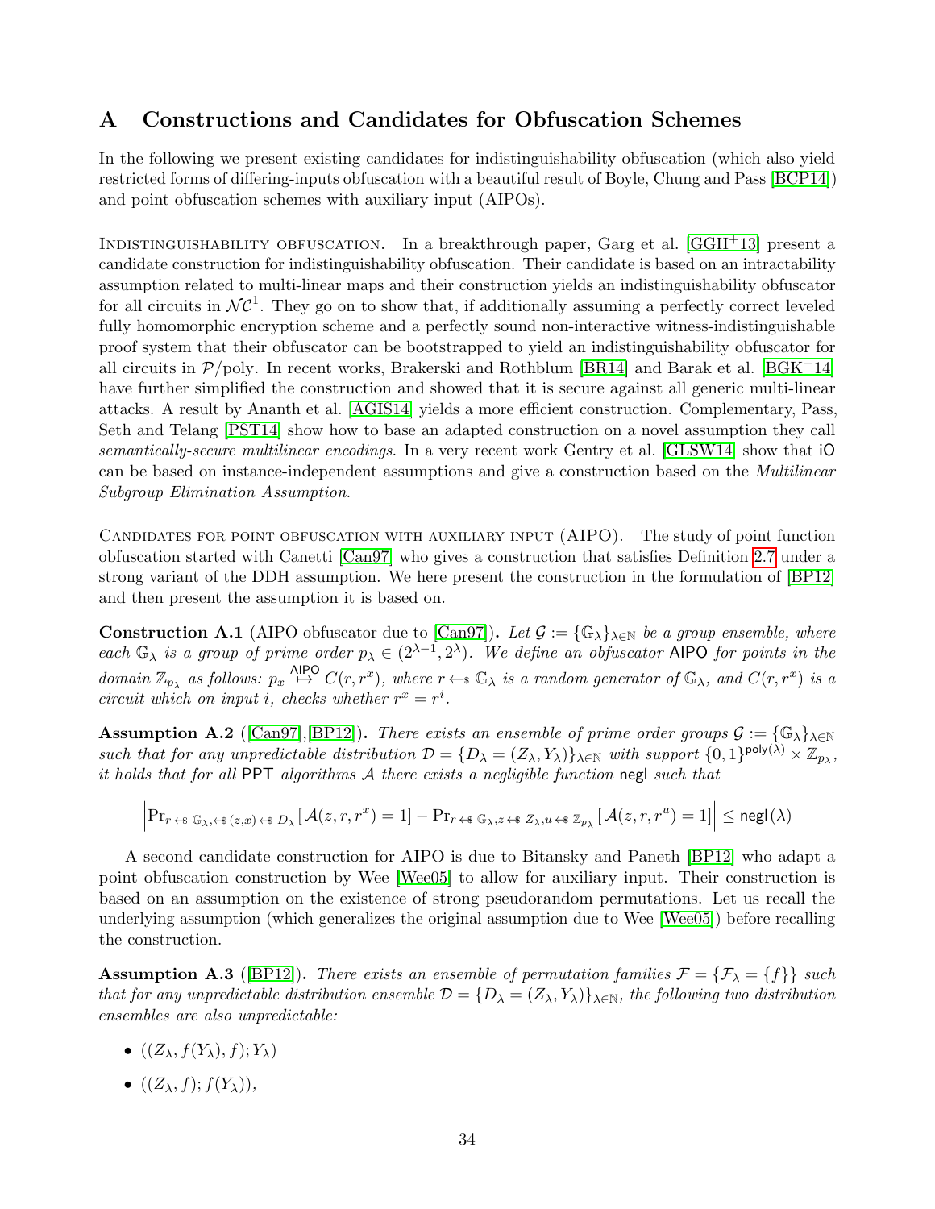# A Constructions and Candidates for Obfuscation Schemes

In the following we present existing candidates for indistinguishability obfuscation (which also yield restricted forms of differing-inputs obfuscation with a beautiful result of Boyle, Chung and Pass [BCP14]) and point obfuscation schemes with auxiliary input (AIPOs).

Indistinguishability obfuscation. In a breakthrough paper, Garg et al. [GGH+13] present a candidate construction for indistinguishability obfuscation. Their candidate is based on an intractability assumption related to multi-linear maps and their construction yields an indistinguishability obfuscator for all circuits in $\mathcal{NC}^1$. They go on to show that, if additionally assuming a perfectly correct leveled fully homomorphic encryption scheme and a perfectly sound non-interactive witness-indistinguishable proof system that their obfuscator can be bootstrapped to yield an indistinguishability obfuscator for all circuits in $\mathcal{P}$/poly. In recent works, Brakerski and Rothblum [BR14] and Barak et al. [BGK+14] have further simplified the construction and showed that it is secure against all generic multi-linear attacks. A result by Ananth et al. [AGIS14] yields a more efficient construction. Complementary, Pass, Seth and Telang [PST14] show how to base an adapted construction on a novel assumption they call *semantically-secure multilinear encodings*. In a very recent work Gentry et al. [GLSW14] show that iO can be based on instance-independent assumptions and give a construction based on the *Multilinear Subgroup Elimination Assumption*.

Candidates for point obfuscation with auxiliary input (AIPO). The study of point function obfuscation started with Canetti [Can97] who gives a construction that satisfies Definition 2.7 under a strong variant of the DDH assumption. We here present the construction in the formulation of [BP12] and then present the assumption it is based on.

**Construction A.1** (AIPO obfuscator due to [Can97]). *Let $\mathcal{G} := \{\mathbb{G}_\lambda\}_{\lambda\in\mathbb{N}}$ be a group ensemble, where each $\mathbb{G}_\lambda$ is a group of prime order $p_\lambda \in (2^{\lambda-1}, 2^\lambda)$. We define an obfuscator* AIPO *for points in the domain $\mathbb{Z}_{p_\lambda}$ as follows: $p_x \overset{\mathsf{AIPO}}{\mapsto} C(r, r^x)$, where $r \leftarrow\!\!\$\; \mathbb{G}_\lambda$ is a random generator of $\mathbb{G}_\lambda$, and $C(r, r^x)$ is a circuit which on input $i$, checks whether $r^x = r^i$.*

**Assumption A.2** ([Can97],[BP12]). *There exists an ensemble of prime order groups $\mathcal{G} := \{\mathbb{G}_\lambda\}_{\lambda\in\mathbb{N}}$ such that for any unpredictable distribution $\mathcal{D} = \{D_\lambda = (Z_\lambda, Y_\lambda)\}_{\lambda\in\mathbb{N}}$ with support $\{0,1\}^{\mathsf{poly}(\lambda)} \times \mathbb{Z}_{p_\lambda}$, it holds that for all* PPT *algorithms $\mathcal{A}$ there exists a negligible function* negl *such that*

$$\left|\Pr_{r \leftarrow\$\, \mathbb{G}_\lambda, \leftarrow\$\, (z,x) \leftarrow\$\, D_\lambda}[\mathcal{A}(z, r, r^x) = 1] - \Pr_{r \leftarrow\$\, \mathbb{G}_\lambda, z \leftarrow\$\, Z_\lambda, u \leftarrow\$\, \mathbb{Z}_{p_\lambda}}[\mathcal{A}(z, r, r^u) = 1]\right| \leq \mathsf{negl}(\lambda)$$

A second candidate construction for AIPO is due to Bitansky and Paneth [BP12] who adapt a point obfuscation construction by Wee [Wee05] to allow for auxiliary input. Their construction is based on an assumption on the existence of strong pseudorandom permutations. Let us recall the underlying assumption (which generalizes the original assumption due to Wee [Wee05]) before recalling the construction.

**Assumption A.3** ([BP12]). *There exists an ensemble of permutation families $\mathcal{F} = \{\mathcal{F}_\lambda = \{f\}\}$ such that for any unpredictable distribution ensemble $\mathcal{D} = \{D_\lambda = (Z_\lambda, Y_\lambda)\}_{\lambda\in\mathbb{N}}$, the following two distribution ensembles are also unpredictable:*

- $((Z_\lambda, f(Y_\lambda), f); Y_\lambda)$
- $((Z_\lambda, f); f(Y_\lambda))$,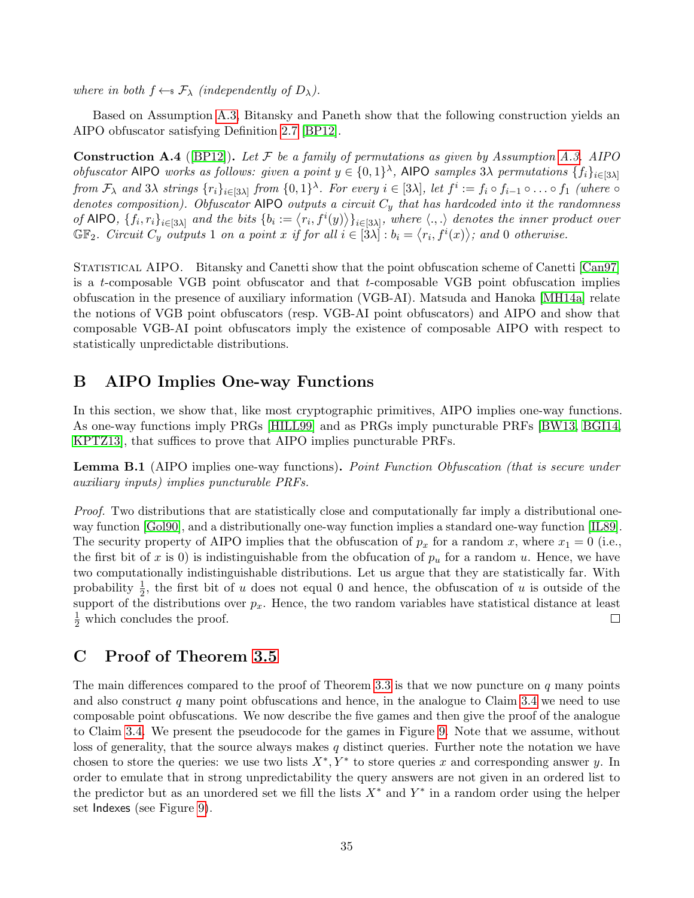*where in both $f \leftarrow_\$ \mathcal{F}_\lambda$ (independently of $D_\lambda$).*

Based on Assumption A.3, Bitansky and Paneth show that the following construction yields an AIPO obfuscator satisfying Definition 2.7 [BP12].

**Construction A.4** ([BP12]). *Let $\mathcal{F}$ be a family of permutations as given by Assumption A.3. AIPO obfuscator* $\mathsf{AIPO}$ *works as follows: given a point $y \in \{0,1\}^\lambda$,* $\mathsf{AIPO}$ *samples $3\lambda$ permutations $\{f_i\}_{i\in[3\lambda]}$ from $\mathcal{F}_\lambda$ and $3\lambda$ strings $\{r_i\}_{i\in[3\lambda]}$ from $\{0,1\}^\lambda$. For every $i \in [3\lambda]$, let $f^i := f_i \circ f_{i-1} \circ \ldots \circ f_1$ (where $\circ$ denotes composition). Obfuscator* $\mathsf{AIPO}$ *outputs a circuit $C_y$ that has hardcoded into it the randomness of* $\mathsf{AIPO}$*, $\{f_i, r_i\}_{i\in[3\lambda]}$ and the bits $\{b_i := \langle r_i, f^i(y)\rangle\}_{i\in[3\lambda]}$, where $\langle .,. \rangle$ denotes the inner product over $\mathbb{GF}_2$. Circuit $C_y$ outputs 1 on a point $x$ if for all $i \in [3\lambda] : b_i = \langle r_i, f^i(x)\rangle$; and 0 otherwise.*

Statistical AIPO. Bitansky and Canetti show that the point obfuscation scheme of Canetti [Can97] is a $t$-composable VGB point obfuscator and that $t$-composable VGB point obfuscation implies obfuscation in the presence of auxiliary information (VGB-AI). Matsuda and Hanoka [MH14a] relate the notions of VGB point obfuscators (resp. VGB-AI point obfuscators) and AIPO and show that composable VGB-AI point obfuscators imply the existence of composable AIPO with respect to statistically unpredictable distributions.

# B AIPO Implies One-way Functions

In this section, we show that, like most cryptographic primitives, AIPO implies one-way functions. As one-way functions imply PRGs [HILL99] and as PRGs imply puncturable PRFs [BW13, BGI14, KPTZ13], that suffices to prove that AIPO implies puncturable PRFs.

**Lemma B.1** (AIPO implies one-way functions). *Point Function Obfuscation (that is secure under auxiliary inputs) implies puncturable PRFs.*

*Proof.* Two distributions that are statistically close and computationally far imply a distributional one-way function [Gol90], and a distributionally one-way function implies a standard one-way function [IL89]. The security property of AIPO implies that the obfuscation of $p_x$ for a random $x$, where $x_1 = 0$ (i.e., the first bit of $x$ is 0) is indistinguishable from the obfucation of $p_u$ for a random $u$. Hence, we have two computationally indistinguishable distributions. Let us argue that they are statistically far. With probability $\frac{1}{2}$, the first bit of $u$ does not equal 0 and hence, the obfuscation of $u$ is outside of the support of the distributions over $p_x$. Hence, the two random variables have statistical distance at least $\frac{1}{2}$ which concludes the proof. □

# C Proof of Theorem 3.5

The main differences compared to the proof of Theorem 3.3 is that we now puncture on $q$ many points and also construct $q$ many point obfuscations and hence, in the analogue to Claim 3.4 we need to use composable point obfuscations. We now describe the five games and then give the proof of the analogue to Claim 3.4. We present the pseudocode for the games in Figure 9. Note that we assume, without loss of generality, that the source always makes $q$ distinct queries. Further note the notation we have chosen to store the queries: we use two lists $X^*, Y^*$ to store queries $x$ and corresponding answer $y$. In order to emulate that in strong unpredictability the query answers are not given in an ordered list to the predictor but as an unordered set we fill the lists $X^*$ and $Y^*$ in a random order using the helper set $\mathsf{Indexes}$ (see Figure 9).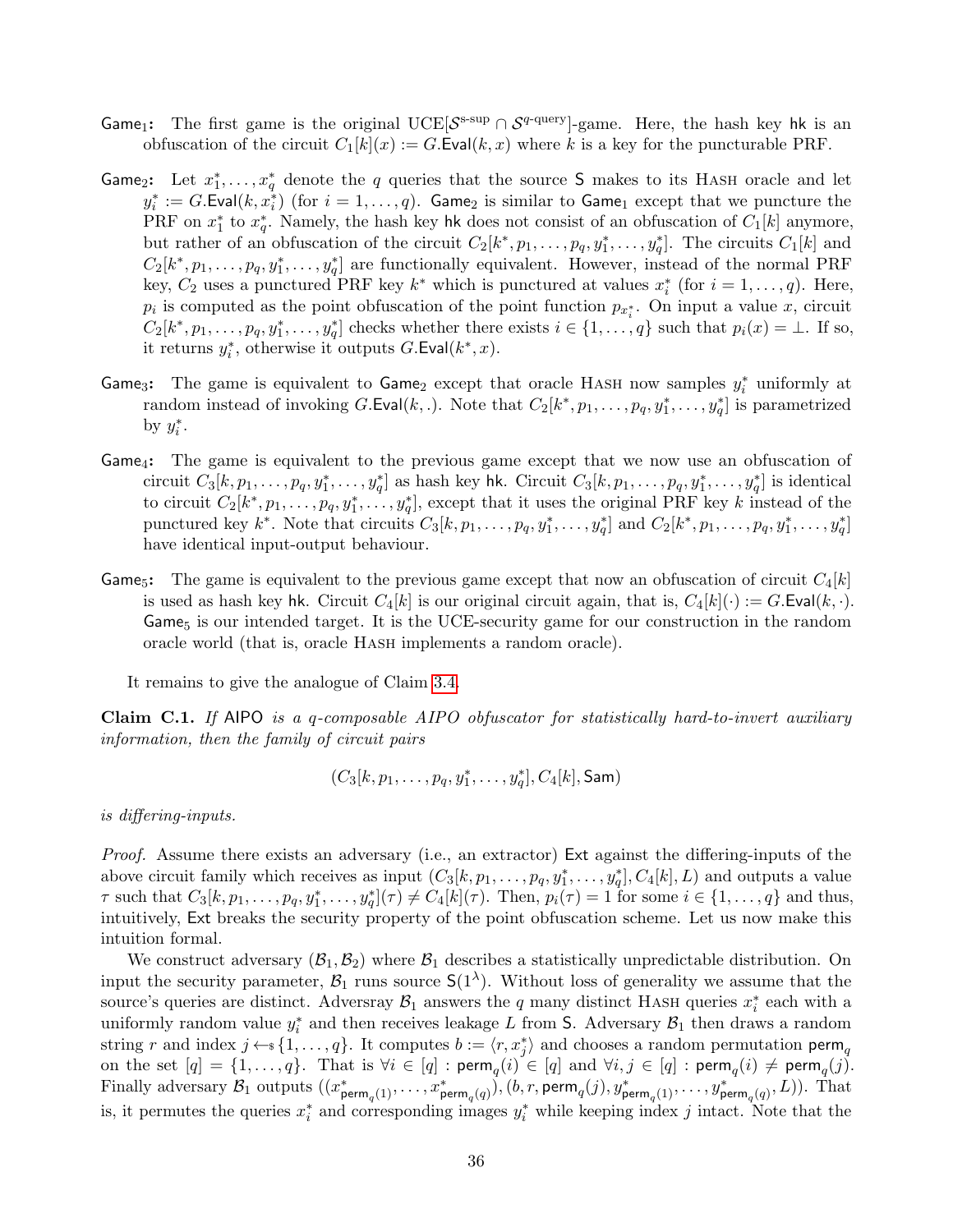$\mathsf{Game}_1$**:** The first game is the original UCE[$\mathcal{S}^{\text{s-sup}} \cap \mathcal{S}^{q\text{-query}}$]-game. Here, the hash key $\mathsf{hk}$ is an obfuscation of the circuit $C_1[k](x) := G.\mathsf{Eval}(k, x)$ where $k$ is a key for the puncturable PRF.

$\mathsf{Game}_2$**:** Let $x_1^*, \ldots, x_q^*$ denote the $q$ queries that the source $\mathsf{S}$ makes to its HASH oracle and let $y_i^* := G.\mathsf{Eval}(k, x_i^*)$ (for $i = 1, \ldots, q$). $\mathsf{Game}_2$ is similar to $\mathsf{Game}_1$ except that we puncture the PRF on $x_1^*$ to $x_q^*$. Namely, the hash key $\mathsf{hk}$ does not consist of an obfuscation of $C_1[k]$ anymore, but rather of an obfuscation of the circuit $C_2[k^*, p_1, \ldots, p_q, y_1^*, \ldots, y_q^*]$. The circuits $C_1[k]$ and $C_2[k^*, p_1, \ldots, p_q, y_1^*, \ldots, y_q^*]$ are functionally equivalent. However, instead of the normal PRF key, $C_2$ uses a punctured PRF key $k^*$ which is punctured at values $x_i^*$ (for $i = 1, \ldots, q$). Here, $p_i$ is computed as the point obfuscation of the point function $p_{x_i^*}$. On input a value $x$, circuit $C_2[k^*, p_1, \ldots, p_q, y_1^*, \ldots, y_q^*]$ checks whether there exists $i \in \{1, \ldots, q\}$ such that $p_i(x) = \bot$. If so, it returns $y_i^*$, otherwise it outputs $G.\mathsf{Eval}(k^*, x)$.

$\mathsf{Game}_3$**:** The game is equivalent to $\mathsf{Game}_2$ except that oracle HASH now samples $y_i^*$ uniformly at random instead of invoking $G.\mathsf{Eval}(k, .)$. Note that $C_2[k^*, p_1, \ldots, p_q, y_1^*, \ldots, y_q^*]$ is parametrized by $y_i^*$.

$\mathsf{Game}_4$**:** The game is equivalent to the previous game except that we now use an obfuscation of circuit $C_3[k, p_1, \ldots, p_q, y_1^*, \ldots, y_q^*]$ as hash key $\mathsf{hk}$. Circuit $C_3[k, p_1, \ldots, p_q, y_1^*, \ldots, y_q^*]$ is identical to circuit $C_2[k^*, p_1, \ldots, p_q, y_1^*, \ldots, y_q^*]$, except that it uses the original PRF key $k$ instead of the punctured key $k^*$. Note that circuits $C_3[k, p_1, \ldots, p_q, y_1^*, \ldots, y_q^*]$ and $C_2[k^*, p_1, \ldots, p_q, y_1^*, \ldots, y_q^*]$ have identical input-output behaviour.

$\mathsf{Game}_5$**:** The game is equivalent to the previous game except that now an obfuscation of circuit $C_4[k]$ is used as hash key $\mathsf{hk}$. Circuit $C_4[k]$ is our original circuit again, that is, $C_4[k](\cdot) := G.\mathsf{Eval}(k, \cdot)$. $\mathsf{Game}_5$ is our intended target. It is the UCE-security game for our construction in the random oracle world (that is, oracle HASH implements a random oracle).

It remains to give the analogue of Claim 3.4.

**Claim C.1.** *If* AIPO *is a $q$-composable AIPO obfuscator for statistically hard-to-invert auxiliary information, then the family of circuit pairs*

$$(C_3[k, p_1, \ldots, p_q, y_1^*, \ldots, y_q^*], C_4[k], \mathsf{Sam})$$

*is differing-inputs.*

*Proof.* Assume there exists an adversary (i.e., an extractor) $\mathsf{Ext}$ against the differing-inputs of the above circuit family which receives as input $(C_3[k, p_1, \ldots, p_q, y_1^*, \ldots, y_q^*], C_4[k], L)$ and outputs a value $\tau$ such that $C_3[k, p_1, \ldots, p_q, y_1^*, \ldots, y_q^*](\tau) \neq C_4[k](\tau)$. Then, $p_i(\tau) = 1$ for some $i \in \{1, \ldots, q\}$ and thus, intuitively, $\mathsf{Ext}$ breaks the security property of the point obfuscation scheme. Let us now make this intuition formal.

We construct adversary $(\mathcal{B}_1, \mathcal{B}_2)$ where $\mathcal{B}_1$ describes a statistically unpredictable distribution. On input the security parameter, $\mathcal{B}_1$ runs source $\mathsf{S}(1^\lambda)$. Without loss of generality we assume that the source's queries are distinct. Adversray $\mathcal{B}_1$ answers the $q$ many distinct HASH queries $x_i^*$ each with a uniformly random value $y_i^*$ and then receives leakage $L$ from $\mathsf{S}$. Adversary $\mathcal{B}_1$ then draws a random string $r$ and index $j \leftarrow_\$ \{1, \ldots, q\}$. It computes $b := \langle r, x_j^* \rangle$ and chooses a random permutation $\mathsf{perm}_q$ on the set $[q] = \{1, \ldots, q\}$. That is $\forall i \in [q] : \mathsf{perm}_q(i) \in [q]$ and $\forall i, j \in [q] : \mathsf{perm}_q(i) \neq \mathsf{perm}_q(j)$. Finally adversary $\mathcal{B}_1$ outputs $((x^*_{\mathsf{perm}_q(1)}, \ldots, x^*_{\mathsf{perm}_q(q)}), (b, r, \mathsf{perm}_q(j), y^*_{\mathsf{perm}_q(1)}, \ldots, y^*_{\mathsf{perm}_q(q)}, L))$. That is, it permutes the queries $x_i^*$ and corresponding images $y_i^*$ while keeping index $j$ intact. Note that the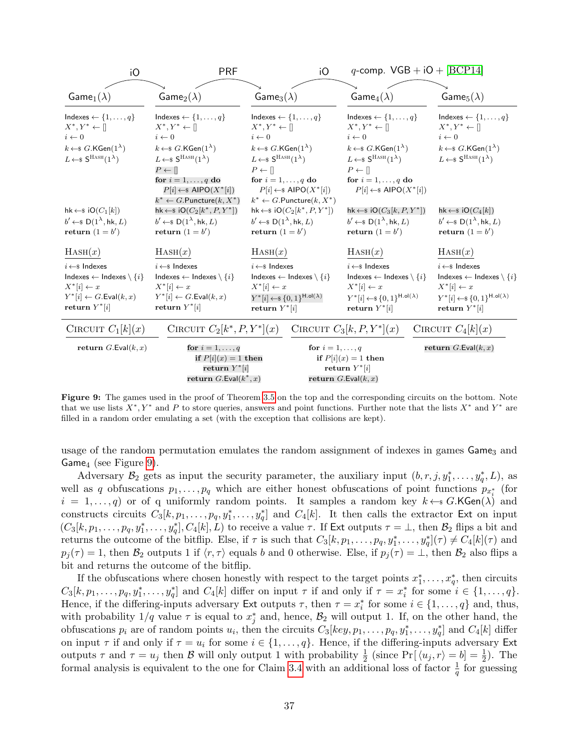Transitions: $\mathsf{Game}_1(\lambda)$ →(iO)→ $\mathsf{Game}_2(\lambda)$ →(PRF)→ $\mathsf{Game}_3(\lambda)$ →(iO)→ $\mathsf{Game}_4(\lambda)$ →($q$-comp. VGB + iO + [BCP14])→ $\mathsf{Game}_5(\lambda)$

**$\mathsf{Game}_1(\lambda)$**

```
Indexes ← {1,...,q}
X*, Y* ← []
i ← 0
k ←$ G.KGen(1^λ)
L ←$ S^Hash(1^λ)
hk ←$ iO(C1[k])
b' ←$ D(1^λ, hk, L)
return (1 = b')
```

**$\mathsf{Game}_2(\lambda)$**

```
Indexes ← {1,...,q}
X*, Y* ← []
i ← 0
k ←$ G.KGen(1^λ)
L ←$ S^Hash(1^λ)
P ← []
for i = 1,...,q do
  P[i] ←$ AIPO(X*[i])
k* ← G.Puncture(k, X*)
hk ←$ iO(C2[k*, P, Y*])
b' ←$ D(1^λ, hk, L)
return (1 = b')
```

**$\mathsf{Game}_3(\lambda)$**

```
Indexes ← {1,...,q}
X*, Y* ← []
i ← 0
k ←$ G.KGen(1^λ)
L ←$ S^Hash(1^λ)
P ← []
for i = 1,...,q do
  P[i] ←$ AIPO(X*[i])
k* ← G.Puncture(k, X*)
hk ←$ iO(C2[k*, P, Y*])
b' ←$ D(1^λ, hk, L)
return (1 = b')
```

**$\mathsf{Game}_4(\lambda)$**

```
Indexes ← {1,...,q}
X*, Y* ← []
i ← 0
k ←$ G.KGen(1^λ)
L ←$ S^Hash(1^λ)
P ← []
for i = 1,...,q do
  P[i] ←$ AIPO(X*[i])
hk ←$ iO(C3[k, P, Y*])
b' ←$ D(1^λ, hk, L)
return (1 = b')
```

**$\mathsf{Game}_5(\lambda)$**

```
Indexes ← {1,...,q}
X*, Y* ← []
i ← 0
k ←$ G.KGen(1^λ)
L ←$ S^Hash(1^λ)
hk ←$ iO(C4[k])
b' ←$ D(1^λ, hk, L)
return (1 = b')
```

**Hash(x)** in $\mathsf{Game}_1$ and $\mathsf{Game}_2$:

```
i ←$ Indexes
Indexes ← Indexes \ {i}
X*[i] ← x
Y*[i] ← G.Eval(k, x)
return Y*[i]
```

**Hash(x)** in $\mathsf{Game}_3$, $\mathsf{Game}_4$ and $\mathsf{Game}_5$:

```
i ←$ Indexes
Indexes ← Indexes \ {i}
X*[i] ← x
Y*[i] ←$ {0,1}^H.ol(λ)
return Y*[i]
```

**Circuit $C_1[k](x)$**

```
return G.Eval(k, x)
```

**Circuit $C_2[k^*, P, Y^*](x)$**

```
for i = 1,...,q
  if P[i](x) = 1 then
    return Y*[i]
return G.Eval(k*, x)
```

**Circuit $C_3[k, P, Y^*](x)$**

```
for i = 1,...,q
  if P[i](x) = 1 then
    return Y*[i]
return G.Eval(k, x)
```

**Circuit $C_4[k](x)$**

```
return G.Eval(k, x)
```

**Figure 9:** The games used in the proof of Theorem 3.5 on the top and the corresponding circuits on the bottom. Note that we use lists $X^*, Y^*$ and $P$ to store queries, answers and point functions. Further note that the lists $X^*$ and $Y^*$ are filled in a random order emulating a set (with the exception that collisions are kept).

usage of the random permutation emulates the random assignment of indexes in games $\mathsf{Game}_3$ and $\mathsf{Game}_4$ (see Figure 9).

Adversary $\mathcal{B}_2$ gets as input the security parameter, the auxiliary input $(b, r, j, y_1^*, \ldots, y_q^*, L)$, as well as $q$ obfuscations $p_1, \ldots, p_q$ which are either honest obfuscations of point functions $p_{x_i^*}$ (for $i = 1, \ldots, q$) or of q uniformly random points. It samples a random key $k \leftarrow\!\$\ G.\mathsf{KGen}(\lambda)$ and constructs circuits $C_3[k, p_1, \ldots, p_q, y_1^*, \ldots, y_q^*]$ and $C_4[k]$. It then calls the extractor $\mathsf{Ext}$ on input $(C_3[k, p_1, \ldots, p_q, y_1^*, \ldots, y_q^*], C_4[k], L)$ to receive a value $\tau$. If $\mathsf{Ext}$ outputs $\tau = \bot$, then $\mathcal{B}_2$ flips a bit and returns the outcome of the bitflip. Else, if $\tau$ is such that $C_3[k, p_1, \ldots, p_q, y_1^*, \ldots, y_q^*](\tau) \neq C_4[k](\tau)$ and $p_j(\tau) = 1$, then $\mathcal{B}_2$ outputs 1 if $\langle r, \tau \rangle$ equals $b$ and 0 otherwise. Else, if $p_j(\tau) = \bot$, then $\mathcal{B}_2$ also flips a bit and returns the outcome of the bitflip.

If the obfuscations where chosen honestly with respect to the target points $x_1^*, \ldots, x_q^*$, then circuits $C_3[k, p_1, \ldots, p_q, y_1^*, \ldots, y_q^*]$ and $C_4[k]$ differ on input $\tau$ if and only if $\tau = x_i^*$ for some $i \in \{1, \ldots, q\}$. Hence, if the differing-inputs adversary $\mathsf{Ext}$ outputs $\tau$, then $\tau = x_i^*$ for some $i \in \{1, \ldots, q\}$ and, thus, with probability $1/q$ value $\tau$ is equal to $x_j^*$ and, hence, $\mathcal{B}_2$ will output 1. If, on the other hand, the obfuscations $p_i$ are of random points $u_i$, then the circuits $C_3[key, p_1, \ldots, p_q, y_1^*, \ldots, y_q^*]$ and $C_4[k]$ differ on input $\tau$ if and only if $\tau = u_i$ for some $i \in \{1, \ldots, q\}$. Hence, if the differing-inputs adversary $\mathsf{Ext}$ outputs $\tau$ and $\tau = u_j$ then $\mathcal{B}$ will only output 1 with probability $\frac{1}{2}$ (since $\Pr[\langle u_j, r \rangle = b] = \frac{1}{2}$). The formal analysis is equivalent to the one for Claim 3.4 with an additional loss of factor $\frac{1}{q}$ for guessing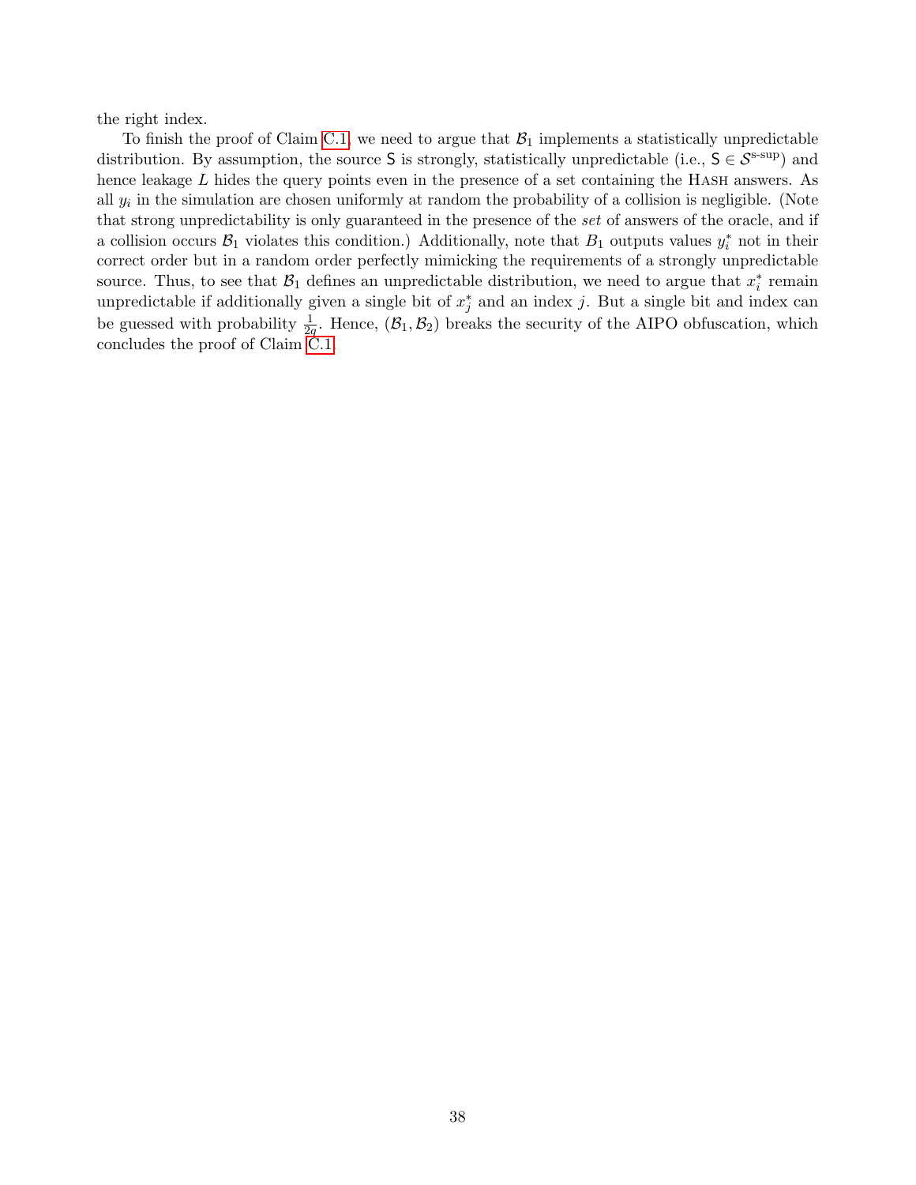the right index.

To finish the proof of Claim C.1, we need to argue that $\mathcal{B}_1$ implements a statistically unpredictable distribution. By assumption, the source $\mathsf{S}$ is strongly, statistically unpredictable (i.e., $\mathsf{S} \in \mathcal{S}^{\text{s-sup}}$) and hence leakage $L$ hides the query points even in the presence of a set containing the Hash answers. As all $y_i$ in the simulation are chosen uniformly at random the probability of a collision is negligible. (Note that strong unpredictability is only guaranteed in the presence of the *set* of answers of the oracle, and if a collision occurs $\mathcal{B}_1$ violates this condition.) Additionally, note that $B_1$ outputs values $y_i^*$ not in their correct order but in a random order perfectly mimicking the requirements of a strongly unpredictable source. Thus, to see that $\mathcal{B}_1$ defines an unpredictable distribution, we need to argue that $x_i^*$ remain unpredictable if additionally given a single bit of $x_j^*$ and an index $j$. But a single bit and index can be guessed with probability $\frac{1}{2q}$. Hence, $(\mathcal{B}_1, \mathcal{B}_2)$ breaks the security of the AIPO obfuscation, which concludes the proof of Claim C.1.